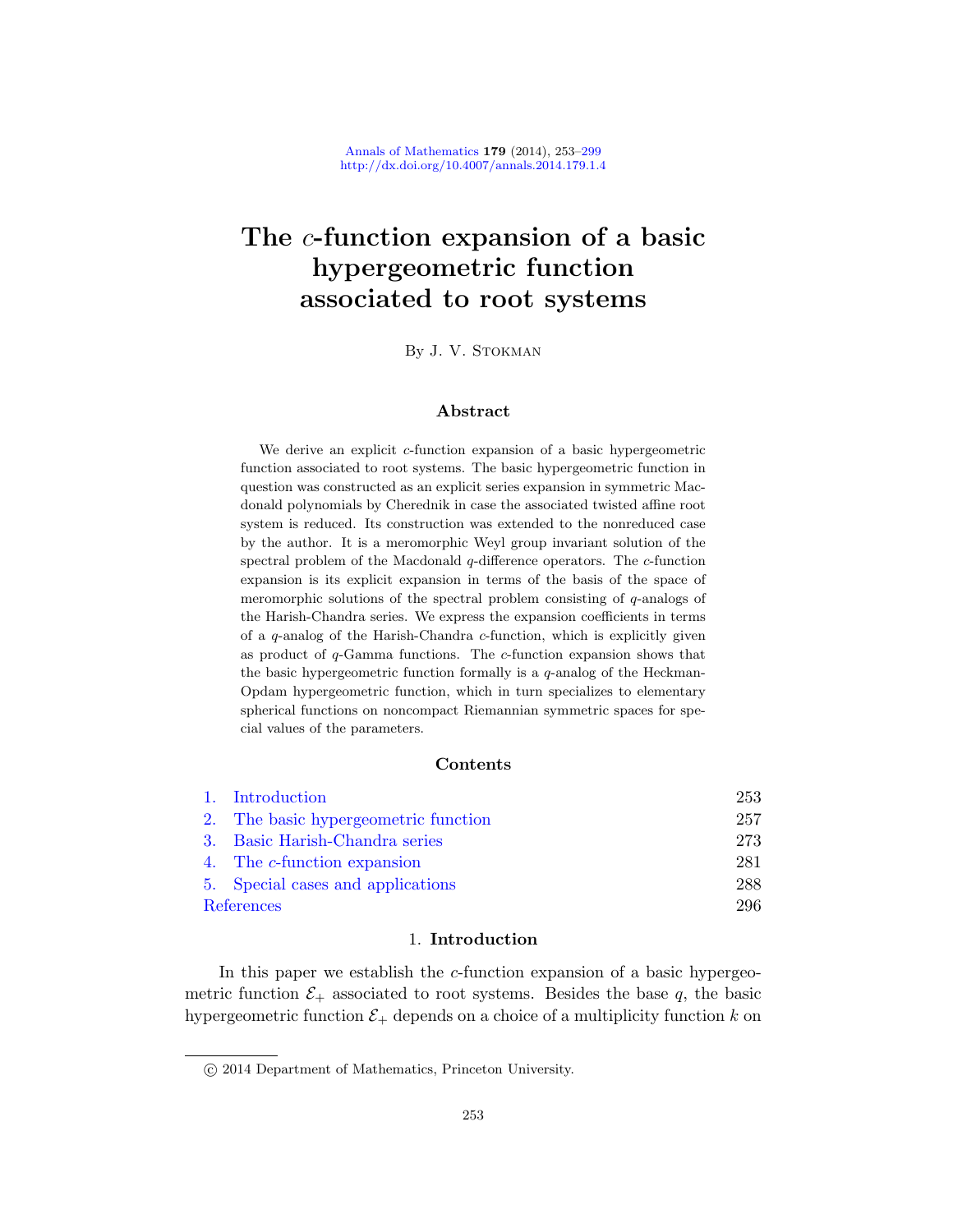# The $c$-function expansion of a basic hypergeometric function associated to root systems

By J. V. Stokman

## Abstract

We derive an explicit $c$-function expansion of a basic hypergeometric function associated to root systems. The basic hypergeometric function in question was constructed as an explicit series expansion in symmetric Macdonald polynomials by Cherednik in case the associated twisted affine root system is reduced. Its construction was extended to the nonreduced case by the author. It is a meromorphic Weyl group invariant solution of the spectral problem of the Macdonald $q$-difference operators. The $c$-function expansion is its explicit expansion in terms of the basis of the space of meromorphic solutions of the spectral problem consisting of $q$-analogs of the Harish-Chandra series. We express the expansion coefficients in terms of a $q$-analog of the Harish-Chandra $c$-function, which is explicitly given as product of $q$-Gamma functions. The $c$-function expansion shows that the basic hypergeometric function formally is a $q$-analog of the Heckman-Opdam hypergeometric function, which in turn specializes to elementary spherical functions on noncompact Riemannian symmetric spaces for special values of the parameters.

## Contents

| | |
|---|---|
| 1. Introduction | 253 |
| 2. The basic hypergeometric function | 257 |
| 3. Basic Harish-Chandra series | 273 |
| 4. The $c$-function expansion | 281 |
| 5. Special cases and applications | 288 |
| References | 296 |

## 1. Introduction

In this paper we establish the $c$-function expansion of a basic hypergeometric function $\mathcal{E}_+$ associated to root systems. Besides the base $q$, the basic hypergeometric function $\mathcal{E}_+$ depends on a choice of a multiplicity function $k$ on

© 2014 Department of Mathematics, Princeton University.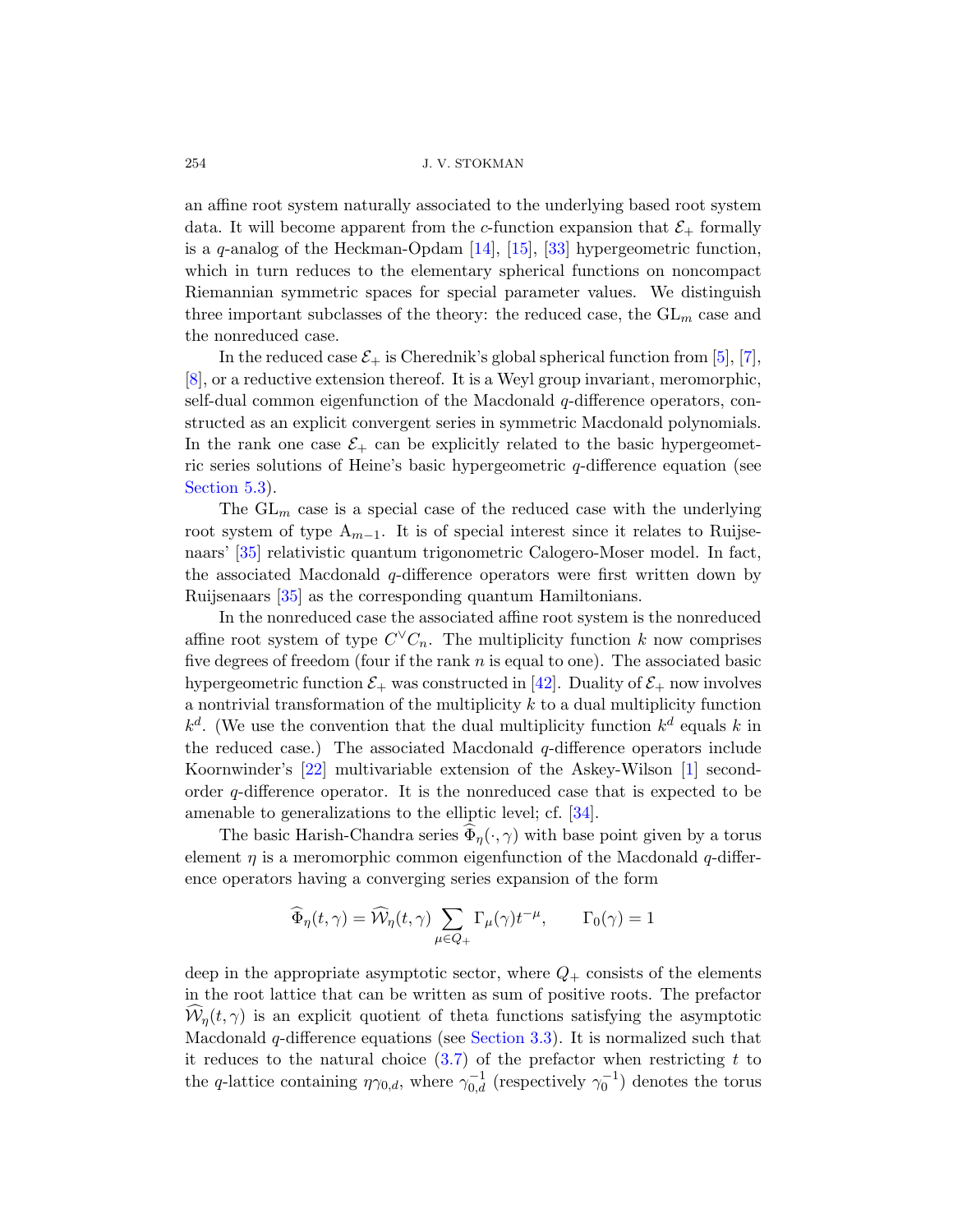an affine root system naturally associated to the underlying based root system data. It will become apparent from the $c$-function expansion that $\mathcal{E}_+$ formally is a $q$-analog of the Heckman-Opdam [14], [15], [33] hypergeometric function, which in turn reduces to the elementary spherical functions on noncompact Riemannian symmetric spaces for special parameter values. We distinguish three important subclasses of the theory: the reduced case, the $\mathrm{GL}_m$ case and the nonreduced case.

In the reduced case $\mathcal{E}_+$ is Cherednik's global spherical function from [5], [7], [8], or a reductive extension thereof. It is a Weyl group invariant, meromorphic, self-dual common eigenfunction of the Macdonald $q$-difference operators, constructed as an explicit convergent series in symmetric Macdonald polynomials. In the rank one case $\mathcal{E}_+$ can be explicitly related to the basic hypergeometric series solutions of Heine's basic hypergeometric $q$-difference equation (see Section 5.3).

The $\mathrm{GL}_m$ case is a special case of the reduced case with the underlying root system of type $\mathrm{A}_{m-1}$. It is of special interest since it relates to Ruijsenaars' [35] relativistic quantum trigonometric Calogero-Moser model. In fact, the associated Macdonald $q$-difference operators were first written down by Ruijsenaars [35] as the corresponding quantum Hamiltonians.

In the nonreduced case the associated affine root system is the nonreduced affine root system of type $C^\vee C_n$. The multiplicity function $k$ now comprises five degrees of freedom (four if the rank $n$ is equal to one). The associated basic hypergeometric function $\mathcal{E}_+$ was constructed in [42]. Duality of $\mathcal{E}_+$ now involves a nontrivial transformation of the multiplicity $k$ to a dual multiplicity function $k^d$. (We use the convention that the dual multiplicity function $k^d$ equals $k$ in the reduced case.) The associated Macdonald $q$-difference operators include Koornwinder's [22] multivariable extension of the Askey-Wilson [1] second-order $q$-difference operator. It is the nonreduced case that is expected to be amenable to generalizations to the elliptic level; cf. [34].

The basic Harish-Chandra series $\widehat{\Phi}_\eta(\cdot,\gamma)$ with base point given by a torus element $\eta$ is a meromorphic common eigenfunction of the Macdonald $q$-difference operators having a converging series expansion of the form

$$\widehat{\Phi}_\eta(t,\gamma) = \widehat{\mathcal{W}}_\eta(t,\gamma)\sum_{\mu\in Q_+}\Gamma_\mu(\gamma)t^{-\mu}, \qquad \Gamma_0(\gamma)=1$$

deep in the appropriate asymptotic sector, where $Q_+$ consists of the elements in the root lattice that can be written as sum of positive roots. The prefactor $\widehat{\mathcal{W}}_\eta(t,\gamma)$ is an explicit quotient of theta functions satisfying the asymptotic Macdonald $q$-difference equations (see Section 3.3). It is normalized such that it reduces to the natural choice (3.7) of the prefactor when restricting $t$ to the $q$-lattice containing $\eta\gamma_{0,d}$, where $\gamma_{0,d}^{-1}$ (respectively $\gamma_0^{-1}$) denotes the torus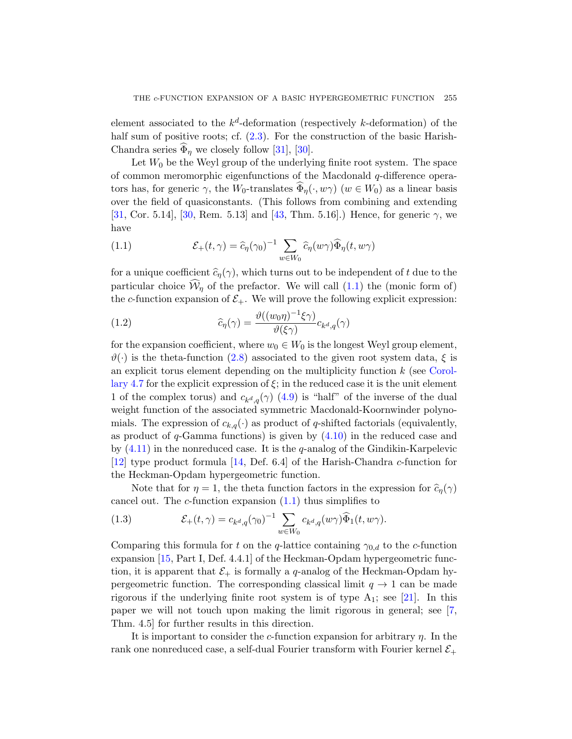element associated to the $k^d$-deformation (respectively $k$-deformation) of the half sum of positive roots; cf. (2.3). For the construction of the basic Harish-Chandra series $\widehat{\Phi}_\eta$ we closely follow [31], [30].

Let $W_0$ be the Weyl group of the underlying finite root system. The space of common meromorphic eigenfunctions of the Macdonald $q$-difference operators has, for generic $\gamma$, the $W_0$-translates $\widehat{\Phi}_\eta(\cdot, w\gamma)$ ($w \in W_0$) as a linear basis over the field of quasiconstants. (This follows from combining and extending [31, Cor. 5.14], [30, Rem. 5.13] and [43, Thm. 5.16].) Hence, for generic $\gamma$, we have

$$
\mathcal{E}_+(t,\gamma) = \widehat{c}_\eta(\gamma_0)^{-1} \sum_{w \in W_0} \widehat{c}_\eta(w\gamma)\widehat{\Phi}_\eta(t, w\gamma) \tag{1.1}
$$

for a unique coefficient $\widehat{c}_\eta(\gamma)$, which turns out to be independent of $t$ due to the particular choice $\widehat{\mathcal{W}}_\eta$ of the prefactor. We will call (1.1) the (monic form of) the $c$-function expansion of $\mathcal{E}_+$. We will prove the following explicit expression:

$$
\widehat{c}_\eta(\gamma) = \frac{\vartheta((w_0\eta)^{-1}\xi\gamma)}{\vartheta(\xi\gamma)} c_{k^d,q}(\gamma) \tag{1.2}
$$

for the expansion coefficient, where $w_0 \in W_0$ is the longest Weyl group element, $\vartheta(\cdot)$ is the theta-function (2.8) associated to the given root system data, $\xi$ is an explicit torus element depending on the multiplicity function $k$ (see Corollary 4.7 for the explicit expression of $\xi$; in the reduced case it is the unit element 1 of the complex torus) and $c_{k^d,q}(\gamma)$ (4.9) is "half" of the inverse of the dual weight function of the associated symmetric Macdonald-Koornwinder polynomials. The expression of $c_{k,q}(\cdot)$ as product of $q$-shifted factorials (equivalently, as product of $q$-Gamma functions) is given by (4.10) in the reduced case and by (4.11) in the nonreduced case. It is the $q$-analog of the Gindikin-Karpelevic [12] type product formula [14, Def. 6.4] of the Harish-Chandra $c$-function for the Heckman-Opdam hypergeometric function.

Note that for $\eta = 1$, the theta function factors in the expression for $\widehat{c}_\eta(\gamma)$ cancel out. The $c$-function expansion (1.1) thus simplifies to

$$
\mathcal{E}_+(t,\gamma) = c_{k^d,q}(\gamma_0)^{-1} \sum_{w \in W_0} c_{k^d,q}(w\gamma)\widehat{\Phi}_1(t, w\gamma). \tag{1.3}
$$

Comparing this formula for $t$ on the $q$-lattice containing $\gamma_{0,d}$ to the $c$-function expansion [15, Part I, Def. 4.4.1] of the Heckman-Opdam hypergeometric function, it is apparent that $\mathcal{E}_+$ is formally a $q$-analog of the Heckman-Opdam hypergeometric function. The corresponding classical limit $q \to 1$ can be made rigorous if the underlying finite root system is of type $\mathrm{A}_1$; see [21]. In this paper we will not touch upon making the limit rigorous in general; see [7, Thm. 4.5] for further results in this direction.

It is important to consider the $c$-function expansion for arbitrary $\eta$. In the rank one nonreduced case, a self-dual Fourier transform with Fourier kernel $\mathcal{E}_+$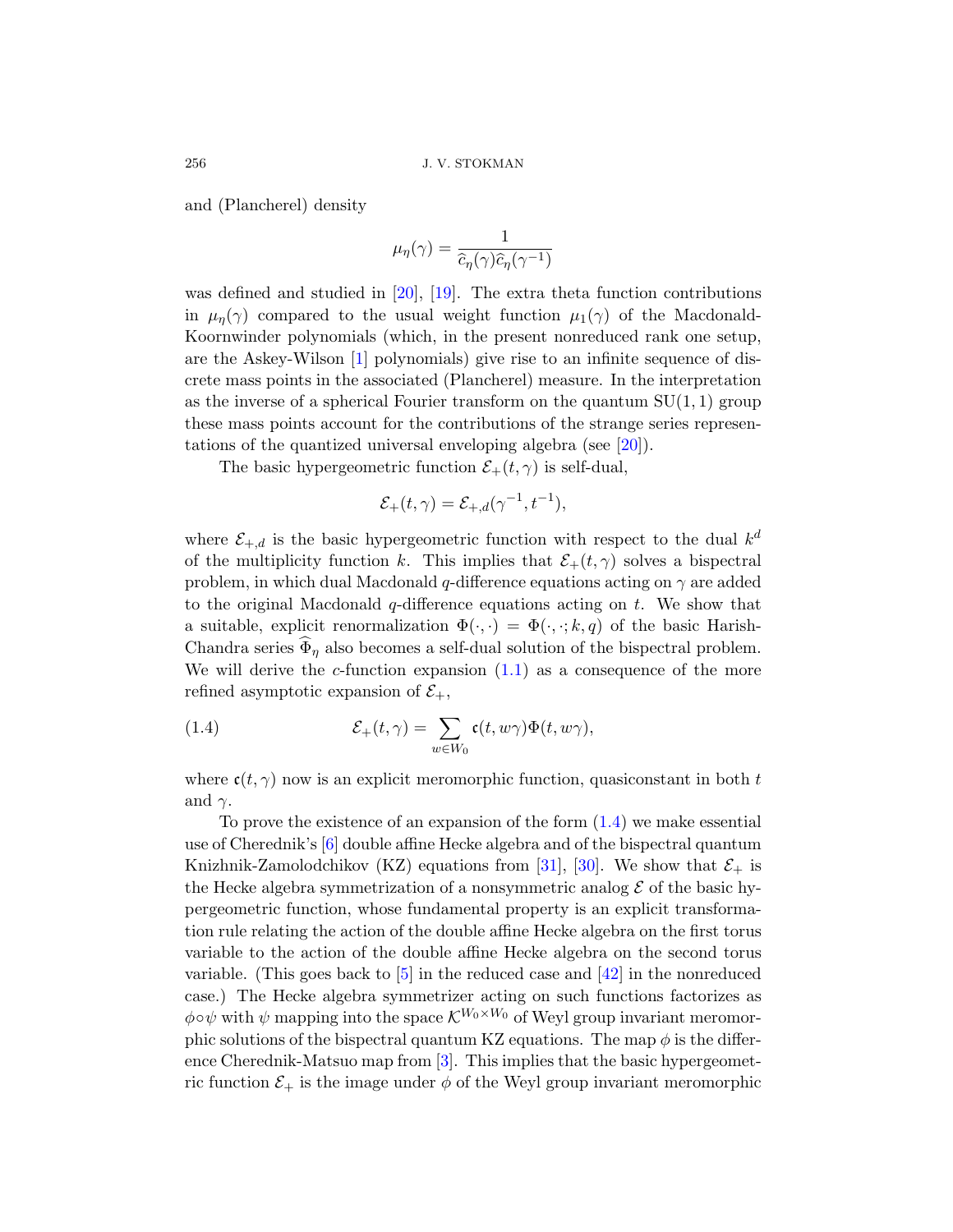and (Plancherel) density

$$\mu_\eta(\gamma) = \frac{1}{\widehat{c}_\eta(\gamma)\widehat{c}_\eta(\gamma^{-1})}$$

was defined and studied in [20], [19]. The extra theta function contributions in $\mu_\eta(\gamma)$ compared to the usual weight function $\mu_1(\gamma)$ of the Macdonald-Koornwinder polynomials (which, in the present nonreduced rank one setup, are the Askey-Wilson [1] polynomials) give rise to an infinite sequence of discrete mass points in the associated (Plancherel) measure. In the interpretation as the inverse of a spherical Fourier transform on the quantum $\mathrm{SU}(1,1)$ group these mass points account for the contributions of the strange series representations of the quantized universal enveloping algebra (see [20]).

The basic hypergeometric function $\mathcal{E}_+(t,\gamma)$ is self-dual,

$$\mathcal{E}_+(t,\gamma) = \mathcal{E}_{+,d}(\gamma^{-1},t^{-1}),$$

where $\mathcal{E}_{+,d}$ is the basic hypergeometric function with respect to the dual $k^d$ of the multiplicity function $k$. This implies that $\mathcal{E}_+(t,\gamma)$ solves a bispectral problem, in which dual Macdonald $q$-difference equations acting on $\gamma$ are added to the original Macdonald $q$-difference equations acting on $t$. We show that a suitable, explicit renormalization $\Phi(\cdot,\cdot) = \Phi(\cdot,\cdot;k,q)$ of the basic Harish-Chandra series $\widehat{\Phi}_\eta$ also becomes a self-dual solution of the bispectral problem. We will derive the $c$-function expansion (1.1) as a consequence of the more refined asymptotic expansion of $\mathcal{E}_+$,

$$\mathcal{E}_+(t,\gamma) = \sum_{w\in W_0} \mathfrak{c}(t,w\gamma)\Phi(t,w\gamma), \tag{1.4}$$

where $\mathfrak{c}(t,\gamma)$ now is an explicit meromorphic function, quasiconstant in both $t$ and $\gamma$.

To prove the existence of an expansion of the form (1.4) we make essential use of Cherednik's [6] double affine Hecke algebra and of the bispectral quantum Knizhnik-Zamolodchikov (KZ) equations from [31], [30]. We show that $\mathcal{E}_+$ is the Hecke algebra symmetrization of a nonsymmetric analog $\mathcal{E}$ of the basic hypergeometric function, whose fundamental property is an explicit transformation rule relating the action of the double affine Hecke algebra on the first torus variable to the action of the double affine Hecke algebra on the second torus variable. (This goes back to [5] in the reduced case and [42] in the nonreduced case.) The Hecke algebra symmetrizer acting on such functions factorizes as $\phi\circ\psi$ with $\psi$ mapping into the space $\mathcal{K}^{W_0\times W_0}$ of Weyl group invariant meromorphic solutions of the bispectral quantum KZ equations. The map $\phi$ is the difference Cherednik-Matsuo map from [3]. This implies that the basic hypergeometric function $\mathcal{E}_+$ is the image under $\phi$ of the Weyl group invariant meromorphic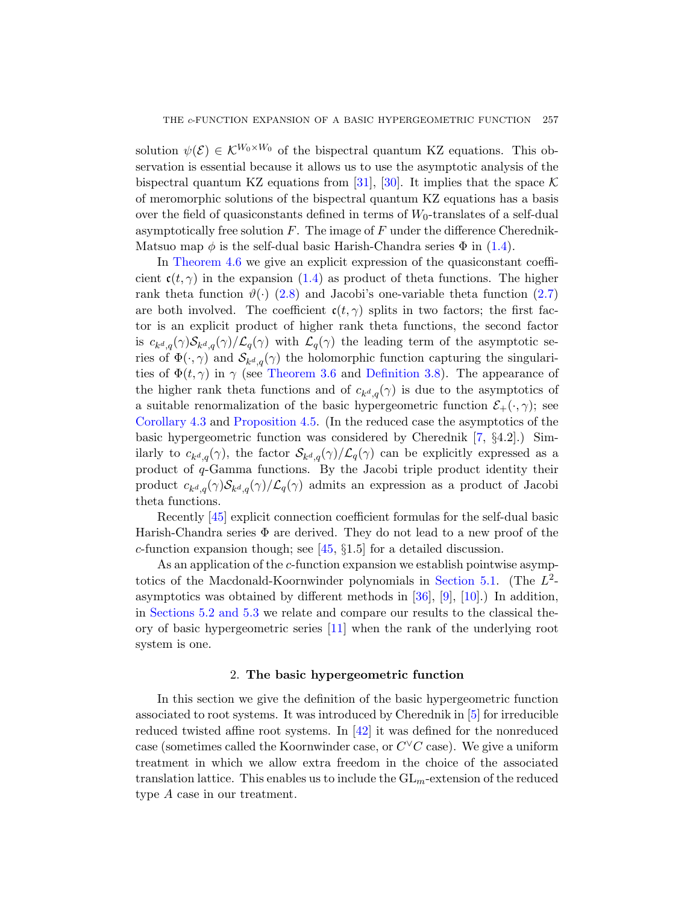solution $\psi(\mathcal{E}) \in \mathcal{K}^{W_0\times W_0}$ of the bispectral quantum KZ equations. This observation is essential because it allows us to use the asymptotic analysis of the bispectral quantum KZ equations from [31], [30]. It implies that the space $\mathcal{K}$ of meromorphic solutions of the bispectral quantum KZ equations has a basis over the field of quasiconstants defined in terms of $W_0$-translates of a self-dual asymptotically free solution $F$. The image of $F$ under the difference Cherednik-Matsuo map $\phi$ is the self-dual basic Harish-Chandra series $\Phi$ in (1.4).

In Theorem 4.6 we give an explicit expression of the quasiconstant coefficient $\mathfrak{c}(t,\gamma)$ in the expansion (1.4) as product of theta functions. The higher rank theta function $\vartheta(\cdot)$ (2.8) and Jacobi's one-variable theta function (2.7) are both involved. The coefficient $\mathfrak{c}(t,\gamma)$ splits in two factors; the first factor is an explicit product of higher rank theta functions, the second factor is $c_{k^d,q}(\gamma)\mathcal{S}_{k^d,q}(\gamma)/\mathcal{L}_q(\gamma)$ with $\mathcal{L}_q(\gamma)$ the leading term of the asymptotic series of $\Phi(\cdot,\gamma)$ and $\mathcal{S}_{k^d,q}(\gamma)$ the holomorphic function capturing the singularities of $\Phi(t,\gamma)$ in $\gamma$ (see Theorem 3.6 and Definition 3.8). The appearance of the higher rank theta functions and of $c_{k^d,q}(\gamma)$ is due to the asymptotics of a suitable renormalization of the basic hypergeometric function $\mathcal{E}_+(\cdot,\gamma)$; see Corollary 4.3 and Proposition 4.5. (In the reduced case the asymptotics of the basic hypergeometric function was considered by Cherednik [7, §4.2].) Similarly to $c_{k^d,q}(\gamma)$, the factor $\mathcal{S}_{k^d,q}(\gamma)/\mathcal{L}_q(\gamma)$ can be explicitly expressed as a product of $q$-Gamma functions. By the Jacobi triple product identity their product $c_{k^d,q}(\gamma)\mathcal{S}_{k^d,q}(\gamma)/\mathcal{L}_q(\gamma)$ admits an expression as a product of Jacobi theta functions.

Recently [45] explicit connection coefficient formulas for the self-dual basic Harish-Chandra series $\Phi$ are derived. They do not lead to a new proof of the $c$-function expansion though; see [45, §1.5] for a detailed discussion.

As an application of the $c$-function expansion we establish pointwise asymptotics of the Macdonald-Koornwinder polynomials in Section 5.1. (The $L^2$-asymptotics was obtained by different methods in [36], [9], [10].) In addition, in Sections 5.2 and 5.3 we relate and compare our results to the classical theory of basic hypergeometric series [11] when the rank of the underlying root system is one.

## 2. The basic hypergeometric function

In this section we give the definition of the basic hypergeometric function associated to root systems. It was introduced by Cherednik in [5] for irreducible reduced twisted affine root systems. In [42] it was defined for the nonreduced case (sometimes called the Koornwinder case, or $C^\vee C$ case). We give a uniform treatment in which we allow extra freedom in the choice of the associated translation lattice. This enables us to include the $\mathrm{GL}_m$-extension of the reduced type $A$ case in our treatment.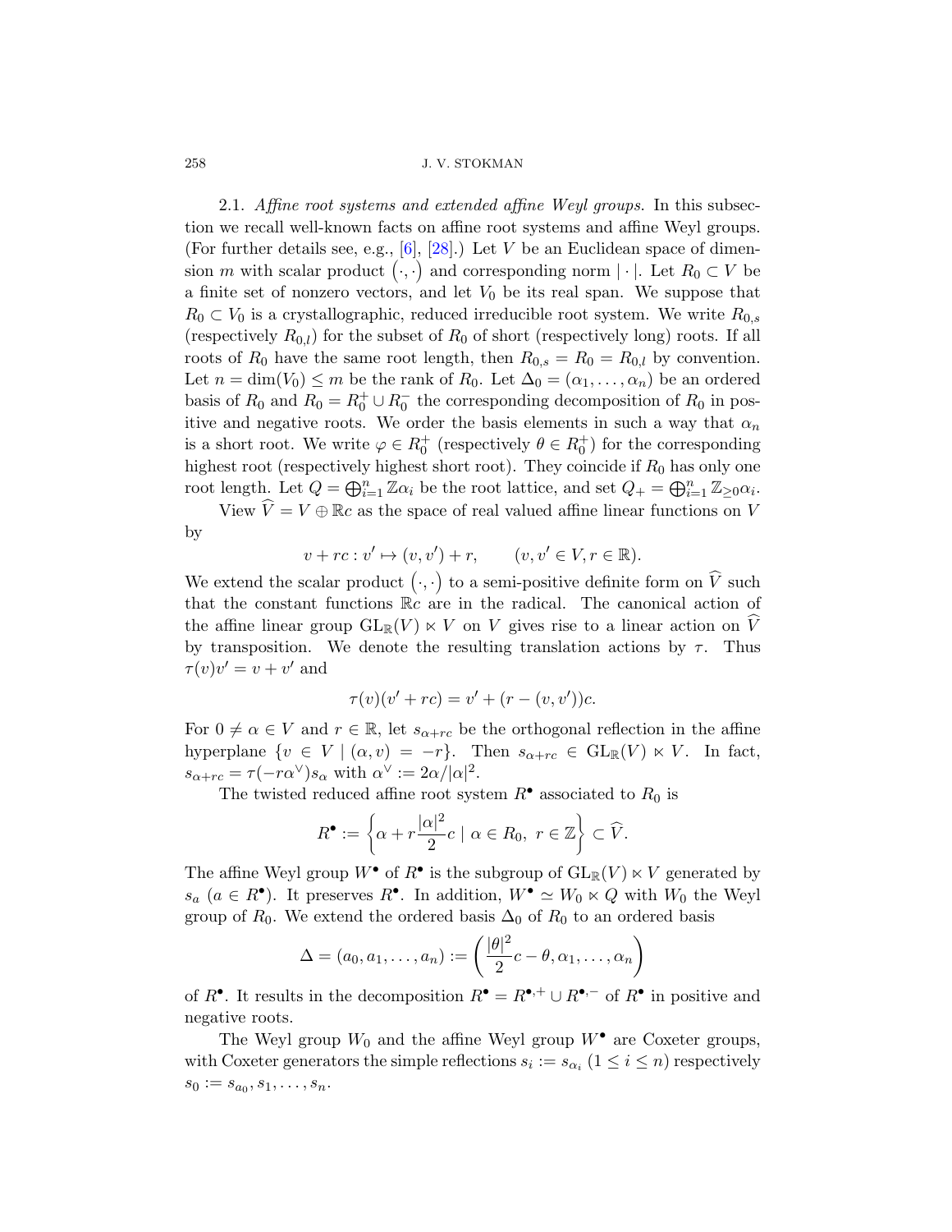2.1. *Affine root systems and extended affine Weyl groups.* In this subsection we recall well-known facts on affine root systems and affine Weyl groups. (For further details see, e.g., [6], [28].) Let $V$ be an Euclidean space of dimension $m$ with scalar product $(\cdot,\cdot)$ and corresponding norm $|\cdot|$. Let $R_0 \subset V$ be a finite set of nonzero vectors, and let $V_0$ be its real span. We suppose that $R_0 \subset V_0$ is a crystallographic, reduced irreducible root system. We write $R_{0,s}$ (respectively $R_{0,l}$) for the subset of $R_0$ of short (respectively long) roots. If all roots of $R_0$ have the same root length, then $R_{0,s} = R_0 = R_{0,l}$ by convention. Let $n = \dim(V_0) \leq m$ be the rank of $R_0$. Let $\Delta_0 = (\alpha_1, \ldots, \alpha_n)$ be an ordered basis of $R_0$ and $R_0 = R_0^+ \cup R_0^-$ the corresponding decomposition of $R_0$ in positive and negative roots. We order the basis elements in such a way that $\alpha_n$ is a short root. We write $\varphi \in R_0^+$ (respectively $\theta \in R_0^+$) for the corresponding highest root (respectively highest short root). They coincide if $R_0$ has only one root length. Let $Q = \bigoplus_{i=1}^n \mathbb{Z}\alpha_i$ be the root lattice, and set $Q_+ = \bigoplus_{i=1}^n \mathbb{Z}_{\geq 0}\alpha_i$.

View $\widehat{V} = V \oplus \mathbb{R}c$ as the space of real valued affine linear functions on $V$ by

$$v + rc : v' \mapsto (v, v') + r, \qquad (v, v' \in V, r \in \mathbb{R}).$$

We extend the scalar product $(\cdot,\cdot)$ to a semi-positive definite form on $\widehat{V}$ such that the constant functions $\mathbb{R}c$ are in the radical. The canonical action of the affine linear group $\mathrm{GL}_{\mathbb{R}}(V) \ltimes V$ on $V$ gives rise to a linear action on $\widehat{V}$ by transposition. We denote the resulting translation actions by $\tau$. Thus $\tau(v)v' = v + v'$ and

$$\tau(v)(v' + rc) = v' + (r - (v, v'))c.$$

For $0 \neq \alpha \in V$ and $r \in \mathbb{R}$, let $s_{\alpha+rc}$ be the orthogonal reflection in the affine hyperplane $\{v \in V \mid (\alpha, v) = -r\}$. Then $s_{\alpha+rc} \in \mathrm{GL}_{\mathbb{R}}(V) \ltimes V$. In fact, $s_{\alpha+rc} = \tau(-r\alpha^\vee)s_\alpha$ with $\alpha^\vee := 2\alpha/|\alpha|^2$.

The twisted reduced affine root system $R^\bullet$ associated to $R_0$ is

$$R^\bullet := \left\{ \alpha + r\frac{|\alpha|^2}{2}c \mid \alpha \in R_0,\ r \in \mathbb{Z} \right\} \subset \widehat{V}.$$

The affine Weyl group $W^\bullet$ of $R^\bullet$ is the subgroup of $\mathrm{GL}_{\mathbb{R}}(V) \ltimes V$ generated by $s_a$ ($a \in R^\bullet$). It preserves $R^\bullet$. In addition, $W^\bullet \simeq W_0 \ltimes Q$ with $W_0$ the Weyl group of $R_0$. We extend the ordered basis $\Delta_0$ of $R_0$ to an ordered basis

$$\Delta = (a_0, a_1, \ldots, a_n) := \left( \frac{|\theta|^2}{2}c - \theta, \alpha_1, \ldots, \alpha_n \right)$$

of $R^\bullet$. It results in the decomposition $R^\bullet = R^{\bullet,+} \cup R^{\bullet,-}$ of $R^\bullet$ in positive and negative roots.

The Weyl group $W_0$ and the affine Weyl group $W^\bullet$ are Coxeter groups, with Coxeter generators the simple reflections $s_i := s_{\alpha_i}$ ($1 \leq i \leq n$) respectively $s_0 := s_{a_0}, s_1, \ldots, s_n$.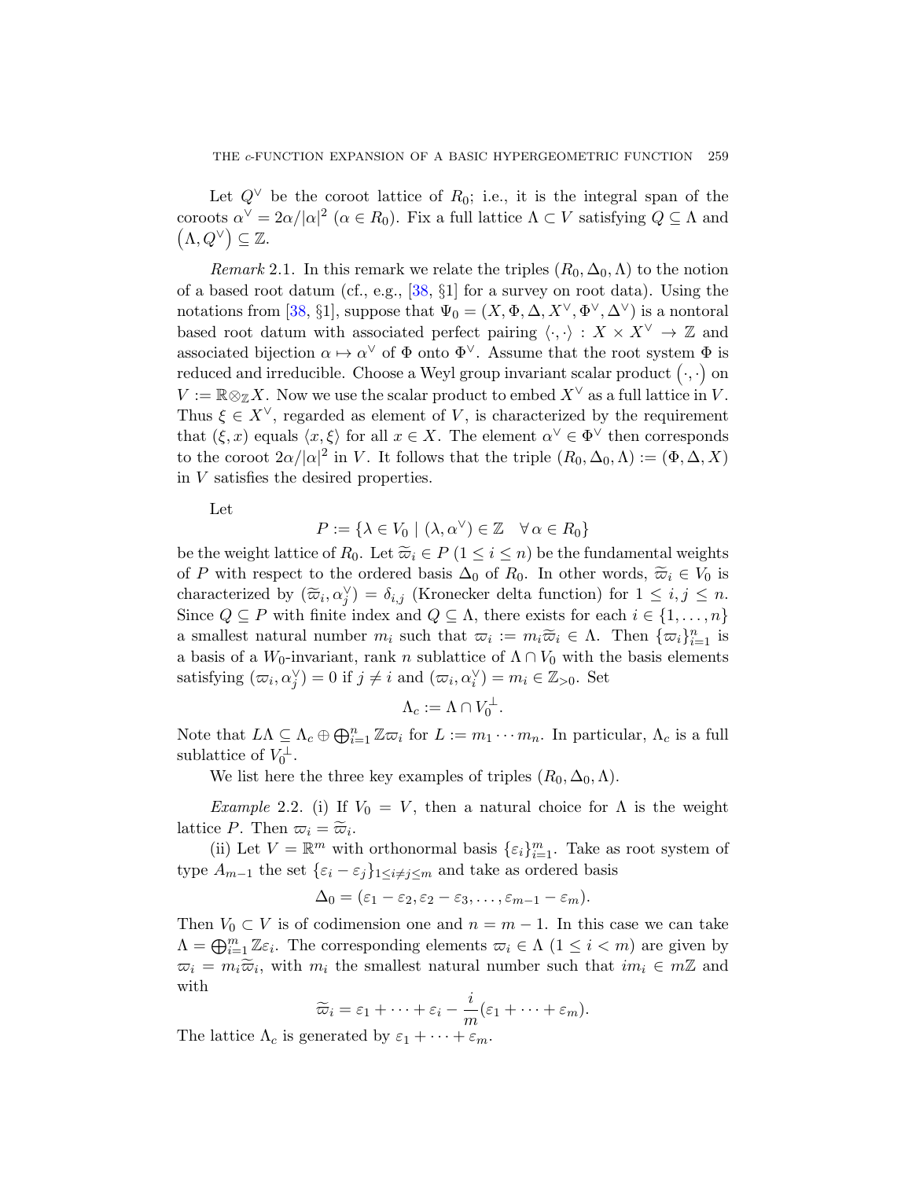Let $Q^\vee$ be the coroot lattice of $R_0$; i.e., it is the integral span of the coroots $\alpha^\vee = 2\alpha/|\alpha|^2$ ($\alpha \in R_0$). Fix a full lattice $\Lambda \subset V$ satisfying $Q \subseteq \Lambda$ and $\big(\Lambda, Q^\vee\big) \subseteq \mathbb{Z}$.

*Remark* 2.1. In this remark we relate the triples $(R_0, \Delta_0, \Lambda)$ to the notion of a based root datum (cf., e.g., [38, §1] for a survey on root data). Using the notations from [38, §1], suppose that $\Psi_0 = (X, \Phi, \Delta, X^\vee, \Phi^\vee, \Delta^\vee)$ is a nontoral based root datum with associated perfect pairing $\langle \cdot, \cdot \rangle : X \times X^\vee \to \mathbb{Z}$ and associated bijection $\alpha \mapsto \alpha^\vee$ of $\Phi$ onto $\Phi^\vee$. Assume that the root system $\Phi$ is reduced and irreducible. Choose a Weyl group invariant scalar product $\big(\cdot, \cdot\big)$ on $V := \mathbb{R} \otimes_{\mathbb{Z}} X$. Now we use the scalar product to embed $X^\vee$ as a full lattice in $V$. Thus $\xi \in X^\vee$, regarded as element of $V$, is characterized by the requirement that $(\xi, x)$ equals $\langle x, \xi \rangle$ for all $x \in X$. The element $\alpha^\vee \in \Phi^\vee$ then corresponds to the coroot $2\alpha/|\alpha|^2$ in $V$. It follows that the triple $(R_0, \Delta_0, \Lambda) := (\Phi, \Delta, X)$ in $V$ satisfies the desired properties.

Let

$$P := \{\lambda \in V_0 \mid (\lambda, \alpha^\vee) \in \mathbb{Z} \quad \forall\, \alpha \in R_0\}$$

be the weight lattice of $R_0$. Let $\widetilde{\varpi}_i \in P$ $(1 \le i \le n)$ be the fundamental weights of $P$ with respect to the ordered basis $\Delta_0$ of $R_0$. In other words, $\widetilde{\varpi}_i \in V_0$ is characterized by $(\widetilde{\varpi}_i, \alpha_j^\vee) = \delta_{i,j}$ (Kronecker delta function) for $1 \le i, j \le n$. Since $Q \subseteq P$ with finite index and $Q \subseteq \Lambda$, there exists for each $i \in \{1, \ldots, n\}$ a smallest natural number $m_i$ such that $\varpi_i := m_i \widetilde{\varpi}_i \in \Lambda$. Then $\{\varpi_i\}_{i=1}^n$ is a basis of a $W_0$-invariant, rank $n$ sublattice of $\Lambda \cap V_0$ with the basis elements satisfying $(\varpi_i, \alpha_j^\vee) = 0$ if $j \ne i$ and $(\varpi_i, \alpha_i^\vee) = m_i \in \mathbb{Z}_{>0}$. Set

$$\Lambda_c := \Lambda \cap V_0^\perp.$$

Note that $L\Lambda \subseteq \Lambda_c \oplus \bigoplus_{i=1}^n \mathbb{Z}\varpi_i$ for $L := m_1 \cdots m_n$. In particular, $\Lambda_c$ is a full sublattice of $V_0^\perp$.

We list here the three key examples of triples $(R_0, \Delta_0, \Lambda)$.

*Example* 2.2. (i) If $V_0 = V$, then a natural choice for $\Lambda$ is the weight lattice $P$. Then $\varpi_i = \widetilde{\varpi}_i$.

(ii) Let $V = \mathbb{R}^m$ with orthonormal basis $\{\varepsilon_i\}_{i=1}^m$. Take as root system of type $A_{m-1}$ the set $\{\varepsilon_i - \varepsilon_j\}_{1 \le i \ne j \le m}$ and take as ordered basis

$$\Delta_0 = (\varepsilon_1 - \varepsilon_2, \varepsilon_2 - \varepsilon_3, \ldots, \varepsilon_{m-1} - \varepsilon_m).$$

Then $V_0 \subset V$ is of codimension one and $n = m - 1$. In this case we can take $\Lambda = \bigoplus_{i=1}^m \mathbb{Z}\varepsilon_i$. The corresponding elements $\varpi_i \in \Lambda$ $(1 \le i < m)$ are given by $\varpi_i = m_i \widetilde{\varpi}_i$, with $m_i$ the smallest natural number such that $i m_i \in m\mathbb{Z}$ and with

$$\widetilde{\varpi}_i = \varepsilon_1 + \cdots + \varepsilon_i - \frac{i}{m}(\varepsilon_1 + \cdots + \varepsilon_m).$$

The lattice $\Lambda_c$ is generated by $\varepsilon_1 + \cdots + \varepsilon_m$.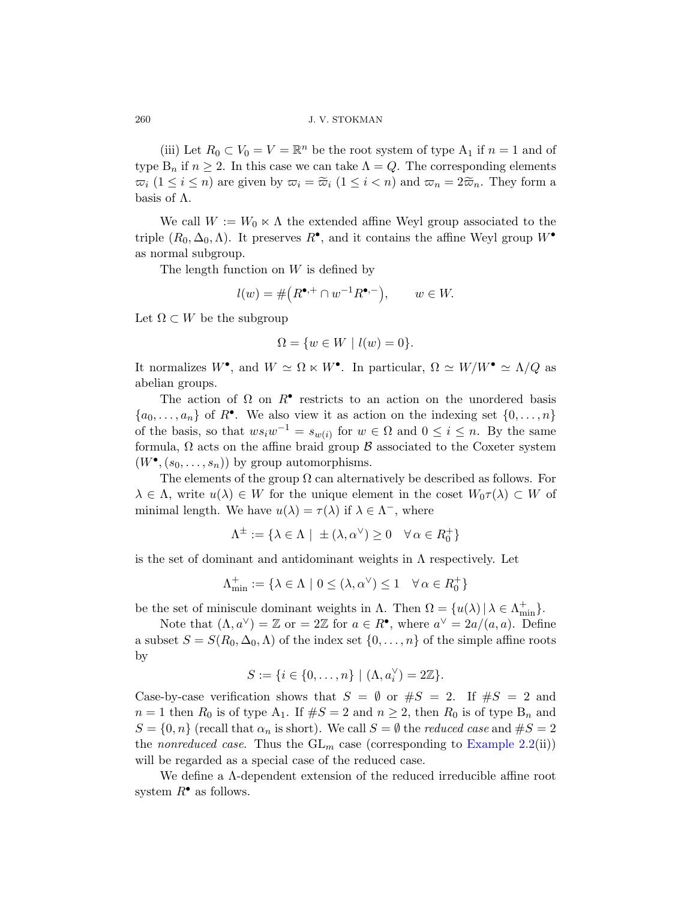(iii) Let $R_0 \subset V_0 = V = \mathbb{R}^n$ be the root system of type $\mathrm{A}_1$ if $n = 1$ and of type $\mathrm{B}_n$ if $n \geq 2$. In this case we can take $\Lambda = Q$. The corresponding elements $\varpi_i$ $(1 \leq i \leq n)$ are given by $\varpi_i = \widetilde{\varpi}_i$ $(1 \leq i < n)$ and $\varpi_n = 2\widetilde{\varpi}_n$. They form a basis of $\Lambda$.

We call $W := W_0 \ltimes \Lambda$ the extended affine Weyl group associated to the triple $(R_0, \Delta_0, \Lambda)$. It preserves $R^\bullet$, and it contains the affine Weyl group $W^\bullet$ as normal subgroup.

The length function on $W$ is defined by

$$l(w) = \#\big(R^{\bullet,+} \cap w^{-1}R^{\bullet,-}\big), \qquad w \in W.$$

Let $\Omega \subset W$ be the subgroup

$$\Omega = \{w \in W \mid l(w) = 0\}.$$

It normalizes $W^\bullet$, and $W \simeq \Omega \ltimes W^\bullet$. In particular, $\Omega \simeq W/W^\bullet \simeq \Lambda/Q$ as abelian groups.

The action of $\Omega$ on $R^\bullet$ restricts to an action on the unordered basis $\{a_0, \ldots, a_n\}$ of $R^\bullet$. We also view it as action on the indexing set $\{0, \ldots, n\}$ of the basis, so that $ws_iw^{-1} = s_{w(i)}$ for $w \in \Omega$ and $0 \leq i \leq n$. By the same formula, $\Omega$ acts on the affine braid group $\mathcal{B}$ associated to the Coxeter system $(W^\bullet, (s_0, \ldots, s_n))$ by group automorphisms.

The elements of the group $\Omega$ can alternatively be described as follows. For $\lambda \in \Lambda$, write $u(\lambda) \in W$ for the unique element in the coset $W_0\tau(\lambda) \subset W$ of minimal length. We have $u(\lambda) = \tau(\lambda)$ if $\lambda \in \Lambda^-$, where

$$\Lambda^\pm := \{\lambda \in \Lambda \mid \pm(\lambda, \alpha^\vee) \geq 0 \quad \forall\, \alpha \in R_0^+\}$$

is the set of dominant and antidominant weights in $\Lambda$ respectively. Let

$$\Lambda^+_{\mathrm{min}} := \{\lambda \in \Lambda \mid 0 \leq (\lambda, \alpha^\vee) \leq 1 \quad \forall\, \alpha \in R_0^+\}$$

be the set of miniscule dominant weights in $\Lambda$. Then $\Omega = \{u(\lambda) \,|\, \lambda \in \Lambda^+_{\mathrm{min}}\}$.

Note that $(\Lambda, a^\vee) = \mathbb{Z}$ or $= 2\mathbb{Z}$ for $a \in R^\bullet$, where $a^\vee = 2a/(a,a)$. Define a subset $S = S(R_0, \Delta_0, \Lambda)$ of the index set $\{0, \ldots, n\}$ of the simple affine roots by

$$S := \{i \in \{0, \ldots, n\} \mid (\Lambda, a_i^\vee) = 2\mathbb{Z}\}.$$

Case-by-case verification shows that $S = \emptyset$ or $\#S = 2$. If $\#S = 2$ and $n = 1$ then $R_0$ is of type $\mathrm{A}_1$. If $\#S = 2$ and $n \geq 2$, then $R_0$ is of type $\mathrm{B}_n$ and $S = \{0, n\}$ (recall that $\alpha_n$ is short). We call $S = \emptyset$ the *reduced case* and $\#S = 2$ the *nonreduced case*. Thus the $\mathrm{GL}_m$ case (corresponding to Example 2.2(ii)) will be regarded as a special case of the reduced case.

We define a $\Lambda$-dependent extension of the reduced irreducible affine root system $R^\bullet$ as follows.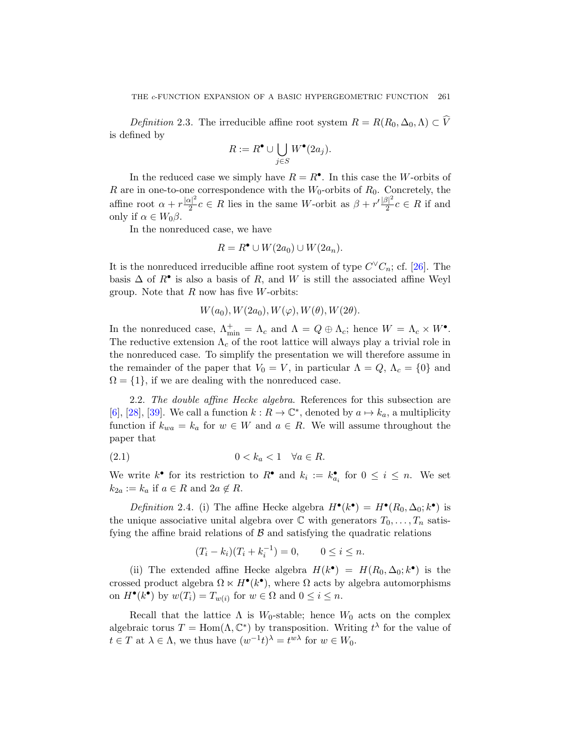*Definition* 2.3. The irreducible affine root system $R = R(R_0, \Delta_0, \Lambda) \subset \widehat{V}$ is defined by

$$R := R^\bullet \cup \bigcup_{j \in S} W^\bullet(2a_j).$$

In the reduced case we simply have $R = R^\bullet$. In this case the $W$-orbits of $R$ are in one-to-one correspondence with the $W_0$-orbits of $R_0$. Concretely, the affine root $\alpha + r\frac{|\alpha|^2}{2}c \in R$ lies in the same $W$-orbit as $\beta + r'\frac{|\beta|^2}{2}c \in R$ if and only if $\alpha \in W_0\beta$.

In the nonreduced case, we have

$$R = R^\bullet \cup W(2a_0) \cup W(2a_n).$$

It is the nonreduced irreducible affine root system of type $C^\vee C_n$; cf. [26]. The basis $\Delta$ of $R^\bullet$ is also a basis of $R$, and $W$ is still the associated affine Weyl group. Note that $R$ now has five $W$-orbits:

$$W(a_0), W(2a_0), W(\varphi), W(\theta), W(2\theta).$$

In the nonreduced case, $\Lambda^+_{\min} = \Lambda_c$ and $\Lambda = Q \oplus \Lambda_c$; hence $W = \Lambda_c \times W^\bullet$. The reductive extension $\Lambda_c$ of the root lattice will always play a trivial role in the nonreduced case. To simplify the presentation we will therefore assume in the remainder of the paper that $V_0 = V$, in particular $\Lambda = Q$, $\Lambda_c = \{0\}$ and $\Omega = \{1\}$, if we are dealing with the nonreduced case.

2.2. *The double affine Hecke algebra.* References for this subsection are [6], [28], [39]. We call a function $k : R \to \mathbb{C}^*$, denoted by $a \mapsto k_a$, a multiplicity function if $k_{wa} = k_a$ for $w \in W$ and $a \in R$. We will assume throughout the paper that

$$0 < k_a < 1 \quad \forall a \in R. \tag{2.1}$$

We write $k^\bullet$ for its restriction to $R^\bullet$ and $k_i := k^\bullet_{a_i}$ for $0 \leq i \leq n$. We set $k_{2a} := k_a$ if $a \in R$ and $2a \notin R$.

*Definition* 2.4. (i) The affine Hecke algebra $H^\bullet(k^\bullet) = H^\bullet(R_0, \Delta_0; k^\bullet)$ is the unique associative unital algebra over $\mathbb{C}$ with generators $T_0, \ldots, T_n$ satisfying the affine braid relations of $\mathcal{B}$ and satisfying the quadratic relations

$$(T_i - k_i)(T_i + k_i^{-1}) = 0, \qquad 0 \leq i \leq n.$$

(ii) The extended affine Hecke algebra $H(k^\bullet) = H(R_0, \Delta_0; k^\bullet)$ is the crossed product algebra $\Omega \ltimes H^\bullet(k^\bullet)$, where $\Omega$ acts by algebra automorphisms on $H^\bullet(k^\bullet)$ by $w(T_i) = T_{w(i)}$ for $w \in \Omega$ and $0 \leq i \leq n$.

Recall that the lattice $\Lambda$ is $W_0$-stable; hence $W_0$ acts on the complex algebraic torus $T = \mathrm{Hom}(\Lambda, \mathbb{C}^*)$ by transposition. Writing $t^\lambda$ for the value of $t \in T$ at $\lambda \in \Lambda$, we thus have $(w^{-1}t)^\lambda = t^{w\lambda}$ for $w \in W_0$.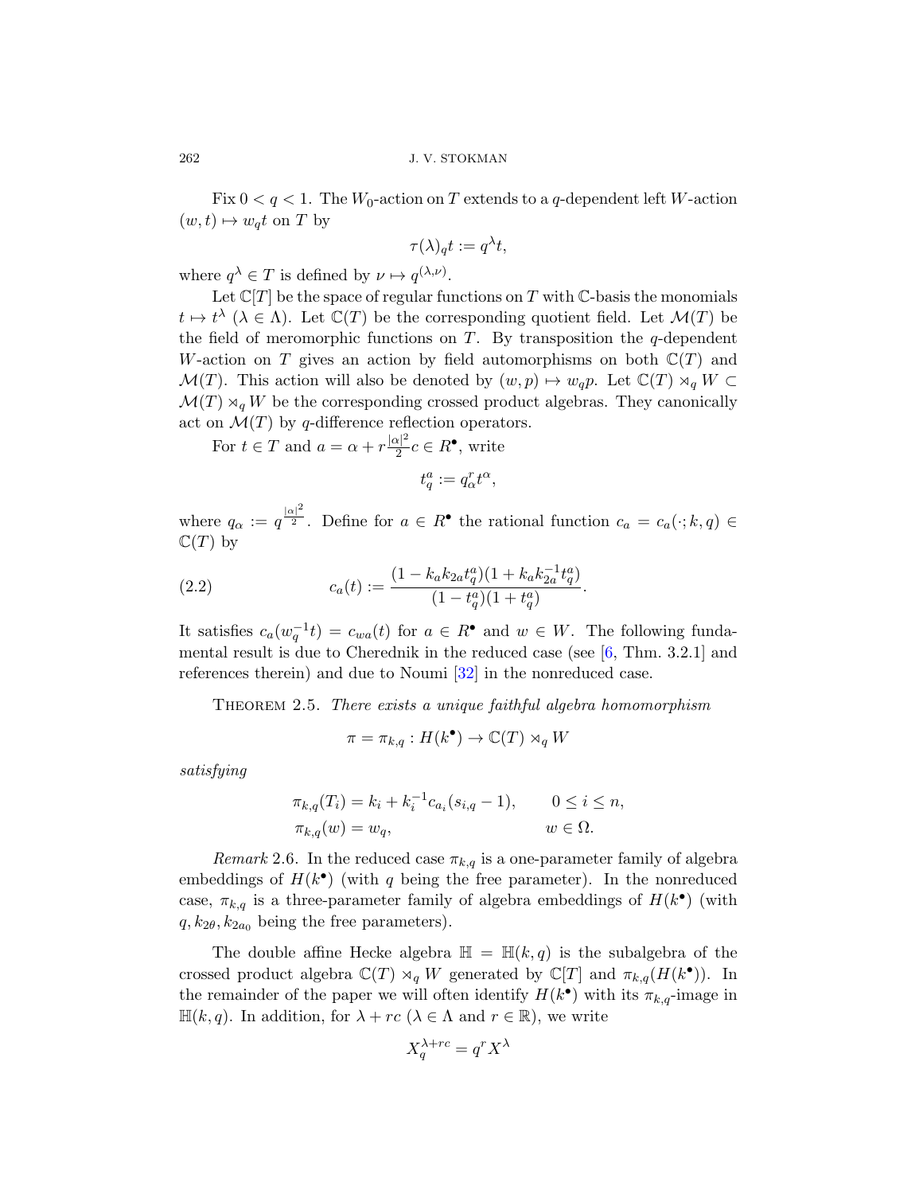Fix $0 < q < 1$. The $W_0$-action on $T$ extends to a $q$-dependent left $W$-action $(w, t) \mapsto w_q t$ on $T$ by

$$\tau(\lambda)_q t := q^\lambda t,$$

where $q^\lambda \in T$ is defined by $\nu \mapsto q^{(\lambda,\nu)}$.

Let $\mathbb{C}[T]$ be the space of regular functions on $T$ with $\mathbb{C}$-basis the monomials $t \mapsto t^\lambda$ ($\lambda \in \Lambda$). Let $\mathbb{C}(T)$ be the corresponding quotient field. Let $\mathcal{M}(T)$ be the field of meromorphic functions on $T$. By transposition the $q$-dependent $W$-action on $T$ gives an action by field automorphisms on both $\mathbb{C}(T)$ and $\mathcal{M}(T)$. This action will also be denoted by $(w, p) \mapsto w_q p$. Let $\mathbb{C}(T) \rtimes_q W \subset \mathcal{M}(T) \rtimes_q W$ be the corresponding crossed product algebras. They canonically act on $\mathcal{M}(T)$ by $q$-difference reflection operators.

For $t \in T$ and $a = \alpha + r\frac{|\alpha|^2}{2}c \in R^\bullet$, write

$$t_q^a := q_\alpha^r t^\alpha,$$

where $q_\alpha := q^{\frac{|\alpha|^2}{2}}$. Define for $a \in R^\bullet$ the rational function $c_a = c_a(\cdot; k, q) \in \mathbb{C}(T)$ by

$$c_a(t) := \frac{(1 - k_a k_{2a} t_q^a)(1 + k_a k_{2a}^{-1} t_q^a)}{(1 - t_q^a)(1 + t_q^a)}. \tag{2.2}$$

It satisfies $c_a(w_q^{-1}t) = c_{wa}(t)$ for $a \in R^\bullet$ and $w \in W$. The following fundamental result is due to Cherednik in the reduced case (see [6, Thm. 3.2.1] and references therein) and due to Noumi [32] in the nonreduced case.

THEOREM 2.5. *There exists a unique faithful algebra homomorphism*

$$\pi = \pi_{k,q} : H(k^\bullet) \to \mathbb{C}(T) \rtimes_q W$$

*satisfying*

$$\begin{aligned}
\pi_{k,q}(T_i) &= k_i + k_i^{-1} c_{a_i}(s_{i,q} - 1), \qquad 0 \le i \le n, \\
\pi_{k,q}(w) &= w_q, \qquad\qquad\qquad\qquad w \in \Omega.
\end{aligned}$$

*Remark* 2.6. In the reduced case $\pi_{k,q}$ is a one-parameter family of algebra embeddings of $H(k^\bullet)$ (with $q$ being the free parameter). In the nonreduced case, $\pi_{k,q}$ is a three-parameter family of algebra embeddings of $H(k^\bullet)$ (with $q, k_{2\theta}, k_{2a_0}$ being the free parameters).

The double affine Hecke algebra $\mathbb{H} = \mathbb{H}(k, q)$ is the subalgebra of the crossed product algebra $\mathbb{C}(T) \rtimes_q W$ generated by $\mathbb{C}[T]$ and $\pi_{k,q}(H(k^\bullet))$. In the remainder of the paper we will often identify $H(k^\bullet)$ with its $\pi_{k,q}$-image in $\mathbb{H}(k, q)$. In addition, for $\lambda + rc$ ($\lambda \in \Lambda$ and $r \in \mathbb{R}$), we write

$$X_q^{\lambda + rc} = q^r X^\lambda$$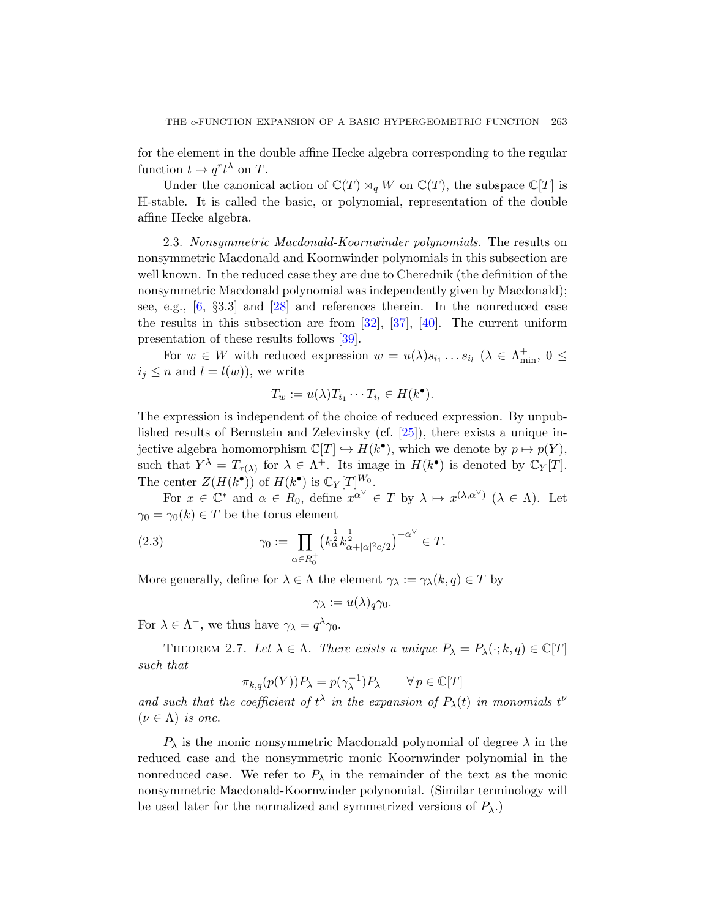for the element in the double affine Hecke algebra corresponding to the regular function $t \mapsto q^r t^\lambda$ on $T$.

Under the canonical action of $\mathbb{C}(T) \rtimes_q W$ on $\mathbb{C}(T)$, the subspace $\mathbb{C}[T]$ is $\mathbb{H}$-stable. It is called the basic, or polynomial, representation of the double affine Hecke algebra.

2.3. *Nonsymmetric Macdonald-Koornwinder polynomials.* The results on nonsymmetric Macdonald and Koornwinder polynomials in this subsection are well known. In the reduced case they are due to Cherednik (the definition of the nonsymmetric Macdonald polynomial was independently given by Macdonald); see, e.g., [6, §3.3] and [28] and references therein. In the nonreduced case the results in this subsection are from [32], [37], [40]. The current uniform presentation of these results follows [39].

For $w \in W$ with reduced expression $w = u(\lambda)s_{i_1} \dots s_{i_l}$ ($\lambda \in \Lambda^+_{\min}$, $0 \leq i_j \leq n$ and $l = l(w)$), we write

$$T_w := u(\lambda)T_{i_1} \cdots T_{i_l} \in H(k^\bullet).$$

The expression is independent of the choice of reduced expression. By unpublished results of Bernstein and Zelevinsky (cf. [25]), there exists a unique injective algebra homomorphism $\mathbb{C}[T] \hookrightarrow H(k^\bullet)$, which we denote by $p \mapsto p(Y)$, such that $Y^\lambda = T_{\tau(\lambda)}$ for $\lambda \in \Lambda^+$. Its image in $H(k^\bullet)$ is denoted by $\mathbb{C}_Y[T]$. The center $Z(H(k^\bullet))$ of $H(k^\bullet)$ is $\mathbb{C}_Y[T]^{W_0}$.

For $x \in \mathbb{C}^*$ and $\alpha \in R_0$, define $x^{\alpha^\vee} \in T$ by $\lambda \mapsto x^{(\lambda, \alpha^\vee)}$ ($\lambda \in \Lambda$). Let $\gamma_0 = \gamma_0(k) \in T$ be the torus element

$$\gamma_0 := \prod_{\alpha \in R_0^+} \left(k_\alpha^{\frac{1}{2}} k_{\alpha + |\alpha|^2 c/2}^{\frac{1}{2}}\right)^{-\alpha^\vee} \in T. \tag{2.3}$$

More generally, define for $\lambda \in \Lambda$ the element $\gamma_\lambda := \gamma_\lambda(k, q) \in T$ by

$$\gamma_\lambda := u(\lambda)_q \gamma_0.$$

For $\lambda \in \Lambda^-$, we thus have $\gamma_\lambda = q^\lambda \gamma_0$.

Theorem 2.7. *Let $\lambda \in \Lambda$. There exists a unique $P_\lambda = P_\lambda(\cdot; k, q) \in \mathbb{C}[T]$ such that*

$$\pi_{k,q}(p(Y))P_\lambda = p(\gamma_\lambda^{-1})P_\lambda \qquad \forall\, p \in \mathbb{C}[T]$$

*and such that the coefficient of $t^\lambda$ in the expansion of $P_\lambda(t)$ in monomials $t^\nu$ ($\nu \in \Lambda$) is one.*

$P_\lambda$ is the monic nonsymmetric Macdonald polynomial of degree $\lambda$ in the reduced case and the nonsymmetric monic Koornwinder polynomial in the nonreduced case. We refer to $P_\lambda$ in the remainder of the text as the monic nonsymmetric Macdonald-Koornwinder polynomial. (Similar terminology will be used later for the normalized and symmetrized versions of $P_\lambda$.)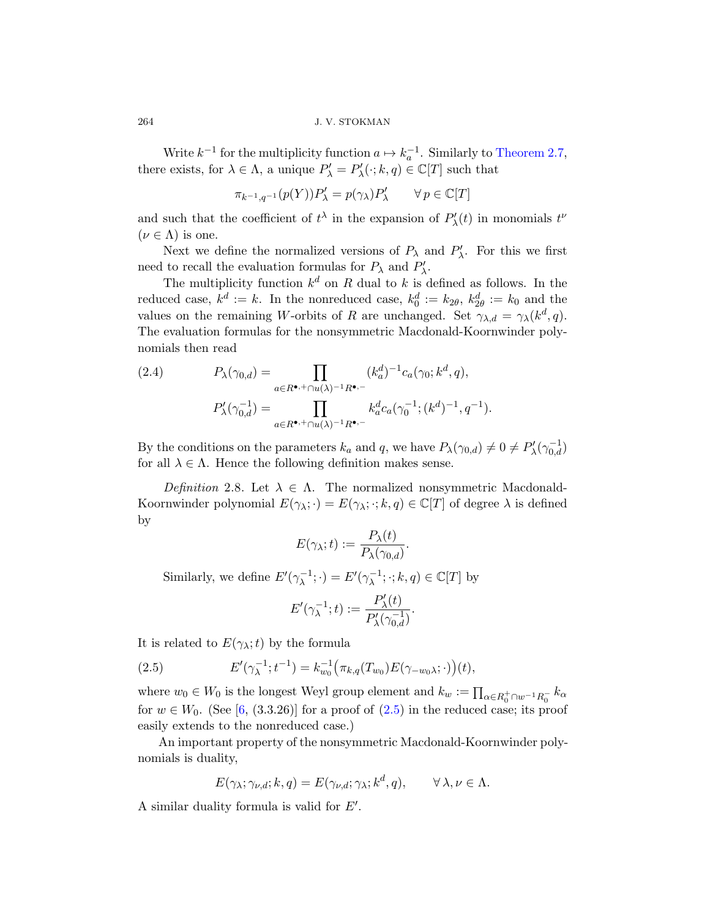Write $k^{-1}$ for the multiplicity function $a \mapsto k_a^{-1}$. Similarly to Theorem 2.7, there exists, for $\lambda \in \Lambda$, a unique $P'_\lambda = P'_\lambda(\cdot; k, q) \in \mathbb{C}[T]$ such that

$$\pi_{k^{-1},q^{-1}}(p(Y))P'_\lambda = p(\gamma_\lambda)P'_\lambda \qquad \forall\, p \in \mathbb{C}[T]$$

and such that the coefficient of $t^\lambda$ in the expansion of $P'_\lambda(t)$ in monomials $t^\nu$ ($\nu \in \Lambda$) is one.

Next we define the normalized versions of $P_\lambda$ and $P'_\lambda$. For this we first need to recall the evaluation formulas for $P_\lambda$ and $P'_\lambda$.

The multiplicity function $k^d$ on $R$ dual to $k$ is defined as follows. In the reduced case, $k^d := k$. In the nonreduced case, $k^d_0 := k_{2\theta}$, $k^d_{2\theta} := k_0$ and the values on the remaining $W$-orbits of $R$ are unchanged. Set $\gamma_{\lambda,d} = \gamma_\lambda(k^d, q)$. The evaluation formulas for the nonsymmetric Macdonald-Koornwinder polynomials then read

$$
\begin{aligned}
P_\lambda(\gamma_{0,d}) &= \prod_{a \in R^{\bullet,+} \cap u(\lambda)^{-1} R^{\bullet,-}} (k^d_a)^{-1} c_a(\gamma_0; k^d, q), \\
P'_\lambda(\gamma_{0,d}^{-1}) &= \prod_{a \in R^{\bullet,+} \cap u(\lambda)^{-1} R^{\bullet,-}} k^d_a c_a(\gamma_0^{-1}; (k^d)^{-1}, q^{-1}).
\end{aligned}
\tag{2.4}
$$

By the conditions on the parameters $k_a$ and $q$, we have $P_\lambda(\gamma_{0,d}) \neq 0 \neq P'_\lambda(\gamma_{0,d}^{-1})$ for all $\lambda \in \Lambda$. Hence the following definition makes sense.

*Definition* 2.8. Let $\lambda \in \Lambda$. The normalized nonsymmetric Macdonald-Koornwinder polynomial $E(\gamma_\lambda; \cdot) = E(\gamma_\lambda; \cdot; k, q) \in \mathbb{C}[T]$ of degree $\lambda$ is defined by

$$E(\gamma_\lambda; t) := \frac{P_\lambda(t)}{P_\lambda(\gamma_{0,d})}.$$

Similarly, we define $E'(\gamma_\lambda^{-1}; \cdot) = E'(\gamma_\lambda^{-1}; \cdot; k, q) \in \mathbb{C}[T]$ by

$$E'(\gamma_\lambda^{-1}; t) := \frac{P'_\lambda(t)}{P'_\lambda(\gamma_{0,d}^{-1})}.$$

It is related to $E(\gamma_\lambda; t)$ by the formula

$$E'(\gamma_\lambda^{-1}; t^{-1}) = k_{w_0}^{-1}\big(\pi_{k,q}(T_{w_0})E(\gamma_{-w_0\lambda}; \cdot)\big)(t), \tag{2.5}$$

where $w_0 \in W_0$ is the longest Weyl group element and $k_w := \prod_{\alpha \in R_0^+ \cap w^{-1} R_0^-} k_\alpha$ for $w \in W_0$. (See [6, (3.3.26)] for a proof of (2.5) in the reduced case; its proof easily extends to the nonreduced case.)

An important property of the nonsymmetric Macdonald-Koornwinder polynomials is duality,

$$E(\gamma_\lambda; \gamma_{\nu,d}; k, q) = E(\gamma_{\nu,d}; \gamma_\lambda; k^d, q), \qquad \forall\, \lambda, \nu \in \Lambda.$$

A similar duality formula is valid for $E'$.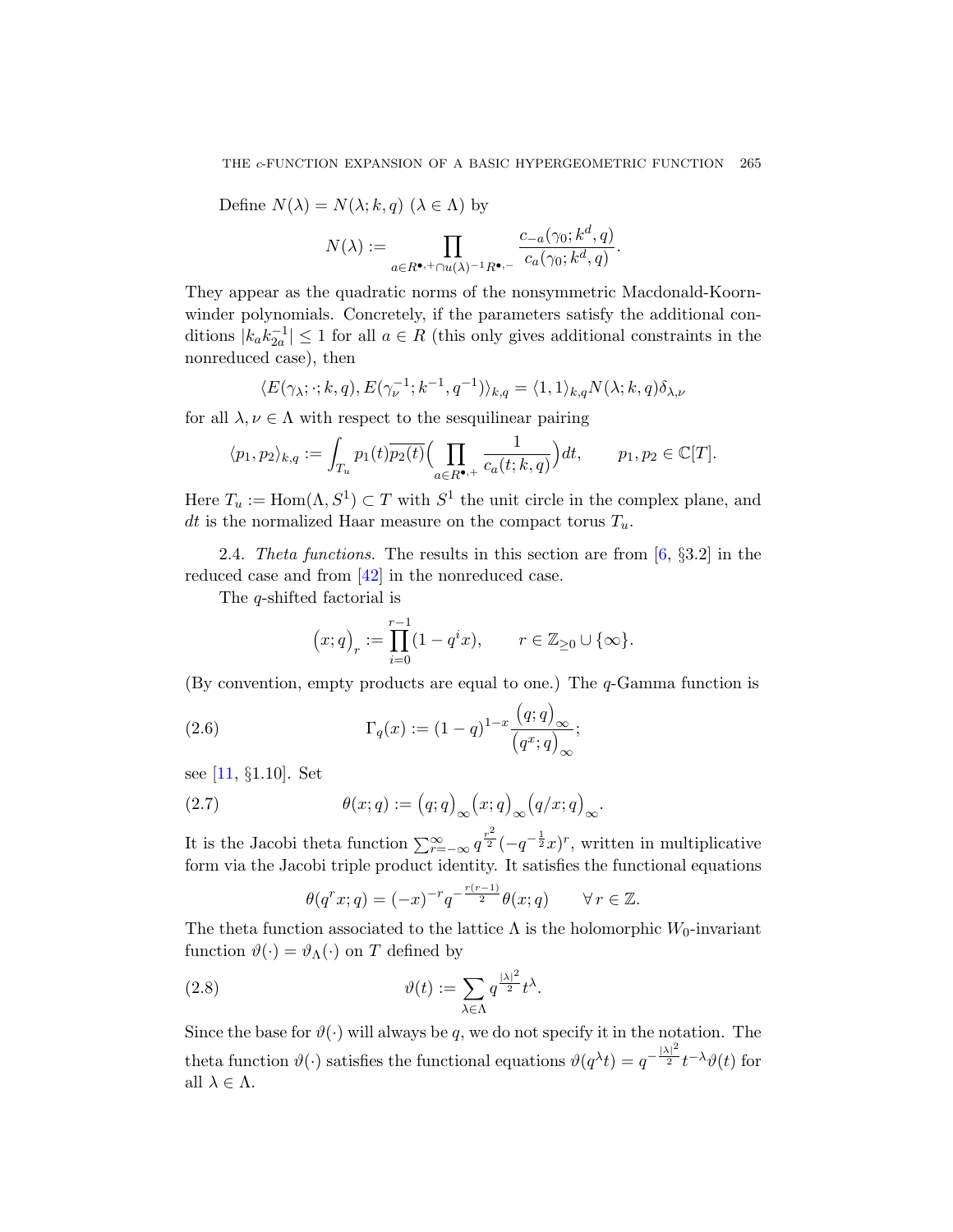Define $N(\lambda) = N(\lambda; k, q)$ $(\lambda \in \Lambda)$ by

$$N(\lambda) := \prod_{a \in R^{\bullet,+} \cap u(\lambda)^{-1} R^{\bullet,-}} \frac{c_{-a}(\gamma_0; k^d, q)}{c_a(\gamma_0; k^d, q)}.$$

They appear as the quadratic norms of the nonsymmetric Macdonald-Koornwinder polynomials. Concretely, if the parameters satisfy the additional conditions $|k_a k_{2a}^{-1}| \leq 1$ for all $a \in R$ (this only gives additional constraints in the nonreduced case), then

$$\langle E(\gamma_\lambda; \cdot; k, q), E(\gamma_\nu^{-1}; k^{-1}, q^{-1}) \rangle_{k,q} = \langle 1, 1 \rangle_{k,q} N(\lambda; k, q) \delta_{\lambda,\nu}$$

for all $\lambda, \nu \in \Lambda$ with respect to the sesquilinear pairing

$$\langle p_1, p_2 \rangle_{k,q} := \int_{T_u} p_1(t) \overline{p_2(t)} \Big( \prod_{a \in R^{\bullet,+}} \frac{1}{c_a(t; k, q)} \Big) dt, \qquad p_1, p_2 \in \mathbb{C}[T].$$

Here $T_u := \mathrm{Hom}(\Lambda, S^1) \subset T$ with $S^1$ the unit circle in the complex plane, and $dt$ is the normalized Haar measure on the compact torus $T_u$.

2.4. *Theta functions.* The results in this section are from [6, §3.2] in the reduced case and from [42] in the nonreduced case.

The $q$-shifted factorial is

$$\big(x; q\big)_r := \prod_{i=0}^{r-1} (1 - q^i x), \qquad r \in \mathbb{Z}_{\geq 0} \cup \{\infty\}.$$

(By convention, empty products are equal to one.) The $q$-Gamma function is

$$\Gamma_q(x) := (1-q)^{1-x} \frac{\big(q; q\big)_\infty}{\big(q^x; q\big)_\infty}; \tag{2.6}$$

see [11, §1.10]. Set

$$\theta(x; q) := \big(q; q\big)_\infty \big(x; q\big)_\infty \big(q/x; q\big)_\infty. \tag{2.7}$$

It is the Jacobi theta function $\sum_{r=-\infty}^{\infty} q^{\frac{r^2}{2}} (-q^{-\frac{1}{2}} x)^r$, written in multiplicative form via the Jacobi triple product identity. It satisfies the functional equations

$$\theta(q^r x; q) = (-x)^{-r} q^{-\frac{r(r-1)}{2}} \theta(x; q) \qquad \forall\, r \in \mathbb{Z}.$$

The theta function associated to the lattice $\Lambda$ is the holomorphic $W_0$-invariant function $\vartheta(\cdot) = \vartheta_\Lambda(\cdot)$ on $T$ defined by

$$\vartheta(t) := \sum_{\lambda \in \Lambda} q^{\frac{|\lambda|^2}{2}} t^\lambda. \tag{2.8}$$

Since the base for $\vartheta(\cdot)$ will always be $q$, we do not specify it in the notation. The theta function $\vartheta(\cdot)$ satisfies the functional equations $\vartheta(q^\lambda t) = q^{-\frac{|\lambda|^2}{2}} t^{-\lambda} \vartheta(t)$ for all $\lambda \in \Lambda$.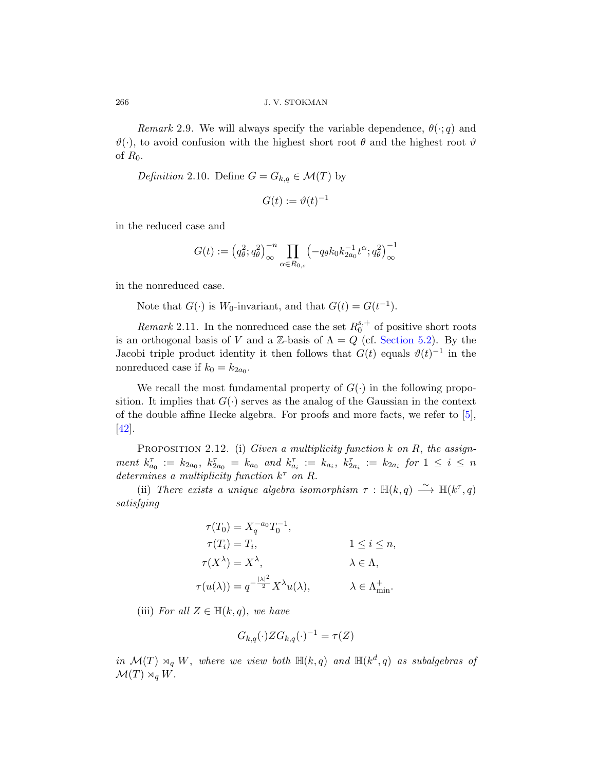*Remark* 2.9. We will always specify the variable dependence, $\theta(\cdot;q)$ and $\vartheta(\cdot)$, to avoid confusion with the highest short root $\theta$ and the highest root $\vartheta$ of $R_0$.

*Definition* 2.10. Define $G = G_{k,q} \in \mathcal{M}(T)$ by

$$G(t) := \vartheta(t)^{-1}$$

in the reduced case and

$$G(t) := \left(q_\theta^2; q_\theta^2\right)_\infty^{-n} \prod_{\alpha \in R_{0,s}} \left(-q_\theta k_0 k_{2a_0}^{-1} t^\alpha; q_\theta^2\right)_\infty^{-1}$$

in the nonreduced case.

Note that $G(\cdot)$ is $W_0$-invariant, and that $G(t) = G(t^{-1})$.

*Remark* 2.11. In the nonreduced case the set $R_0^{s,+}$ of positive short roots is an orthogonal basis of $V$ and a $\mathbb{Z}$-basis of $\Lambda = Q$ (cf. Section 5.2). By the Jacobi triple product identity it then follows that $G(t)$ equals $\vartheta(t)^{-1}$ in the nonreduced case if $k_0 = k_{2a_0}$.

We recall the most fundamental property of $G(\cdot)$ in the following proposition. It implies that $G(\cdot)$ serves as the analog of the Gaussian in the context of the double affine Hecke algebra. For proofs and more facts, we refer to [5], [42].

Proposition 2.12. (i) *Given a multiplicity function $k$ on $R$, the assignment $k^\tau_{a_0} := k_{2a_0}$, $k^\tau_{2a_0} = k_{a_0}$ and $k^\tau_{a_i} := k_{a_i}$, $k^\tau_{2a_i} := k_{2a_i}$ for $1 \leq i \leq n$ determines a multiplicity function $k^\tau$ on $R$.*

(ii) *There exists a unique algebra isomorphism $\tau : \mathbb{H}(k,q) \xrightarrow{\sim} \mathbb{H}(k^\tau, q)$ satisfying*

$$\begin{aligned}
\tau(T_0) &= X_q^{-a_0} T_0^{-1}, & & \\
\tau(T_i) &= T_i, & & 1 \leq i \leq n, \\
\tau(X^\lambda) &= X^\lambda, & & \lambda \in \Lambda, \\
\tau(u(\lambda)) &= q^{-\frac{|\lambda|^2}{2}} X^\lambda u(\lambda), & & \lambda \in \Lambda^+_{\min}.
\end{aligned}$$

(iii) *For all $Z \in \mathbb{H}(k,q)$, we have*

$$G_{k,q}(\cdot) Z G_{k,q}(\cdot)^{-1} = \tau(Z)$$

*in $\mathcal{M}(T) \rtimes_q W$, where we view both $\mathbb{H}(k,q)$ and $\mathbb{H}(k^d,q)$ as subalgebras of $\mathcal{M}(T) \rtimes_q W$.*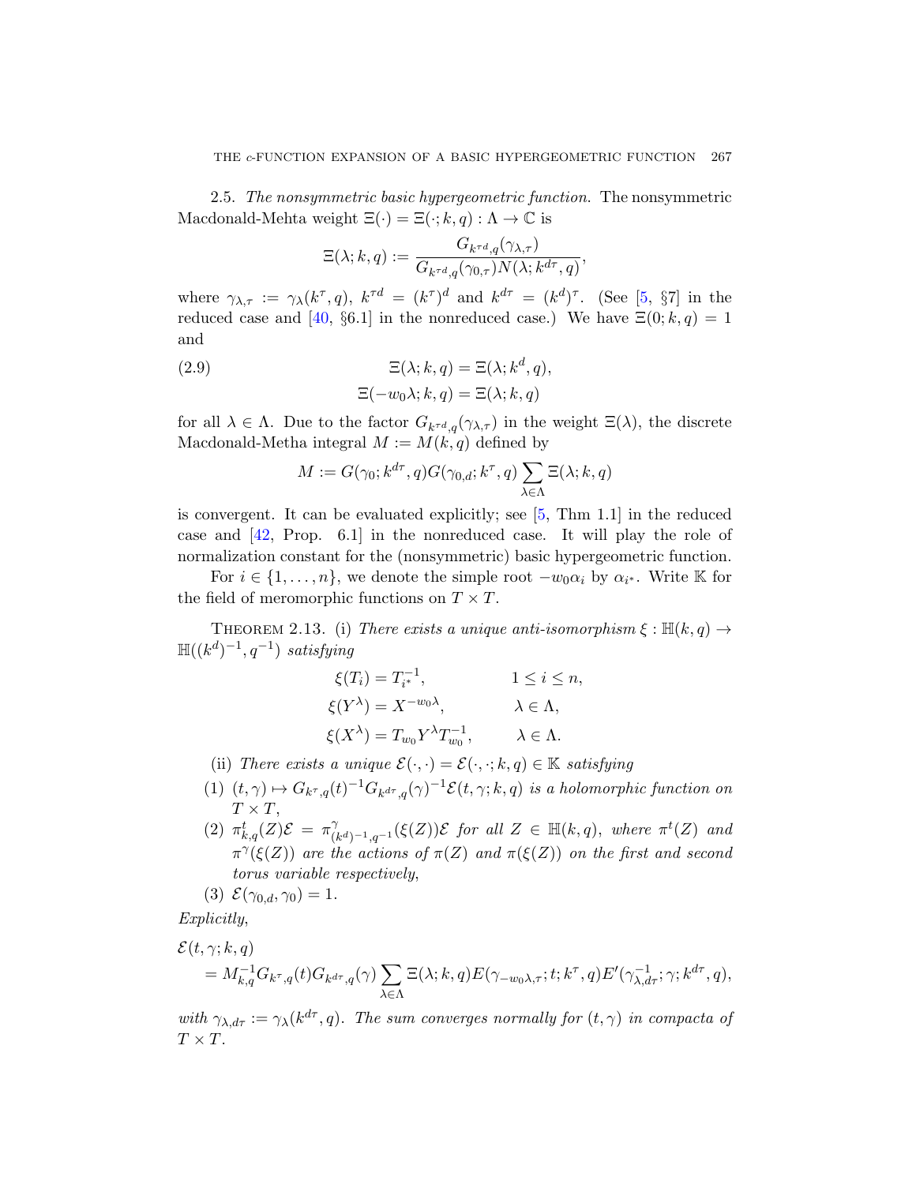2.5. *The nonsymmetric basic hypergeometric function.* The nonsymmetric Macdonald-Mehta weight $\Xi(\cdot) = \Xi(\cdot; k, q) : \Lambda \to \mathbb{C}$ is

$$\Xi(\lambda; k, q) := \frac{G_{k^{\tau d}, q}(\gamma_{\lambda,\tau})}{G_{k^{\tau d}, q}(\gamma_{0,\tau}) N(\lambda; k^{d\tau}, q)},$$

where $\gamma_{\lambda,\tau} := \gamma_\lambda(k^\tau, q)$, $k^{\tau d} = (k^\tau)^d$ and $k^{d\tau} = (k^d)^\tau$. (See [5, §7] in the reduced case and [40, §6.1] in the nonreduced case.) We have $\Xi(0; k, q) = 1$ and

$$\begin{aligned} \Xi(\lambda; k, q) &= \Xi(\lambda; k^d, q), \\ \Xi(-w_0\lambda; k, q) &= \Xi(\lambda; k, q) \end{aligned} \tag{2.9}$$

for all $\lambda \in \Lambda$. Due to the factor $G_{k^{\tau d}, q}(\gamma_{\lambda,\tau})$ in the weight $\Xi(\lambda)$, the discrete Macdonald-Metha integral $M := M(k, q)$ defined by

$$M := G(\gamma_0; k^{d\tau}, q) G(\gamma_{0,d}; k^\tau, q) \sum_{\lambda \in \Lambda} \Xi(\lambda; k, q)$$

is convergent. It can be evaluated explicitly; see [5, Thm 1.1] in the reduced case and [42, Prop. 6.1] in the nonreduced case. It will play the role of normalization constant for the (nonsymmetric) basic hypergeometric function.

For $i \in \{1, \ldots, n\}$, we denote the simple root $-w_0\alpha_i$ by $\alpha_{i^*}$. Write $\mathbb{K}$ for the field of meromorphic functions on $T \times T$.

Theorem 2.13. (i) *There exists a unique anti-isomorphism $\xi : \mathbb{H}(k, q) \to \mathbb{H}((k^d)^{-1}, q^{-1})$ satisfying*

$$\begin{aligned} \xi(T_i) &= T_{i^*}^{-1}, && 1 \le i \le n, \\ \xi(Y^\lambda) &= X^{-w_0\lambda}, && \lambda \in \Lambda, \\ \xi(X^\lambda) &= T_{w_0} Y^\lambda T_{w_0}^{-1}, && \lambda \in \Lambda. \end{aligned}$$

(ii) *There exists a unique $\mathcal{E}(\cdot,\cdot) = \mathcal{E}(\cdot,\cdot; k, q) \in \mathbb{K}$ satisfying*

(1) *$(t, \gamma) \mapsto G_{k^\tau, q}(t)^{-1} G_{k^{d\tau}, q}(\gamma)^{-1} \mathcal{E}(t, \gamma; k, q)$ is a holomorphic function on $T \times T$,*

(2) *$\pi^t_{k,q}(Z)\mathcal{E} = \pi^\gamma_{(k^d)^{-1}, q^{-1}}(\xi(Z))\mathcal{E}$ for all $Z \in \mathbb{H}(k, q)$, where $\pi^t(Z)$ and $\pi^\gamma(\xi(Z))$ are the actions of $\pi(Z)$ and $\pi(\xi(Z))$ on the first and second torus variable respectively,*

(3) *$\mathcal{E}(\gamma_{0,d}, \gamma_0) = 1$.*

*Explicitly,*

$$\begin{aligned} &\mathcal{E}(t, \gamma; k, q) \\ &\quad = M_{k,q}^{-1} G_{k^\tau, q}(t) G_{k^{d\tau}, q}(\gamma) \sum_{\lambda \in \Lambda} \Xi(\lambda; k, q) E(\gamma_{-w_0\lambda,\tau}; t; k^\tau, q) E'(\gamma_{\lambda, d\tau}^{-1}; \gamma; k^{d\tau}, q), \end{aligned}$$

*with $\gamma_{\lambda, d\tau} := \gamma_\lambda(k^{d\tau}, q)$. The sum converges normally for $(t, \gamma)$ in compacta of $T \times T$.*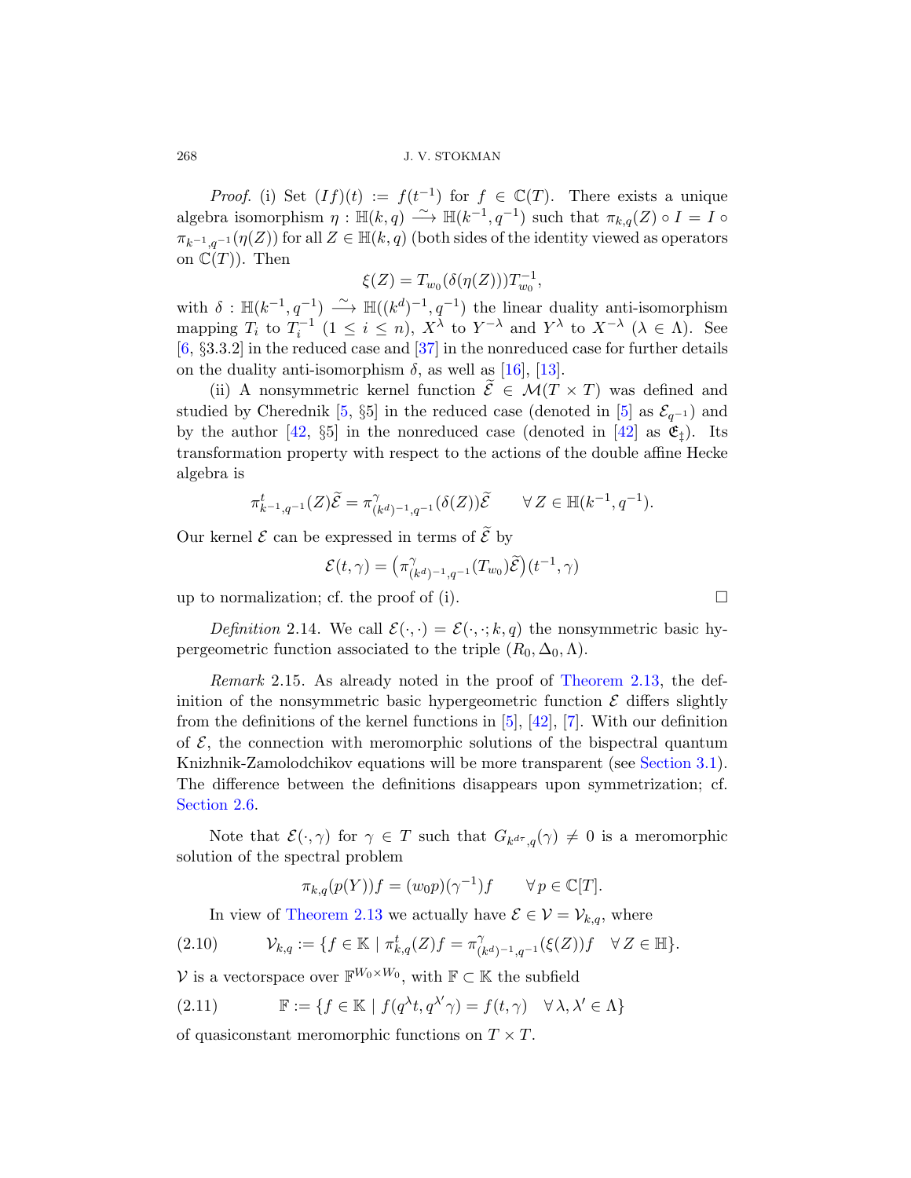*Proof.* (i) Set $(If)(t) := f(t^{-1})$ for $f \in \mathbb{C}(T)$. There exists a unique algebra isomorphism $\eta : \mathbb{H}(k,q) \xrightarrow{\sim} \mathbb{H}(k^{-1},q^{-1})$ such that $\pi_{k,q}(Z) \circ I = I \circ \pi_{k^{-1},q^{-1}}(\eta(Z))$ for all $Z \in \mathbb{H}(k,q)$ (both sides of the identity viewed as operators on $\mathbb{C}(T)$). Then

$$\xi(Z) = T_{w_0}(\delta(\eta(Z)))T_{w_0}^{-1},$$

with $\delta : \mathbb{H}(k^{-1},q^{-1}) \xrightarrow{\sim} \mathbb{H}((k^d)^{-1},q^{-1})$ the linear duality anti-isomorphism mapping $T_i$ to $T_i^{-1}$ $(1 \leq i \leq n)$, $X^\lambda$ to $Y^{-\lambda}$ and $Y^\lambda$ to $X^{-\lambda}$ $(\lambda \in \Lambda)$. See [6, §3.3.2] in the reduced case and [37] in the nonreduced case for further details on the duality anti-isomorphism $\delta$, as well as [16], [13].

(ii) A nonsymmetric kernel function $\widetilde{\mathcal{E}} \in \mathcal{M}(T \times T)$ was defined and studied by Cherednik [5, §5] in the reduced case (denoted in [5] as $\mathcal{E}_{q^{-1}}$) and by the author [42, §5] in the nonreduced case (denoted in [42] as $\mathfrak{E}_{\ddagger}$). Its transformation property with respect to the actions of the double affine Hecke algebra is

$$\pi^t_{k^{-1},q^{-1}}(Z)\widetilde{\mathcal{E}} = \pi^\gamma_{(k^d)^{-1},q^{-1}}(\delta(Z))\widetilde{\mathcal{E}} \qquad \forall\, Z \in \mathbb{H}(k^{-1},q^{-1}).$$

Our kernel $\mathcal{E}$ can be expressed in terms of $\widetilde{\mathcal{E}}$ by

$$\mathcal{E}(t,\gamma) = \big(\pi^\gamma_{(k^d)^{-1},q^{-1}}(T_{w_0})\widetilde{\mathcal{E}}\big)(t^{-1},\gamma)$$

up to normalization; cf. the proof of (i). □

*Definition* 2.14. We call $\mathcal{E}(\cdot,\cdot) = \mathcal{E}(\cdot,\cdot;k,q)$ the nonsymmetric basic hypergeometric function associated to the triple $(R_0,\Delta_0,\Lambda)$.

*Remark* 2.15. As already noted in the proof of Theorem 2.13, the definition of the nonsymmetric basic hypergeometric function $\mathcal{E}$ differs slightly from the definitions of the kernel functions in [5], [42], [7]. With our definition of $\mathcal{E}$, the connection with meromorphic solutions of the bispectral quantum Knizhnik-Zamolodchikov equations will be more transparent (see Section 3.1). The difference between the definitions disappears upon symmetrization; cf. Section 2.6.

Note that $\mathcal{E}(\cdot,\gamma)$ for $\gamma \in T$ such that $G_{k^{d\tau},q}(\gamma) \neq 0$ is a meromorphic solution of the spectral problem

$$\pi_{k,q}(p(Y))f = (w_0p)(\gamma^{-1})f \qquad \forall\, p \in \mathbb{C}[T].$$

In view of Theorem 2.13 we actually have $\mathcal{E} \in \mathcal{V} = \mathcal{V}_{k,q}$, where

$$\mathcal{V}_{k,q} := \{f \in \mathbb{K} \mid \pi^t_{k,q}(Z)f = \pi^\gamma_{(k^d)^{-1},q^{-1}}(\xi(Z))f \quad \forall\, Z \in \mathbb{H}\}. \tag{2.10}$$

$\mathcal{V}$ is a vectorspace over $\mathbb{F}^{W_0 \times W_0}$, with $\mathbb{F} \subset \mathbb{K}$ the subfield

$$\mathbb{F} := \{f \in \mathbb{K} \mid f(q^\lambda t, q^{\lambda'}\gamma) = f(t,\gamma) \quad \forall\, \lambda,\lambda' \in \Lambda\} \tag{2.11}$$

of quasiconstant meromorphic functions on $T \times T$.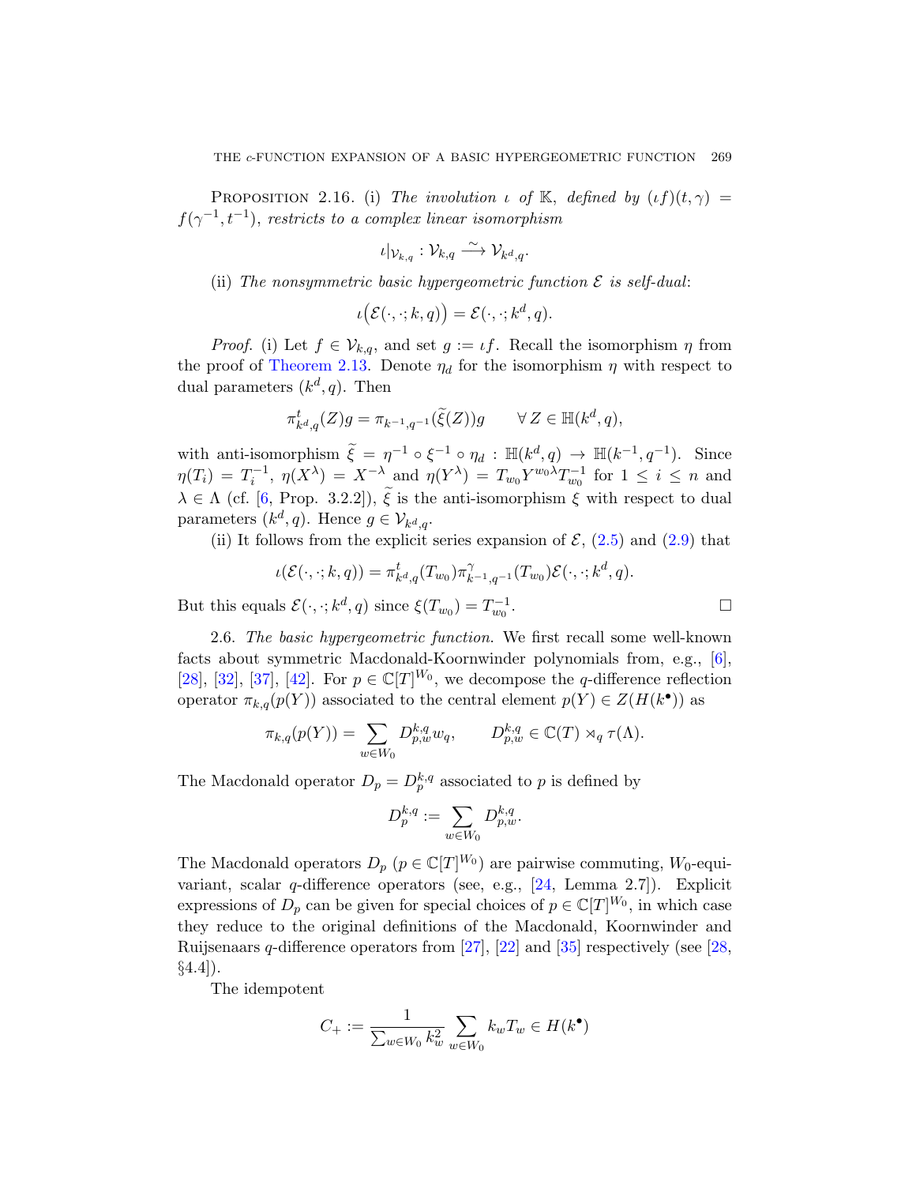PROPOSITION 2.16. (i) *The involution $\iota$ of $\mathbb{K}$, defined by $(\iota f)(t,\gamma) = f(\gamma^{-1}, t^{-1})$, restricts to a complex linear isomorphism*

$$\iota|_{\mathcal{V}_{k,q}} : \mathcal{V}_{k,q} \xrightarrow{\sim} \mathcal{V}_{k^d,q}.$$

(ii) *The nonsymmetric basic hypergeometric function $\mathcal{E}$ is self-dual:*

$$\iota\big(\mathcal{E}(\cdot,\cdot;k,q)\big) = \mathcal{E}(\cdot,\cdot;k^d,q).$$

*Proof.* (i) Let $f \in \mathcal{V}_{k,q}$, and set $g := \iota f$. Recall the isomorphism $\eta$ from the proof of Theorem 2.13. Denote $\eta_d$ for the isomorphism $\eta$ with respect to dual parameters $(k^d,q)$. Then

$$\pi^t_{k^d,q}(Z)g = \pi_{k^{-1},q^{-1}}(\widetilde{\xi}(Z))g \qquad \forall\, Z \in \mathbb{H}(k^d,q),$$

with anti-isomorphism $\widetilde{\xi} = \eta^{-1} \circ \xi^{-1} \circ \eta_d : \mathbb{H}(k^d,q) \to \mathbb{H}(k^{-1},q^{-1})$. Since $\eta(T_i) = T_i^{-1}$, $\eta(X^\lambda) = X^{-\lambda}$ and $\eta(Y^\lambda) = T_{w_0}Y^{w_0\lambda}T_{w_0}^{-1}$ for $1 \leq i \leq n$ and $\lambda \in \Lambda$ (cf. [6, Prop. 3.2.2]), $\widetilde{\xi}$ is the anti-isomorphism $\xi$ with respect to dual parameters $(k^d,q)$. Hence $g \in \mathcal{V}_{k^d,q}$.

(ii) It follows from the explicit series expansion of $\mathcal{E}$, (2.5) and (2.9) that

$$\iota(\mathcal{E}(\cdot,\cdot;k,q)) = \pi^t_{k^d,q}(T_{w_0})\pi^\gamma_{k^{-1},q^{-1}}(T_{w_0})\mathcal{E}(\cdot,\cdot;k^d,q).$$

But this equals $\mathcal{E}(\cdot,\cdot;k^d,q)$ since $\xi(T_{w_0}) = T_{w_0}^{-1}$. $\square$

2.6. *The basic hypergeometric function.* We first recall some well-known facts about symmetric Macdonald-Koornwinder polynomials from, e.g., [6], [28], [32], [37], [42]. For $p \in \mathbb{C}[T]^{W_0}$, we decompose the $q$-difference reflection operator $\pi_{k,q}(p(Y))$ associated to the central element $p(Y) \in Z(H(k^\bullet))$ as

$$\pi_{k,q}(p(Y)) = \sum_{w\in W_0} D^{k,q}_{p,w}w_q, \qquad D^{k,q}_{p,w} \in \mathbb{C}(T) \rtimes_q \tau(\Lambda).$$

The Macdonald operator $D_p = D^{k,q}_p$ associated to $p$ is defined by

$$D^{k,q}_p := \sum_{w\in W_0} D^{k,q}_{p,w}.$$

The Macdonald operators $D_p$ ($p \in \mathbb{C}[T]^{W_0}$) are pairwise commuting, $W_0$-equivariant, scalar $q$-difference operators (see, e.g., [24, Lemma 2.7]). Explicit expressions of $D_p$ can be given for special choices of $p \in \mathbb{C}[T]^{W_0}$, in which case they reduce to the original definitions of the Macdonald, Koornwinder and Ruijsenaars $q$-difference operators from [27], [22] and [35] respectively (see [28, §4.4]).

The idempotent

$$C_+ := \frac{1}{\sum_{w\in W_0} k_w^2} \sum_{w\in W_0} k_w T_w \in H(k^\bullet)$$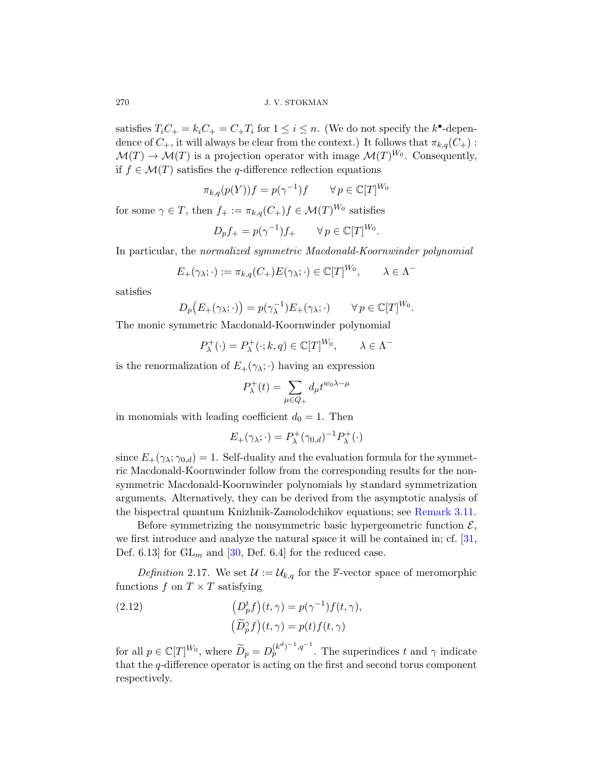satisfies $T_iC_+ = k_iC_+ = C_+T_i$ for $1 \leq i \leq n$. (We do not specify the $k^\bullet$-dependence of $C_+$, it will always be clear from the context.) It follows that $\pi_{k,q}(C_+) : \mathcal{M}(T) \to \mathcal{M}(T)$ is a projection operator with image $\mathcal{M}(T)^{W_0}$. Consequently, if $f \in \mathcal{M}(T)$ satisfies the $q$-difference reflection equations

$$\pi_{k,q}(p(Y))f = p(\gamma^{-1})f \qquad \forall\, p \in \mathbb{C}[T]^{W_0}$$

for some $\gamma \in T$, then $f_+ := \pi_{k,q}(C_+)f \in \mathcal{M}(T)^{W_0}$ satisfies

$$D_p f_+ = p(\gamma^{-1})f_+ \qquad \forall\, p \in \mathbb{C}[T]^{W_0}.$$

In particular, the *normalized symmetric Macdonald-Koornwinder polynomial*

$$E_+(\gamma_\lambda;\cdot) := \pi_{k,q}(C_+)E(\gamma_\lambda;\cdot) \in \mathbb{C}[T]^{W_0}, \qquad \lambda \in \Lambda^-$$

satisfies

$$D_p\big(E_+(\gamma_\lambda;\cdot)\big) = p(\gamma_\lambda^{-1})E_+(\gamma_\lambda;\cdot) \qquad \forall\, p \in \mathbb{C}[T]^{W_0}.$$

The monic symmetric Macdonald-Koornwinder polynomial

$$P_\lambda^+(\cdot) = P_\lambda^+(\cdot;k,q) \in \mathbb{C}[T]^{W_0}, \qquad \lambda \in \Lambda^-$$

is the renormalization of $E_+(\gamma_\lambda;\cdot)$ having an expression

$$P_\lambda^+(t) = \sum_{\mu \in Q_+} d_\mu t^{w_0\lambda - \mu}$$

in monomials with leading coefficient $d_0 = 1$. Then

$$E_+(\gamma_\lambda;\cdot) = P_\lambda^+(\gamma_{0,d})^{-1}P_\lambda^+(\cdot)$$

since $E_+(\gamma_\lambda;\gamma_{0,d}) = 1$. Self-duality and the evaluation formula for the symmetric Macdonald-Koornwinder follow from the corresponding results for the nonsymmetric Macdonald-Koornwinder polynomials by standard symmetrization arguments. Alternatively, they can be derived from the asymptotic analysis of the bispectral quantum Knizhnik-Zamolodchikov equations; see Remark 3.11.

Before symmetrizing the nonsymmetric basic hypergeometric function $\mathcal{E}$, we first introduce and analyze the natural space it will be contained in; cf. [31, Def. 6.13] for $\mathrm{GL}_m$ and [30, Def. 6.4] for the reduced case.

*Definition* 2.17. We set $\mathcal{U} := \mathcal{U}_{k,q}$ for the $\mathbb{F}$-vector space of meromorphic functions $f$ on $T \times T$ satisfying

$$\begin{aligned}\big(D_p^t f\big)(t,\gamma) &= p(\gamma^{-1})f(t,\gamma),\\ \big(\widetilde{D}_p^\gamma f\big)(t,\gamma) &= p(t)f(t,\gamma)\end{aligned} \tag{2.12}$$

for all $p \in \mathbb{C}[T]^{W_0}$, where $\widetilde{D}_p = D_p^{(k^d)^{-1},q^{-1}}$. The superindices $t$ and $\gamma$ indicate that the $q$-difference operator is acting on the first and second torus component respectively.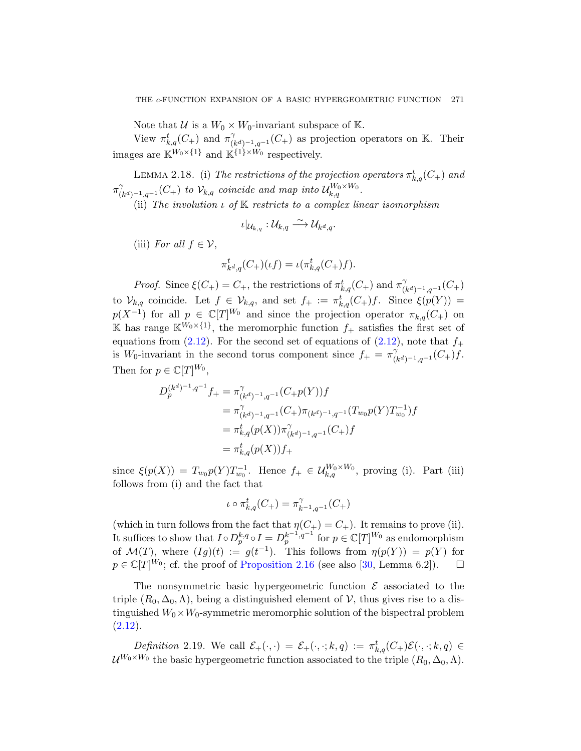Note that $\mathcal{U}$ is a $W_0 \times W_0$-invariant subspace of $\mathbb{K}$.

View $\pi^t_{k,q}(C_+)$ and $\pi^\gamma_{(k^d)^{-1},q^{-1}}(C_+)$ as projection operators on $\mathbb{K}$. Their images are $\mathbb{K}^{W_0\times\{1\}}$ and $\mathbb{K}^{\{1\}\times W_0}$ respectively.

Lemma 2.18. (i) *The restrictions of the projection operators* $\pi^t_{k,q}(C_+)$ *and* $\pi^\gamma_{(k^d)^{-1},q^{-1}}(C_+)$ *to* $\mathcal{V}_{k,q}$ *coincide and map into* $\mathcal{U}^{W_0\times W_0}_{k,q}$.

(ii) *The involution* $\iota$ *of* $\mathbb{K}$ *restricts to a complex linear isomorphism*

$$\iota|_{\mathcal{U}_{k,q}} : \mathcal{U}_{k,q} \xrightarrow{\sim} \mathcal{U}_{k^d,q}.$$

(iii) *For all* $f \in \mathcal{V}$,

$$\pi^t_{k^d,q}(C_+)(\iota f) = \iota(\pi^t_{k,q}(C_+)f).$$

*Proof.* Since $\xi(C_+) = C_+$, the restrictions of $\pi^t_{k,q}(C_+)$ and $\pi^\gamma_{(k^d)^{-1},q^{-1}}(C_+)$ to $\mathcal{V}_{k,q}$ coincide. Let $f \in \mathcal{V}_{k,q}$, and set $f_+ := \pi^t_{k,q}(C_+)f$. Since $\xi(p(Y)) = p(X^{-1})$ for all $p \in \mathbb{C}[T]^{W_0}$ and since the projection operator $\pi_{k,q}(C_+)$ on $\mathbb{K}$ has range $\mathbb{K}^{W_0\times\{1\}}$, the meromorphic function $f_+$ satisfies the first set of equations from (2.12). For the second set of equations of (2.12), note that $f_+$ is $W_0$-invariant in the second torus component since $f_+ = \pi^\gamma_{(k^d)^{-1},q^{-1}}(C_+)f$. Then for $p \in \mathbb{C}[T]^{W_0}$,

$$\begin{aligned}
D^{(k^d)^{-1},q^{-1}}_p f_+ &= \pi^\gamma_{(k^d)^{-1},q^{-1}}(C_+p(Y))f \\
&= \pi^\gamma_{(k^d)^{-1},q^{-1}}(C_+)\pi_{(k^d)^{-1},q^{-1}}(T_{w_0}p(Y)T_{w_0}^{-1})f \\
&= \pi^t_{k,q}(p(X))\pi^\gamma_{(k^d)^{-1},q^{-1}}(C_+)f \\
&= \pi^t_{k,q}(p(X))f_+
\end{aligned}$$

since $\xi(p(X)) = T_{w_0}p(Y)T_{w_0}^{-1}$. Hence $f_+ \in \mathcal{U}^{W_0\times W_0}_{k,q}$, proving (i). Part (iii) follows from (i) and the fact that

$$\iota \circ \pi^t_{k,q}(C_+) = \pi^\gamma_{k^{-1},q^{-1}}(C_+)$$

(which in turn follows from the fact that $\eta(C_+) = C_+$). It remains to prove (ii). It suffices to show that $I \circ D^{k,q}_p \circ I = D^{k^{-1},q^{-1}}_p$ for $p \in \mathbb{C}[T]^{W_0}$ as endomorphism of $\mathcal{M}(T)$, where $(Ig)(t) := g(t^{-1})$. This follows from $\eta(p(Y)) = p(Y)$ for $p \in \mathbb{C}[T]^{W_0}$; cf. the proof of Proposition 2.16 (see also [30, Lemma 6.2]). $\square$

The nonsymmetric basic hypergeometric function $\mathcal{E}$ associated to the triple $(R_0, \Delta_0, \Lambda)$, being a distinguished element of $\mathcal{V}$, thus gives rise to a distinguished $W_0\times W_0$-symmetric meromorphic solution of the bispectral problem (2.12).

*Definition* 2.19. We call $\mathcal{E}_+(\cdot,\cdot) = \mathcal{E}_+(\cdot,\cdot;k,q) := \pi^t_{k,q}(C_+)\mathcal{E}(\cdot,\cdot;k,q) \in \mathcal{U}^{W_0\times W_0}$ the basic hypergeometric function associated to the triple $(R_0, \Delta_0, \Lambda)$.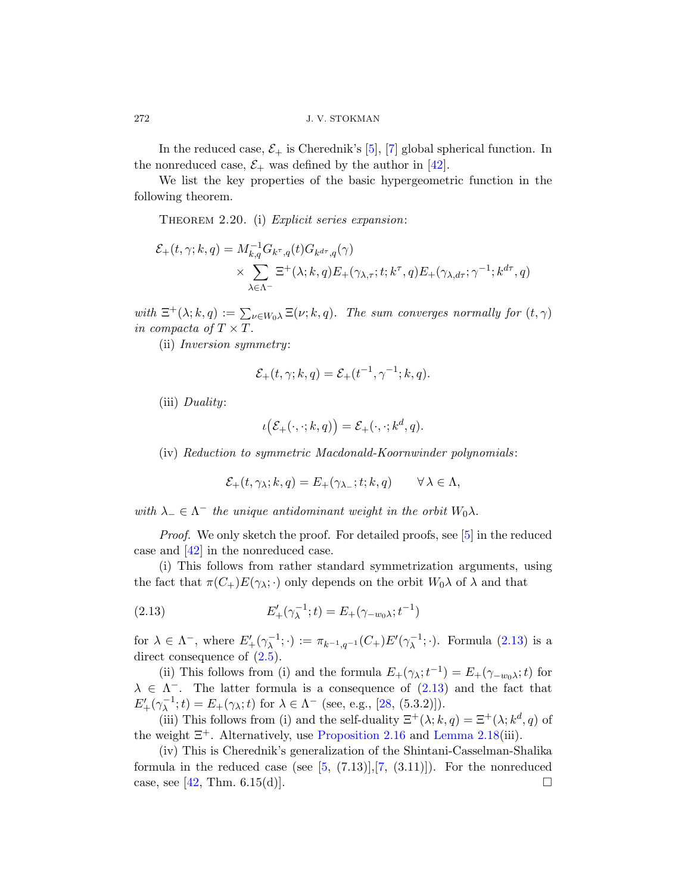In the reduced case, $\mathcal{E}_+$ is Cherednik's [5], [7] global spherical function. In the nonreduced case, $\mathcal{E}_+$ was defined by the author in [42].

We list the key properties of the basic hypergeometric function in the following theorem.

THEOREM 2.20. (i) *Explicit series expansion*:

$$\mathcal{E}_+(t,\gamma;k,q) = M_{k,q}^{-1} G_{k^\tau,q}(t) G_{k^{d\tau},q}(\gamma) \times \sum_{\lambda\in\Lambda^-} \Xi^+(\lambda;k,q) E_+(\gamma_{\lambda,\tau};t;k^\tau,q) E_+(\gamma_{\lambda,d\tau};\gamma^{-1};k^{d\tau},q)$$

*with* $\Xi^+(\lambda;k,q) := \sum_{\nu\in W_0\lambda} \Xi(\nu;k,q)$. *The sum converges normally for* $(t,\gamma)$ *in compacta of* $T\times T$.

(ii) *Inversion symmetry*:

$$\mathcal{E}_+(t,\gamma;k,q) = \mathcal{E}_+(t^{-1},\gamma^{-1};k,q).$$

(iii) *Duality*:

$$\iota\big(\mathcal{E}_+(\cdot,\cdot;k,q)\big) = \mathcal{E}_+(\cdot,\cdot;k^d,q).$$

(iv) *Reduction to symmetric Macdonald-Koornwinder polynomials*:

$$\mathcal{E}_+(t,\gamma_\lambda;k,q) = E_+(\gamma_{\lambda_-};t;k,q) \qquad \forall\, \lambda\in\Lambda,$$

*with* $\lambda_-\in\Lambda^-$ *the unique antidominant weight in the orbit* $W_0\lambda$.

*Proof.* We only sketch the proof. For detailed proofs, see [5] in the reduced case and [42] in the nonreduced case.

(i) This follows from rather standard symmetrization arguments, using the fact that $\pi(C_+)E(\gamma_\lambda;\cdot)$ only depends on the orbit $W_0\lambda$ of $\lambda$ and that

$$E'_+(\gamma_\lambda^{-1};t) = E_+(\gamma_{-w_0\lambda};t^{-1}) \tag{2.13}$$

for $\lambda\in\Lambda^-$, where $E'_+(\gamma_\lambda^{-1};\cdot) := \pi_{k^{-1},q^{-1}}(C_+)E'(\gamma_\lambda^{-1};\cdot)$. Formula (2.13) is a direct consequence of (2.5).

(ii) This follows from (i) and the formula $E_+(\gamma_\lambda;t^{-1}) = E_+(\gamma_{-w_0\lambda};t)$ for $\lambda\in\Lambda^-$. The latter formula is a consequence of (2.13) and the fact that $E'_+(\gamma_\lambda^{-1};t) = E_+(\gamma_\lambda;t)$ for $\lambda\in\Lambda^-$ (see, e.g., [28, (5.3.2)]).

(iii) This follows from (i) and the self-duality $\Xi^+(\lambda;k,q) = \Xi^+(\lambda;k^d,q)$ of the weight $\Xi^+$. Alternatively, use Proposition 2.16 and Lemma 2.18(iii).

(iv) This is Cherednik's generalization of the Shintani-Casselman-Shalika formula in the reduced case (see [5, (7.13)],[7, (3.11)]). For the nonreduced case, see [42, Thm. 6.15(d)]. $\square$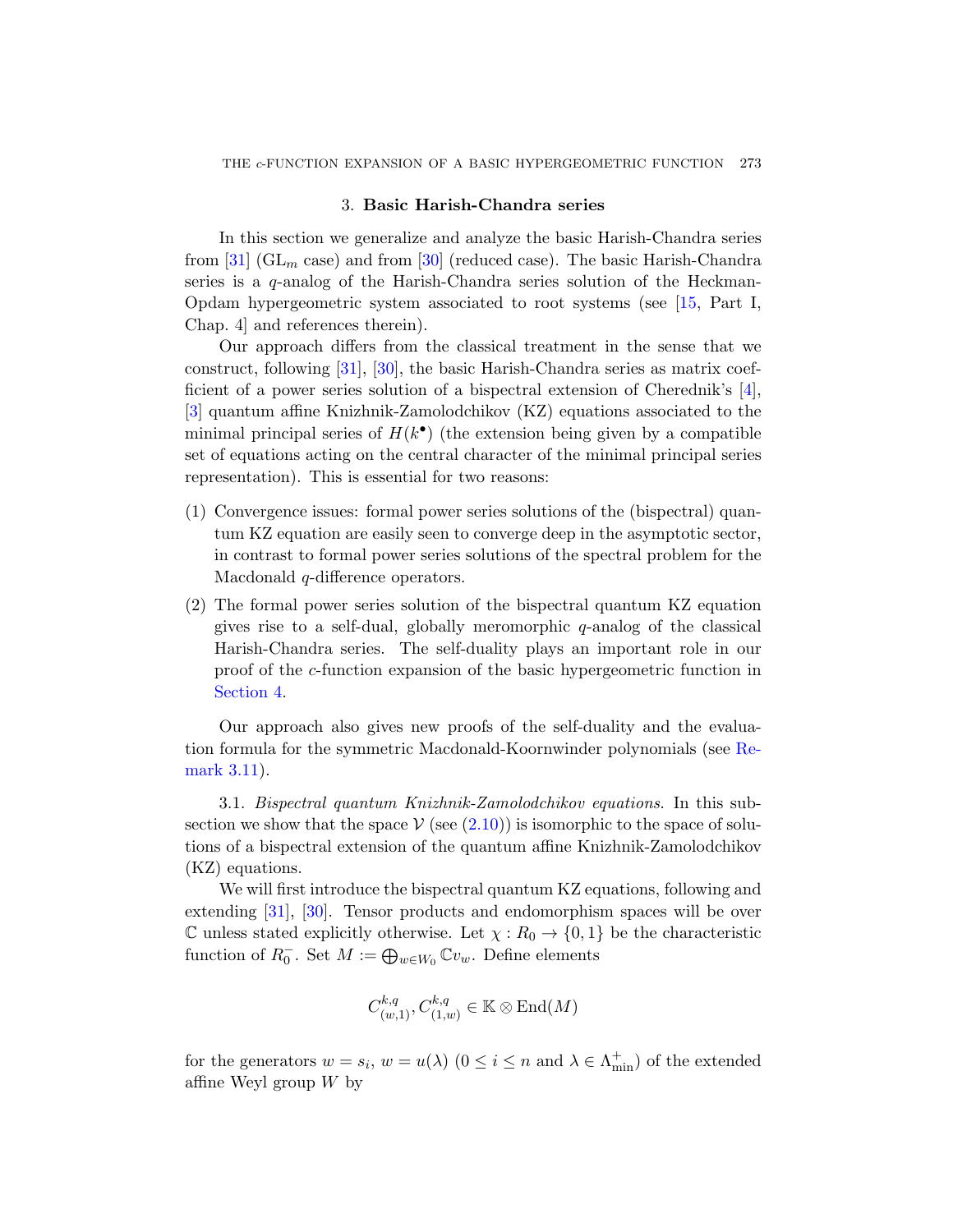## 3. Basic Harish-Chandra series

In this section we generalize and analyze the basic Harish-Chandra series from [31] ($\mathrm{GL}_m$ case) and from [30] (reduced case). The basic Harish-Chandra series is a $q$-analog of the Harish-Chandra series solution of the Heckman-Opdam hypergeometric system associated to root systems (see [15, Part I, Chap. 4] and references therein).

Our approach differs from the classical treatment in the sense that we construct, following [31], [30], the basic Harish-Chandra series as matrix coefficient of a power series solution of a bispectral extension of Cherednik's [4], [3] quantum affine Knizhnik-Zamolodchikov (KZ) equations associated to the minimal principal series of $H(k^\bullet)$ (the extension being given by a compatible set of equations acting on the central character of the minimal principal series representation). This is essential for two reasons:

(1) Convergence issues: formal power series solutions of the (bispectral) quantum KZ equation are easily seen to converge deep in the asymptotic sector, in contrast to formal power series solutions of the spectral problem for the Macdonald $q$-difference operators.

(2) The formal power series solution of the bispectral quantum KZ equation gives rise to a self-dual, globally meromorphic $q$-analog of the classical Harish-Chandra series. The self-duality plays an important role in our proof of the $c$-function expansion of the basic hypergeometric function in Section 4.

Our approach also gives new proofs of the self-duality and the evaluation formula for the symmetric Macdonald-Koornwinder polynomials (see Remark 3.11).

3.1. *Bispectral quantum Knizhnik-Zamolodchikov equations.* In this subsection we show that the space $\mathcal{V}$ (see (2.10)) is isomorphic to the space of solutions of a bispectral extension of the quantum affine Knizhnik-Zamolodchikov (KZ) equations.

We will first introduce the bispectral quantum KZ equations, following and extending [31], [30]. Tensor products and endomorphism spaces will be over $\mathbb{C}$ unless stated explicitly otherwise. Let $\chi : R_0 \to \{0, 1\}$ be the characteristic function of $R_0^-$. Set $M := \bigoplus_{w\in W_0} \mathbb{C}v_w$. Define elements

$$C^{k,q}_{(w,1)}, C^{k,q}_{(1,w)} \in \mathbb{K} \otimes \mathrm{End}(M)$$

for the generators $w = s_i$, $w = u(\lambda)$ ($0 \le i \le n$ and $\lambda \in \Lambda^+_{\mathrm{min}}$) of the extended affine Weyl group $W$ by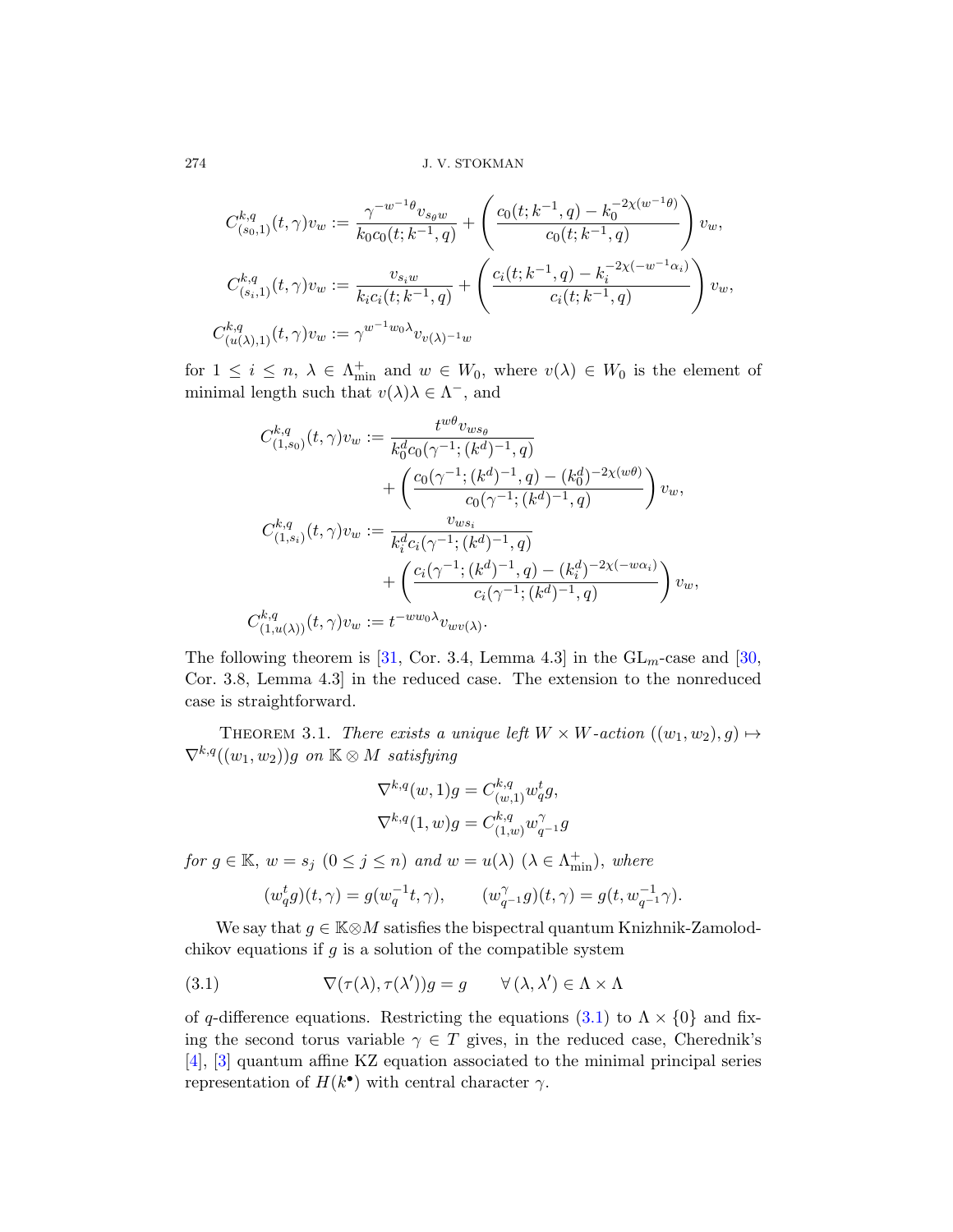$$C^{k,q}_{(s_0,1)}(t,\gamma)v_w := \frac{\gamma^{-w^{-1}\theta}v_{s_\theta w}}{k_0c_0(t;k^{-1},q)} + \left(\frac{c_0(t;k^{-1},q) - k_0^{-2\chi(w^{-1}\theta)}}{c_0(t;k^{-1},q)}\right)v_w,$$

$$C^{k,q}_{(s_i,1)}(t,\gamma)v_w := \frac{v_{s_i w}}{k_ic_i(t;k^{-1},q)} + \left(\frac{c_i(t;k^{-1},q) - k_i^{-2\chi(-w^{-1}\alpha_i)}}{c_i(t;k^{-1},q)}\right)v_w,$$

$$C^{k,q}_{(u(\lambda),1)}(t,\gamma)v_w := \gamma^{w^{-1}w_0\lambda}v_{v(\lambda)^{-1}w}$$

for $1 \leq i \leq n$, $\lambda \in \Lambda^+_{\min}$ and $w \in W_0$, where $v(\lambda) \in W_0$ is the element of minimal length such that $v(\lambda)\lambda \in \Lambda^-$, and

$$\begin{aligned}
C^{k,q}_{(1,s_0)}(t,\gamma)v_w &:= \frac{t^{w\theta}v_{ws_\theta}}{k_0^dc_0(\gamma^{-1};(k^d)^{-1},q)} \\
&\quad + \left(\frac{c_0(\gamma^{-1};(k^d)^{-1},q) - (k_0^d)^{-2\chi(w\theta)}}{c_0(\gamma^{-1};(k^d)^{-1},q)}\right)v_w,\\
C^{k,q}_{(1,s_i)}(t,\gamma)v_w &:= \frac{v_{ws_i}}{k_i^dc_i(\gamma^{-1};(k^d)^{-1},q)} \\
&\quad + \left(\frac{c_i(\gamma^{-1};(k^d)^{-1},q) - (k_i^d)^{-2\chi(-w\alpha_i)}}{c_i(\gamma^{-1};(k^d)^{-1},q)}\right)v_w,\\
C^{k,q}_{(1,u(\lambda))}(t,\gamma)v_w &:= t^{-ww_0\lambda}v_{wv(\lambda)}.
\end{aligned}$$

The following theorem is [31, Cor. 3.4, Lemma 4.3] in the $\mathrm{GL}_m$-case and [30, Cor. 3.8, Lemma 4.3] in the reduced case. The extension to the nonreduced case is straightforward.

THEOREM 3.1. *There exists a unique left $W \times W$-action $((w_1,w_2),g) \mapsto \nabla^{k,q}((w_1,w_2))g$ on $\mathbb{K}\otimes M$ satisfying*

$$\nabla^{k,q}(w,1)g = C^{k,q}_{(w,1)}w^t_qg,$$
$$\nabla^{k,q}(1,w)g = C^{k,q}_{(1,w)}w^\gamma_{q^{-1}}g$$

*for $g \in \mathbb{K}$, $w = s_j$ $(0 \leq j \leq n)$ and $w = u(\lambda)$ $(\lambda \in \Lambda^+_{\min})$, where*

$$(w^t_qg)(t,\gamma) = g(w_q^{-1}t,\gamma), \qquad (w^\gamma_{q^{-1}}g)(t,\gamma) = g(t,w_{q^{-1}}^{-1}\gamma).$$

We say that $g \in \mathbb{K}\otimes M$ satisfies the bispectral quantum Knizhnik-Zamolodchikov equations if $g$ is a solution of the compatible system

$$\nabla(\tau(\lambda),\tau(\lambda'))g = g \qquad \forall\,(\lambda,\lambda') \in \Lambda\times\Lambda \tag{3.1}$$

of $q$-difference equations. Restricting the equations (3.1) to $\Lambda\times\{0\}$ and fixing the second torus variable $\gamma \in T$ gives, in the reduced case, Cherednik's [4], [3] quantum affine KZ equation associated to the minimal principal series representation of $H(k^\bullet)$ with central character $\gamma$.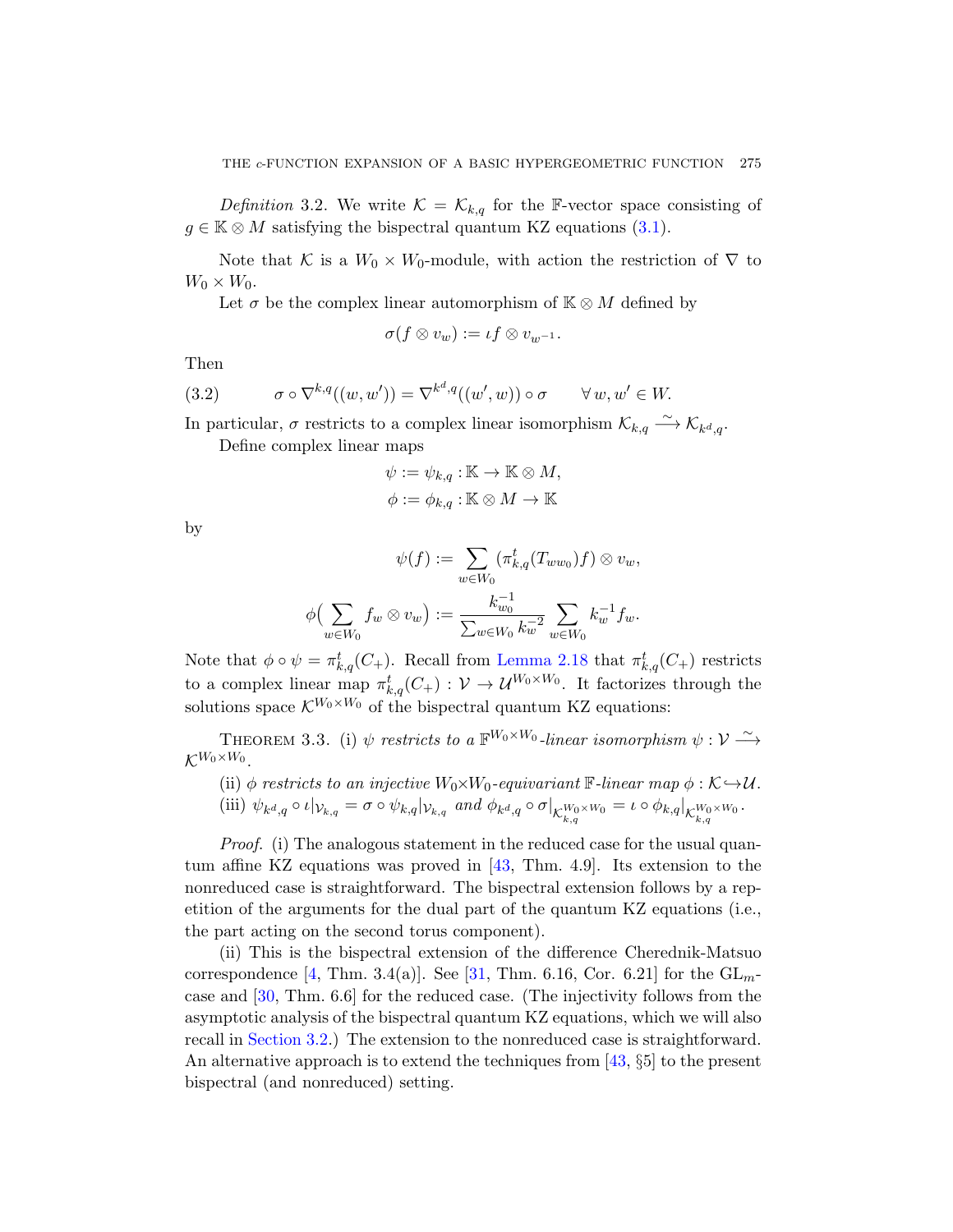*Definition* 3.2. We write $\mathcal{K} = \mathcal{K}_{k,q}$ for the $\mathbb{F}$-vector space consisting of $g \in \mathbb{K} \otimes M$ satisfying the bispectral quantum KZ equations (3.1).

Note that $\mathcal{K}$ is a $W_0 \times W_0$-module, with action the restriction of $\nabla$ to $W_0 \times W_0$.

Let $\sigma$ be the complex linear automorphism of $\mathbb{K} \otimes M$ defined by

$$\sigma(f \otimes v_w) := \iota f \otimes v_{w^{-1}}.$$

Then

$$\sigma \circ \nabla^{k,q}((w,w')) = \nabla^{k^d,q}((w',w)) \circ \sigma \qquad \forall\, w, w' \in W. \tag{3.2}$$

In particular, $\sigma$ restricts to a complex linear isomorphism $\mathcal{K}_{k,q} \xrightarrow{\sim} \mathcal{K}_{k^d,q}$.

Define complex linear maps

$$\psi := \psi_{k,q} : \mathbb{K} \to \mathbb{K} \otimes M,$$
$$\phi := \phi_{k,q} : \mathbb{K} \otimes M \to \mathbb{K}$$

by

$$\psi(f) := \sum_{w \in W_0} (\pi^t_{k,q}(T_{ww_0})f) \otimes v_w,$$

$$\phi\Big(\sum_{w \in W_0} f_w \otimes v_w\Big) := \frac{k_{w_0}^{-1}}{\sum_{w \in W_0} k_w^{-2}} \sum_{w \in W_0} k_w^{-1} f_w.$$

Note that $\phi \circ \psi = \pi^t_{k,q}(C_+)$. Recall from Lemma 2.18 that $\pi^t_{k,q}(C_+)$ restricts to a complex linear map $\pi^t_{k,q}(C_+) : \mathcal{V} \to \mathcal{U}^{W_0 \times W_0}$. It factorizes through the solutions space $\mathcal{K}^{W_0 \times W_0}$ of the bispectral quantum KZ equations:

Theorem 3.3. (i) *$\psi$ restricts to a $\mathbb{F}^{W_0 \times W_0}$-linear isomorphism $\psi : \mathcal{V} \xrightarrow{\sim} \mathcal{K}^{W_0 \times W_0}$.*

(ii) *$\phi$ restricts to an injective $W_0 \times W_0$-equivariant $\mathbb{F}$-linear map $\phi : \mathcal{K} \hookrightarrow \mathcal{U}$.*

(iii) *$\psi_{k^d,q} \circ \iota|_{\mathcal{V}_{k,q}} = \sigma \circ \psi_{k,q}|_{\mathcal{V}_{k,q}}$ and $\phi_{k^d,q} \circ \sigma|_{\mathcal{K}^{W_0 \times W_0}_{k,q}} = \iota \circ \phi_{k,q}|_{\mathcal{K}^{W_0 \times W_0}_{k,q}}$.*

*Proof.* (i) The analogous statement in the reduced case for the usual quantum affine KZ equations was proved in [43, Thm. 4.9]. Its extension to the nonreduced case is straightforward. The bispectral extension follows by a repetition of the arguments for the dual part of the quantum KZ equations (i.e., the part acting on the second torus component).

(ii) This is the bispectral extension of the difference Cherednik-Matsuo correspondence [4, Thm. 3.4(a)]. See [31, Thm. 6.16, Cor. 6.21] for the $\mathrm{GL}_m$-case and [30, Thm. 6.6] for the reduced case. (The injectivity follows from the asymptotic analysis of the bispectral quantum KZ equations, which we will also recall in Section 3.2.) The extension to the nonreduced case is straightforward. An alternative approach is to extend the techniques from [43, §5] to the present bispectral (and nonreduced) setting.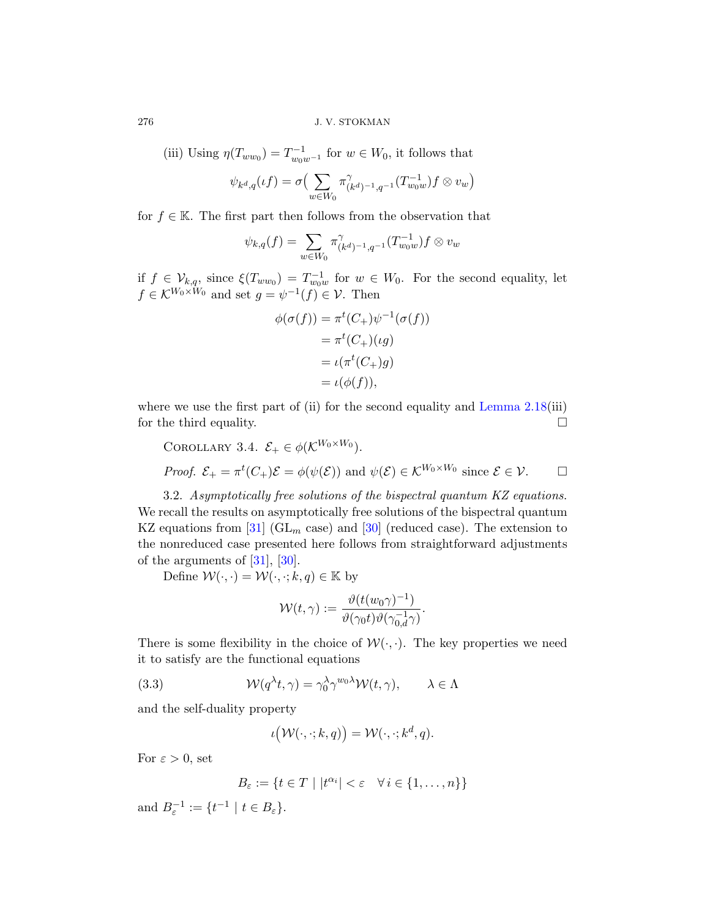(iii) Using $\eta(T_{ww_0}) = T^{-1}_{w_0w^{-1}}$ for $w \in W_0$, it follows that

$$\psi_{k^d,q}(\iota f) = \sigma\Big(\sum_{w\in W_0} \pi^{\gamma}_{(k^d)^{-1},q^{-1}}(T^{-1}_{w_0w})f \otimes v_w\Big)$$

for $f \in \mathbb{K}$. The first part then follows from the observation that

$$\psi_{k,q}(f) = \sum_{w\in W_0} \pi^{\gamma}_{(k^d)^{-1},q^{-1}}(T^{-1}_{w_0w})f \otimes v_w$$

if $f \in \mathcal{V}_{k,q}$, since $\xi(T_{ww_0}) = T^{-1}_{w_0w}$ for $w \in W_0$. For the second equality, let $f \in \mathcal{K}^{W_0\times W_0}$ and set $g = \psi^{-1}(f) \in \mathcal{V}$. Then

$$\begin{aligned}
\phi(\sigma(f)) &= \pi^t(C_+)\psi^{-1}(\sigma(f))\\
&= \pi^t(C_+)(\iota g)\\
&= \iota(\pi^t(C_+)g)\\
&= \iota(\phi(f)),
\end{aligned}$$

where we use the first part of (ii) for the second equality and Lemma 2.18(iii) for the third equality. $\square$

Corollary 3.4. $\mathcal{E}_+ \in \phi(\mathcal{K}^{W_0\times W_0})$.

*Proof.* $\mathcal{E}_+ = \pi^t(C_+)\mathcal{E} = \phi(\psi(\mathcal{E}))$ and $\psi(\mathcal{E}) \in \mathcal{K}^{W_0\times W_0}$ since $\mathcal{E} \in \mathcal{V}$. $\square$

3.2. *Asymptotically free solutions of the bispectral quantum KZ equations.* We recall the results on asymptotically free solutions of the bispectral quantum KZ equations from [31] ($\mathrm{GL}_m$ case) and [30] (reduced case). The extension to the nonreduced case presented here follows from straightforward adjustments of the arguments of [31], [30].

Define $\mathcal{W}(\cdot,\cdot) = \mathcal{W}(\cdot,\cdot;k,q) \in \mathbb{K}$ by

$$\mathcal{W}(t,\gamma) := \frac{\vartheta(t(w_0\gamma)^{-1})}{\vartheta(\gamma_0 t)\vartheta(\gamma_{0,d}^{-1}\gamma)}.$$

There is some flexibility in the choice of $\mathcal{W}(\cdot,\cdot)$. The key properties we need it to satisfy are the functional equations

$$\mathcal{W}(q^\lambda t,\gamma) = \gamma_0^\lambda \gamma^{w_0\lambda}\mathcal{W}(t,\gamma), \qquad \lambda \in \Lambda \tag{3.3}$$

and the self-duality property

$$\iota\big(\mathcal{W}(\cdot,\cdot;k,q)\big) = \mathcal{W}(\cdot,\cdot;k^d,q).$$

For $\varepsilon > 0$, set

$$B_\varepsilon := \{t \in T \mid |t^{\alpha_i}| < \varepsilon \quad \forall\, i \in \{1,\ldots,n\}\}$$

and $B_\varepsilon^{-1} := \{t^{-1} \mid t \in B_\varepsilon\}$.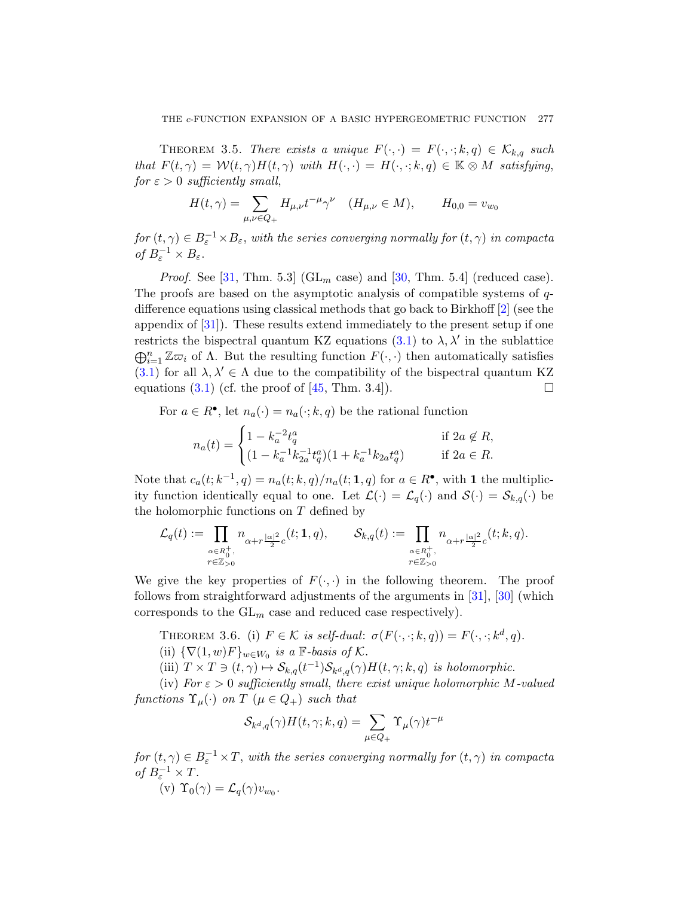THEOREM 3.5. *There exists a unique $F(\cdot,\cdot) = F(\cdot,\cdot;k,q) \in \mathcal{K}_{k,q}$ such that $F(t,\gamma) = \mathcal{W}(t,\gamma)H(t,\gamma)$ with $H(\cdot,\cdot) = H(\cdot,\cdot;k,q) \in \mathbb{K} \otimes M$ satisfying, for $\varepsilon > 0$ sufficiently small,*

$$H(t,\gamma) = \sum_{\mu,\nu \in Q_+} H_{\mu,\nu} t^{-\mu}\gamma^{\nu} \quad (H_{\mu,\nu} \in M), \qquad H_{0,0} = v_{w_0}$$

*for $(t,\gamma) \in B_\varepsilon^{-1} \times B_\varepsilon$, with the series converging normally for $(t,\gamma)$ in compacta of $B_\varepsilon^{-1} \times B_\varepsilon$.*

*Proof.* See [31, Thm. 5.3] ($\mathrm{GL}_m$ case) and [30, Thm. 5.4] (reduced case). The proofs are based on the asymptotic analysis of compatible systems of $q$-difference equations using classical methods that go back to Birkhoff [2] (see the appendix of [31]). These results extend immediately to the present setup if one restricts the bispectral quantum KZ equations (3.1) to $\lambda, \lambda'$ in the sublattice $\bigoplus_{i=1}^{n} \mathbb{Z}\varpi_i$ of $\Lambda$. But the resulting function $F(\cdot,\cdot)$ then automatically satisfies (3.1) for all $\lambda, \lambda' \in \Lambda$ due to the compatibility of the bispectral quantum KZ equations (3.1) (cf. the proof of [45, Thm. 3.4]). □

For $a \in R^\bullet$, let $n_a(\cdot) = n_a(\cdot;k,q)$ be the rational function

$$n_a(t) = \begin{cases} 1 - k_a^{-2} t_q^a & \text{if } 2a \notin R, \\ (1 - k_a^{-1}k_{2a}^{-1}t_q^a)(1 + k_a^{-1}k_{2a}t_q^a) & \text{if } 2a \in R. \end{cases}$$

Note that $c_a(t;k^{-1},q) = n_a(t;k,q)/n_a(t;\mathbf{1},q)$ for $a \in R^\bullet$, with $\mathbf{1}$ the multiplicity function identically equal to one. Let $\mathcal{L}(\cdot) = \mathcal{L}_q(\cdot)$ and $\mathcal{S}(\cdot) = \mathcal{S}_{k,q}(\cdot)$ be the holomorphic functions on $T$ defined by

$$\mathcal{L}_q(t) := \prod_{\substack{\alpha \in R_0^+,\\ r \in \mathbb{Z}_{>0}}} n_{\alpha + r\frac{|\alpha|^2}{2}c}(t;\mathbf{1},q), \qquad \mathcal{S}_{k,q}(t) := \prod_{\substack{\alpha \in R_0^+,\\ r \in \mathbb{Z}_{>0}}} n_{\alpha + r\frac{|\alpha|^2}{2}c}(t;k,q).$$

We give the key properties of $F(\cdot,\cdot)$ in the following theorem. The proof follows from straightforward adjustments of the arguments in [31], [30] (which corresponds to the $\mathrm{GL}_m$ case and reduced case respectively).

THEOREM 3.6. (i) *$F \in \mathcal{K}$ is self-dual: $\sigma(F(\cdot,\cdot;k,q)) = F(\cdot,\cdot;k^d,q)$.*

(ii) *$\{\nabla(1,w)F\}_{w \in W_0}$ is a $\mathbb{F}$-basis of $\mathcal{K}$.*

(iii) *$T \times T \ni (t,\gamma) \mapsto \mathcal{S}_{k,q}(t^{-1})\mathcal{S}_{k^d,q}(\gamma)H(t,\gamma;k,q)$ is holomorphic.*

(iv) *For $\varepsilon > 0$ sufficiently small, there exist unique holomorphic $M$-valued functions $\Upsilon_\mu(\cdot)$ on $T$ ($\mu \in Q_+$) such that*

$$\mathcal{S}_{k^d,q}(\gamma)H(t,\gamma;k,q) = \sum_{\mu \in Q_+} \Upsilon_\mu(\gamma)t^{-\mu}$$

*for $(t,\gamma) \in B_\varepsilon^{-1} \times T$, with the series converging normally for $(t,\gamma)$ in compacta of $B_\varepsilon^{-1} \times T$.*

(v) *$\Upsilon_0(\gamma) = \mathcal{L}_q(\gamma)v_{w_0}$.*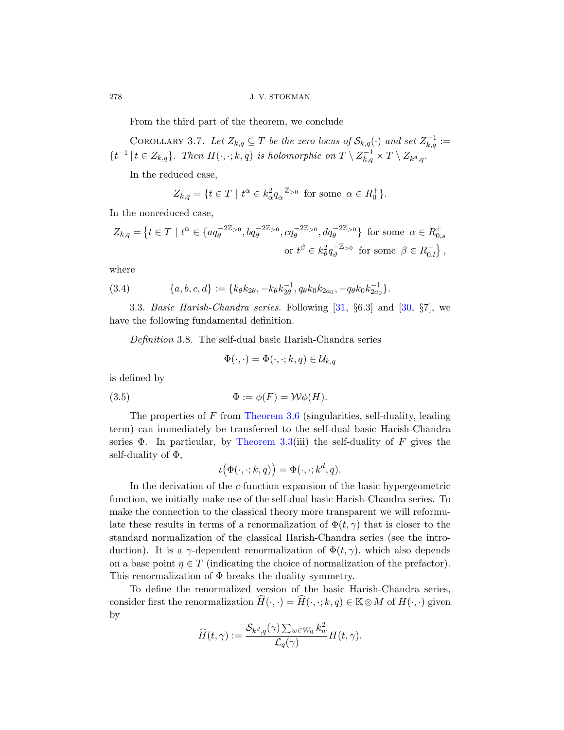From the third part of the theorem, we conclude

Corollary 3.7. *Let $Z_{k,q} \subseteq T$ be the zero locus of $\mathcal{S}_{k,q}(\cdot)$ and set $Z_{k,q}^{-1} := \{t^{-1} \mid t \in Z_{k,q}\}$. Then $H(\cdot,\cdot;k,q)$ is holomorphic on $T \setminus Z_{k,q}^{-1} \times T \setminus Z_{k^d,q}$.*

In the reduced case,

$$Z_{k,q} = \{t \in T \mid t^\alpha \in k_\alpha^2 q_\alpha^{-\mathbb{Z}_{>0}} \text{ for some } \alpha \in R_0^+\}.$$

In the nonreduced case,

$$Z_{k,q} = \big\{t \in T \mid t^\alpha \in \{aq_\theta^{-2\mathbb{Z}_{>0}}, bq_\theta^{-2\mathbb{Z}_{>0}}, cq_\theta^{-2\mathbb{Z}_{>0}}, dq_\theta^{-2\mathbb{Z}_{>0}}\} \text{ for some } \alpha \in R_{0,s}^+ \\ \text{or } t^\beta \in k_\vartheta^2 q_\vartheta^{-\mathbb{Z}_{>0}} \text{ for some } \beta \in R_{0,l}^+\big\},$$

where

$$\{a,b,c,d\} := \{k_\theta k_{2\theta}, -k_\theta k_{2\theta}^{-1}, q_\theta k_0 k_{2a_0}, -q_\theta k_0 k_{2a_0}^{-1}\}. \tag{3.4}$$

3.3. *Basic Harish-Chandra series.* Following [31, §6.3] and [30, §7], we have the following fundamental definition.

*Definition* 3.8. The self-dual basic Harish-Chandra series

$$\Phi(\cdot,\cdot) = \Phi(\cdot,\cdot;k,q) \in \mathcal{U}_{k,q}$$

is defined by

$$\Phi := \phi(F) = \mathcal{W}\phi(H). \tag{3.5}$$

The properties of $F$ from Theorem 3.6 (singularities, self-duality, leading term) can immediately be transferred to the self-dual basic Harish-Chandra series $\Phi$. In particular, by Theorem 3.3(iii) the self-duality of $F$ gives the self-duality of $\Phi$,

$$\iota\big(\Phi(\cdot,\cdot;k,q)\big) = \Phi(\cdot,\cdot;k^d,q).$$

In the derivation of the $c$-function expansion of the basic hypergeometric function, we initially make use of the self-dual basic Harish-Chandra series. To make the connection to the classical theory more transparent we will reformulate these results in terms of a renormalization of $\Phi(t,\gamma)$ that is closer to the standard normalization of the classical Harish-Chandra series (see the introduction). It is a $\gamma$-dependent renormalization of $\Phi(t,\gamma)$, which also depends on a base point $\eta \in T$ (indicating the choice of normalization of the prefactor). This renormalization of $\Phi$ breaks the duality symmetry.

To define the renormalized version of the basic Harish-Chandra series, consider first the renormalization $\widehat{H}(\cdot,\cdot) = \widehat{H}(\cdot,\cdot;k,q) \in \mathbb{K} \otimes M$ of $H(\cdot,\cdot)$ given by

$$\widehat{H}(t,\gamma) := \frac{\mathcal{S}_{k^d,q}(\gamma)\sum_{w\in W_0} k_w^2}{\mathcal{L}_q(\gamma)} H(t,\gamma).$$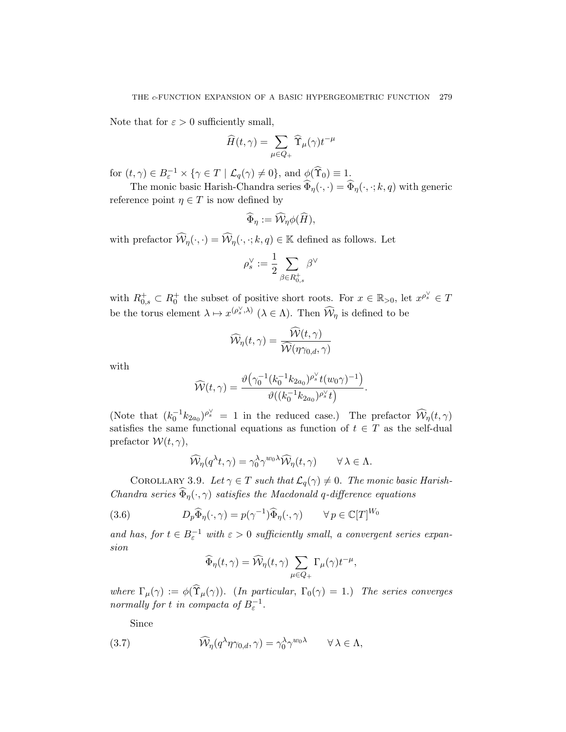Note that for $\varepsilon > 0$ sufficiently small,

$$\widehat{H}(t,\gamma) = \sum_{\mu \in Q_+} \widehat{\Upsilon}_\mu(\gamma) t^{-\mu}$$

for $(t,\gamma) \in B_\varepsilon^{-1} \times \{\gamma \in T \mid \mathcal{L}_q(\gamma) \neq 0\}$, and $\phi(\widehat{\Upsilon}_0) \equiv 1$.

The monic basic Harish-Chandra series $\widehat{\Phi}_\eta(\cdot,\cdot) = \widehat{\Phi}_\eta(\cdot,\cdot;k,q)$ with generic reference point $\eta \in T$ is now defined by

$$\widehat{\Phi}_\eta := \widehat{\mathcal{W}}_\eta \phi(\widehat{H}),$$

with prefactor $\widehat{\mathcal{W}}_\eta(\cdot,\cdot) = \widehat{\mathcal{W}}_\eta(\cdot,\cdot;k,q) \in \mathbb{K}$ defined as follows. Let

$$\rho_s^\vee := \frac{1}{2} \sum_{\beta \in R_{0,s}^+} \beta^\vee$$

with $R_{0,s}^+ \subset R_0^+$ the subset of positive short roots. For $x \in \mathbb{R}_{>0}$, let $x^{\rho_s^\vee} \in T$ be the torus element $\lambda \mapsto x^{(\rho_s^\vee,\lambda)}$ $(\lambda \in \Lambda)$. Then $\widehat{\mathcal{W}}_\eta$ is defined to be

$$\widehat{\mathcal{W}}_\eta(t,\gamma) = \frac{\widehat{\mathcal{W}}(t,\gamma)}{\widehat{\mathcal{W}}(\eta\gamma_{0,d},\gamma)}$$

with

$$\widehat{\mathcal{W}}(t,\gamma) = \frac{\vartheta\big(\gamma_0^{-1}(k_0^{-1}k_{2a_0})^{\rho_s^\vee} t (w_0\gamma)^{-1}\big)}{\vartheta\big((k_0^{-1}k_{2a_0})^{\rho_s^\vee} t\big)}.$$

(Note that $(k_0^{-1}k_{2a_0})^{\rho_s^\vee} = 1$ in the reduced case.) The prefactor $\widehat{\mathcal{W}}_\eta(t,\gamma)$ satisfies the same functional equations as function of $t \in T$ as the self-dual prefactor $\mathcal{W}(t,\gamma)$,

$$\widehat{\mathcal{W}}_\eta(q^\lambda t,\gamma) = \gamma_0^\lambda \gamma^{w_0\lambda} \widehat{\mathcal{W}}_\eta(t,\gamma) \qquad \forall\, \lambda \in \Lambda.$$

Corollary 3.9. *Let $\gamma \in T$ such that $\mathcal{L}_q(\gamma) \neq 0$. The monic basic Harish-Chandra series $\widehat{\Phi}_\eta(\cdot,\gamma)$ satisfies the Macdonald $q$-difference equations*

$$D_p \widehat{\Phi}_\eta(\cdot,\gamma) = p(\gamma^{-1}) \widehat{\Phi}_\eta(\cdot,\gamma) \qquad \forall\, p \in \mathbb{C}[T]^{W_0} \tag{3.6}$$

*and has, for $t \in B_\varepsilon^{-1}$ with $\varepsilon > 0$ sufficiently small, a convergent series expansion*

$$\widehat{\Phi}_\eta(t,\gamma) = \widehat{\mathcal{W}}_\eta(t,\gamma) \sum_{\mu \in Q_+} \Gamma_\mu(\gamma) t^{-\mu},$$

*where $\Gamma_\mu(\gamma) := \phi(\widehat{\Upsilon}_\mu(\gamma))$. (In particular, $\Gamma_0(\gamma) = 1$.) The series converges normally for $t$ in compacta of $B_\varepsilon^{-1}$.*

Since

$$\widehat{\mathcal{W}}_\eta(q^\lambda \eta\gamma_{0,d},\gamma) = \gamma_0^\lambda \gamma^{w_0\lambda} \qquad \forall\, \lambda \in \Lambda, \tag{3.7}$$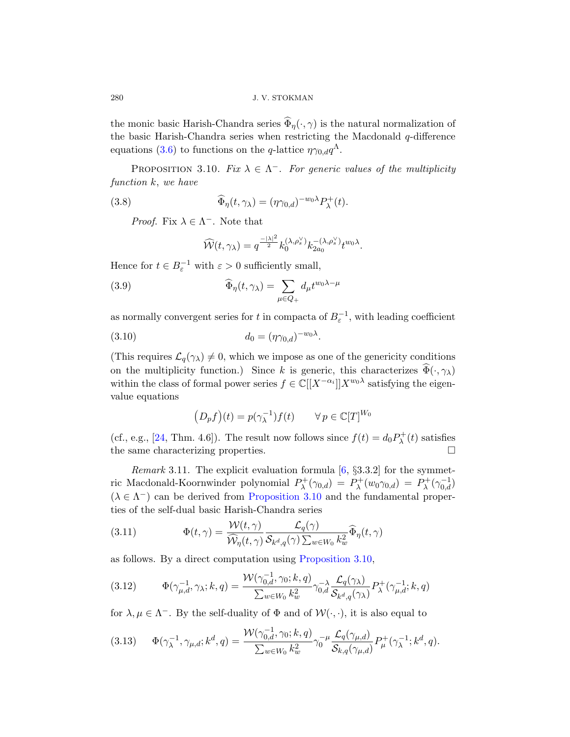the monic basic Harish-Chandra series $\widehat{\Phi}_\eta(\cdot,\gamma)$ is the natural normalization of the basic Harish-Chandra series when restricting the Macdonald $q$-difference equations (3.6) to functions on the $q$-lattice $\eta\gamma_{0,d}q^{\Lambda}$.

PROPOSITION 3.10. *Fix $\lambda \in \Lambda^-$. For generic values of the multiplicity function $k$, we have*

$$\widehat{\Phi}_\eta(t,\gamma_\lambda) = (\eta\gamma_{0,d})^{-w_0\lambda}P_\lambda^+(t). \tag{3.8}$$

*Proof.* Fix $\lambda \in \Lambda^-$. Note that

$$\widehat{\mathcal{W}}(t,\gamma_\lambda) = q^{\frac{-|\lambda|^2}{2}}k_0^{(\lambda,\rho_s^\vee)}k_{2a_0}^{-(\lambda,\rho_s^\vee)}t^{w_0\lambda}.$$

Hence for $t \in B_\varepsilon^{-1}$ with $\varepsilon > 0$ sufficiently small,

$$\widehat{\Phi}_\eta(t,\gamma_\lambda) = \sum_{\mu\in Q_+} d_\mu t^{w_0\lambda-\mu} \tag{3.9}$$

as normally convergent series for $t$ in compacta of $B_\varepsilon^{-1}$, with leading coefficient

$$d_0 = (\eta\gamma_{0,d})^{-w_0\lambda}. \tag{3.10}$$

(This requires $\mathcal{L}_q(\gamma_\lambda) \neq 0$, which we impose as one of the genericity conditions on the multiplicity function.) Since $k$ is generic, this characterizes $\widehat{\Phi}(\cdot,\gamma_\lambda)$ within the class of formal power series $f \in \mathbb{C}[[X^{-\alpha_i}]]X^{w_0\lambda}$ satisfying the eigenvalue equations

$$\big(D_pf\big)(t) = p(\gamma_\lambda^{-1})f(t) \qquad \forall\, p \in \mathbb{C}[T]^{W_0}$$

(cf., e.g., [24, Thm. 4.6]). The result now follows since $f(t) = d_0P_\lambda^+(t)$ satisfies the same characterizing properties. $\square$

*Remark* 3.11. The explicit evaluation formula [6, §3.3.2] for the symmetric Macdonald-Koornwinder polynomial $P_\lambda^+(\gamma_{0,d}) = P_\lambda^+(w_0\gamma_{0,d}) = P_\lambda^+(\gamma_{0,d}^{-1})$ ($\lambda \in \Lambda^-$) can be derived from Proposition 3.10 and the fundamental properties of the self-dual basic Harish-Chandra series

$$\Phi(t,\gamma) = \frac{\mathcal{W}(t,\gamma)}{\widehat{\mathcal{W}}_\eta(t,\gamma)}\frac{\mathcal{L}_q(\gamma)}{\mathcal{S}_{k^d,q}(\gamma)\sum_{w\in W_0}k_w^2}\widehat{\Phi}_\eta(t,\gamma) \tag{3.11}$$

as follows. By a direct computation using Proposition 3.10,

$$\Phi(\gamma_{\mu,d}^{-1},\gamma_\lambda;k,q) = \frac{\mathcal{W}(\gamma_{0,d}^{-1},\gamma_0;k,q)}{\sum_{w\in W_0}k_w^2}\gamma_{0,d}^{-\lambda}\frac{\mathcal{L}_q(\gamma_\lambda)}{\mathcal{S}_{k^d,q}(\gamma_\lambda)}P_\lambda^+(\gamma_{\mu,d}^{-1};k,q) \tag{3.12}$$

for $\lambda,\mu \in \Lambda^-$. By the self-duality of $\Phi$ and of $\mathcal{W}(\cdot,\cdot)$, it is also equal to

$$\Phi(\gamma_\lambda^{-1},\gamma_{\mu,d};k^d,q) = \frac{\mathcal{W}(\gamma_{0,d}^{-1},\gamma_0;k,q)}{\sum_{w\in W_0}k_w^2}\gamma_0^{-\mu}\frac{\mathcal{L}_q(\gamma_{\mu,d})}{\mathcal{S}_{k,q}(\gamma_{\mu,d})}P_\mu^+(\gamma_\lambda^{-1};k^d,q). \tag{3.13}$$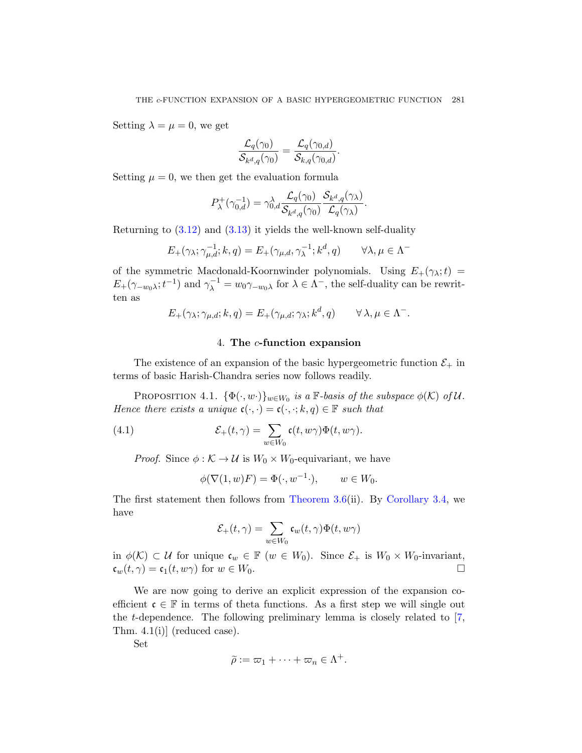Setting $\lambda = \mu = 0$, we get

$$\frac{\mathcal{L}_q(\gamma_0)}{\mathcal{S}_{k^d,q}(\gamma_0)} = \frac{\mathcal{L}_q(\gamma_{0,d})}{\mathcal{S}_{k,q}(\gamma_{0,d})}.$$

Setting $\mu = 0$, we then get the evaluation formula

$$P_\lambda^+(\gamma_{0,d}^{-1}) = \gamma_{0,d}^\lambda \frac{\mathcal{L}_q(\gamma_0)}{\mathcal{S}_{k^d,q}(\gamma_0)} \frac{\mathcal{S}_{k^d,q}(\gamma_\lambda)}{\mathcal{L}_q(\gamma_\lambda)}.$$

Returning to (3.12) and (3.13) it yields the well-known self-duality

$$E_+(\gamma_\lambda; \gamma_{\mu,d}^{-1}; k, q) = E_+(\gamma_{\mu,d}, \gamma_\lambda^{-1}; k^d, q) \qquad \forall \lambda, \mu \in \Lambda^-$$

of the symmetric Macdonald-Koornwinder polynomials. Using $E_+(\gamma_\lambda; t) = E_+(\gamma_{-w_0\lambda}; t^{-1})$ and $\gamma_\lambda^{-1} = w_0\gamma_{-w_0\lambda}$ for $\lambda \in \Lambda^-$, the self-duality can be rewritten as

$$E_+(\gamma_\lambda; \gamma_{\mu,d}; k, q) = E_+(\gamma_{\mu,d}; \gamma_\lambda; k^d, q) \qquad \forall\, \lambda, \mu \in \Lambda^-.$$

## 4. The $c$-function expansion

The existence of an expansion of the basic hypergeometric function $\mathcal{E}_+$ in terms of basic Harish-Chandra series now follows readily.

Proposition 4.1. *$\{\Phi(\cdot, w\cdot)\}_{w\in W_0}$ is a $\mathbb{F}$-basis of the subspace $\phi(\mathcal{K})$ of $\mathcal{U}$. Hence there exists a unique $\mathfrak{c}(\cdot,\cdot) = \mathfrak{c}(\cdot,\cdot; k, q) \in \mathbb{F}$ such that*

$$\mathcal{E}_+(t,\gamma) = \sum_{w\in W_0} \mathfrak{c}(t, w\gamma)\Phi(t, w\gamma). \tag{4.1}$$

*Proof.* Since $\phi : \mathcal{K} \to \mathcal{U}$ is $W_0 \times W_0$-equivariant, we have

$$\phi(\nabla(1, w)F) = \Phi(\cdot, w^{-1}\cdot), \qquad w \in W_0.$$

The first statement then follows from Theorem 3.6(ii). By Corollary 3.4, we have

$$\mathcal{E}_+(t,\gamma) = \sum_{w\in W_0} \mathfrak{c}_w(t,\gamma)\Phi(t, w\gamma)$$

in $\phi(\mathcal{K}) \subset \mathcal{U}$ for unique $\mathfrak{c}_w \in \mathbb{F}$ ($w \in W_0$). Since $\mathcal{E}_+$ is $W_0 \times W_0$-invariant, $\mathfrak{c}_w(t,\gamma) = \mathfrak{c}_1(t, w\gamma)$ for $w \in W_0$. $\square$

We are now going to derive an explicit expression of the expansion coefficient $\mathfrak{c} \in \mathbb{F}$ in terms of theta functions. As a first step we will single out the $t$-dependence. The following preliminary lemma is closely related to [7, Thm. 4.1(i)] (reduced case).

Set

$$\widetilde{\rho} := \varpi_1 + \cdots + \varpi_n \in \Lambda^+.$$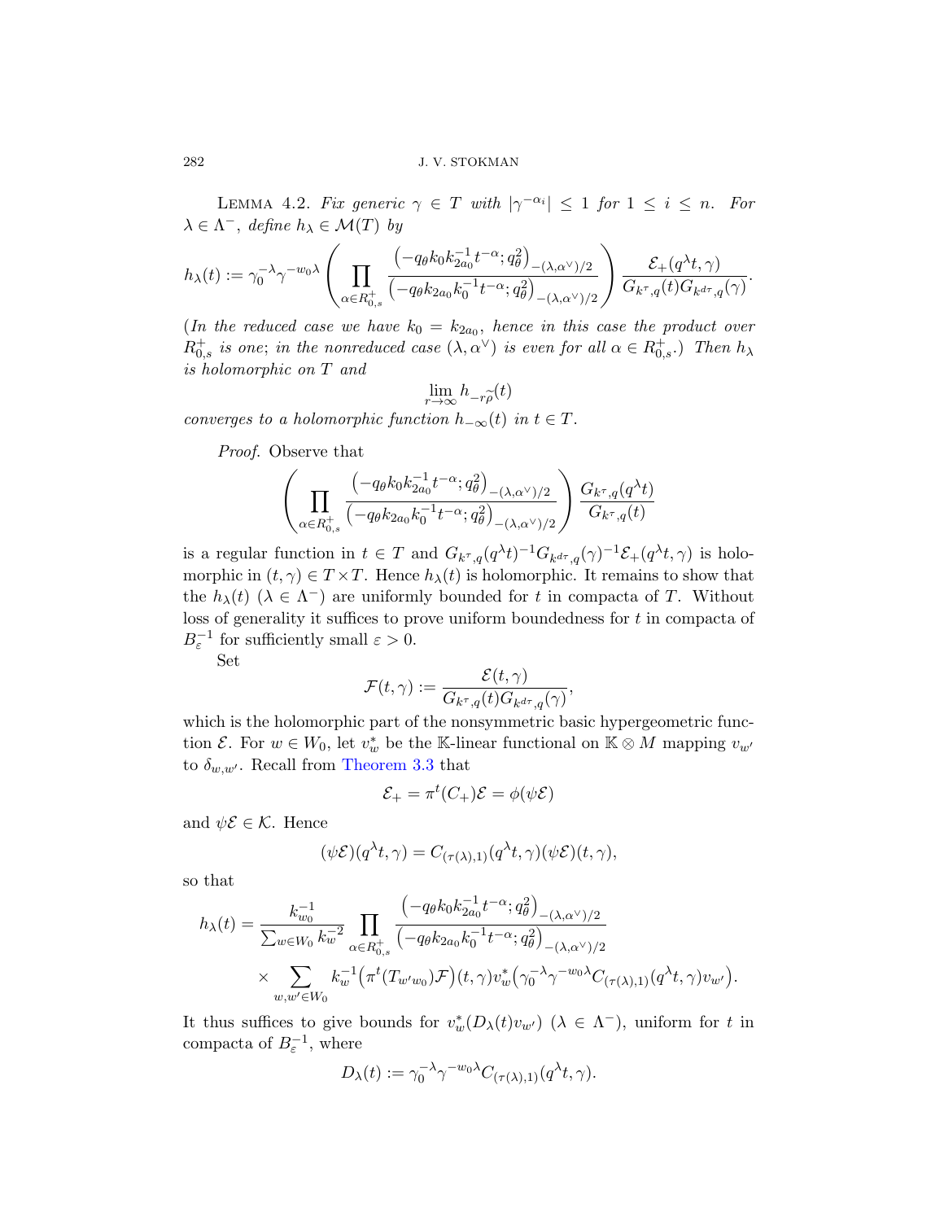**Lemma 4.2.** *Fix generic $\gamma \in T$ with $|\gamma^{-\alpha_i}| \leq 1$ for $1 \leq i \leq n$. For $\lambda \in \Lambda^-$, define $h_\lambda \in \mathcal{M}(T)$ by*

$$
h_\lambda(t) := \gamma_0^{-\lambda}\gamma^{-w_0\lambda}\left(\prod_{\alpha\in R_{0,s}^+}\frac{\left(-q_\theta k_0 k_{2a_0}^{-1}t^{-\alpha};q_\theta^2\right)_{-(\lambda,\alpha^\vee)/2}}{\left(-q_\theta k_{2a_0}k_0^{-1}t^{-\alpha};q_\theta^2\right)_{-(\lambda,\alpha^\vee)/2}}\right)\frac{\mathcal{E}_+(q^\lambda t,\gamma)}{G_{k^\tau,q}(t)G_{k^{d\tau},q}(\gamma)}.
$$

*(In the reduced case we have $k_0 = k_{2a_0}$, hence in this case the product over $R_{0,s}^+$ is one; in the nonreduced case $(\lambda, \alpha^\vee)$ is even for all $\alpha \in R_{0,s}^+$.) Then $h_\lambda$ is holomorphic on $T$ and*

$$
\lim_{r\to\infty} h_{-r\widetilde{\rho}}(t)
$$

*converges to a holomorphic function $h_{-\infty}(t)$ in $t \in T$.*

*Proof.* Observe that

$$
\left(\prod_{\alpha\in R_{0,s}^+}\frac{\left(-q_\theta k_0 k_{2a_0}^{-1}t^{-\alpha};q_\theta^2\right)_{-(\lambda,\alpha^\vee)/2}}{\left(-q_\theta k_{2a_0}k_0^{-1}t^{-\alpha};q_\theta^2\right)_{-(\lambda,\alpha^\vee)/2}}\right)\frac{G_{k^\tau,q}(q^\lambda t)}{G_{k^\tau,q}(t)}
$$

is a regular function in $t \in T$ and $G_{k^\tau,q}(q^\lambda t)^{-1}G_{k^{d\tau},q}(\gamma)^{-1}\mathcal{E}_+(q^\lambda t, \gamma)$ is holomorphic in $(t,\gamma) \in T \times T$. Hence $h_\lambda(t)$ is holomorphic. It remains to show that the $h_\lambda(t)$ ($\lambda \in \Lambda^-$) are uniformly bounded for $t$ in compacta of $T$. Without loss of generality it suffices to prove uniform boundedness for $t$ in compacta of $B_\varepsilon^{-1}$ for sufficiently small $\varepsilon > 0$.

Set

$$
\mathcal{F}(t,\gamma) := \frac{\mathcal{E}(t,\gamma)}{G_{k^\tau,q}(t)G_{k^{d\tau},q}(\gamma)},
$$

which is the holomorphic part of the nonsymmetric basic hypergeometric function $\mathcal{E}$. For $w \in W_0$, let $v_w^*$ be the $\mathbb{K}$-linear functional on $\mathbb{K} \otimes M$ mapping $v_{w'}$ to $\delta_{w,w'}$. Recall from Theorem 3.3 that

$$
\mathcal{E}_+ = \pi^t(C_+)\mathcal{E} = \phi(\psi\mathcal{E})
$$

and $\psi\mathcal{E} \in \mathcal{K}$. Hence

$$
(\psi\mathcal{E})(q^\lambda t,\gamma) = C_{(\tau(\lambda),1)}(q^\lambda t,\gamma)(\psi\mathcal{E})(t,\gamma),
$$

so that

$$
\begin{aligned}
h_\lambda(t) = \frac{k_{w_0}^{-1}}{\sum_{w\in W_0}k_w^{-2}}&\prod_{\alpha\in R_{0,s}^+}\frac{\left(-q_\theta k_0 k_{2a_0}^{-1}t^{-\alpha};q_\theta^2\right)_{-(\lambda,\alpha^\vee)/2}}{\left(-q_\theta k_{2a_0}k_0^{-1}t^{-\alpha};q_\theta^2\right)_{-(\lambda,\alpha^\vee)/2}}\\
&\times\sum_{w,w'\in W_0}k_w^{-1}\big(\pi^t(T_{w'w_0})\mathcal{F}\big)(t,\gamma)v_w^*\big(\gamma_0^{-\lambda}\gamma^{-w_0\lambda}C_{(\tau(\lambda),1)}(q^\lambda t,\gamma)v_{w'}\big).
\end{aligned}
$$

It thus suffices to give bounds for $v_w^*(D_\lambda(t)v_{w'})$ ($\lambda \in \Lambda^-$), uniform for $t$ in compacta of $B_\varepsilon^{-1}$, where

$$
D_\lambda(t) := \gamma_0^{-\lambda}\gamma^{-w_0\lambda}C_{(\tau(\lambda),1)}(q^\lambda t,\gamma).
$$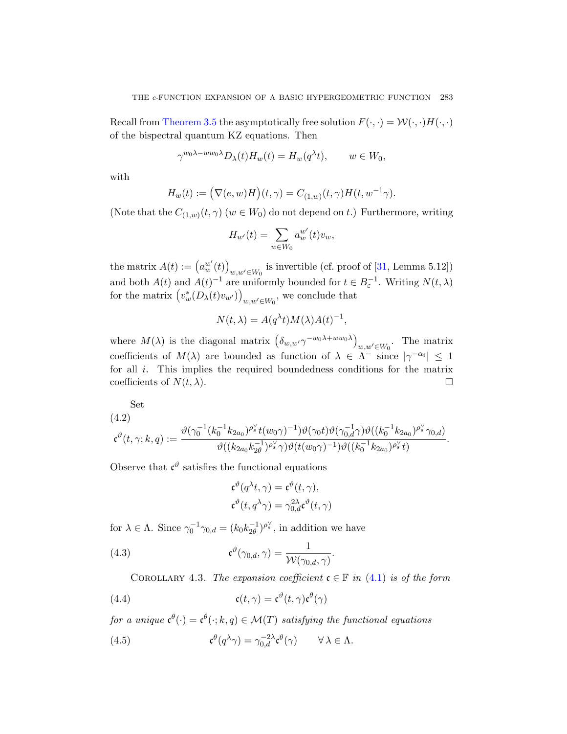Recall from Theorem 3.5 the asymptotically free solution $F(\cdot,\cdot) = \mathcal{W}(\cdot,\cdot)H(\cdot,\cdot)$ of the bispectral quantum KZ equations. Then

$$\gamma^{w_0\lambda - ww_0\lambda} D_\lambda(t) H_w(t) = H_w(q^\lambda t), \qquad w \in W_0,$$

with

$$H_w(t) := \big(\nabla(e,w)H\big)(t,\gamma) = C_{(1,w)}(t,\gamma)H(t, w^{-1}\gamma).$$

(Note that the $C_{(1,w)}(t,\gamma)$ ($w \in W_0$) do not depend on $t$.) Furthermore, writing

$$H_{w'}(t) = \sum_{w \in W_0} a_w^{w'}(t) v_w,$$

the matrix $A(t) := \big(a_w^{w'}(t)\big)_{w,w' \in W_0}$ is invertible (cf. proof of [31, Lemma 5.12]) and both $A(t)$ and $A(t)^{-1}$ are uniformly bounded for $t \in B_\varepsilon^{-1}$. Writing $N(t,\lambda)$ for the matrix $\big(v_w^*(D_\lambda(t)v_{w'})\big)_{w,w' \in W_0}$, we conclude that

$$N(t,\lambda) = A(q^\lambda t) M(\lambda) A(t)^{-1},$$

where $M(\lambda)$ is the diagonal matrix $\big(\delta_{w,w'}\gamma^{-w_0\lambda + ww_0\lambda}\big)_{w,w' \in W_0}$. The matrix coefficients of $M(\lambda)$ are bounded as function of $\lambda \in \Lambda^-$ since $|\gamma^{-\alpha_i}| \le 1$ for all $i$. This implies the required boundedness conditions for the matrix coefficients of $N(t,\lambda)$. $\square$

Set

(4.2)
$$\mathfrak{c}^\vartheta(t,\gamma;k,q) := \frac{\vartheta(\gamma_0^{-1}(k_0^{-1}k_{2a_0})^{\rho_s^\vee} t (w_0\gamma)^{-1})\vartheta(\gamma_0 t)\vartheta(\gamma_{0,d}^{-1}\gamma)\vartheta((k_0^{-1}k_{2a_0})^{\rho_s^\vee}\gamma_{0,d})}{\vartheta((k_{2a_0}k_{2\theta}^{-1})^{\rho_s^\vee}\gamma)\vartheta(t(w_0\gamma)^{-1})\vartheta((k_0^{-1}k_{2a_0})^{\rho_s^\vee} t)}.$$

Observe that $\mathfrak{c}^\vartheta$ satisfies the functional equations

$$\mathfrak{c}^\vartheta(q^\lambda t, \gamma) = \mathfrak{c}^\vartheta(t,\gamma),$$
$$\mathfrak{c}^\vartheta(t, q^\lambda\gamma) = \gamma_{0,d}^{2\lambda}\mathfrak{c}^\vartheta(t,\gamma)$$

for $\lambda \in \Lambda$. Since $\gamma_0^{-1}\gamma_{0,d} = (k_0 k_{2\theta}^{-1})^{\rho_s^\vee}$, in addition we have

$$\mathfrak{c}^\vartheta(\gamma_{0,d},\gamma) = \frac{1}{\mathcal{W}(\gamma_{0,d},\gamma)}. \tag{4.3}$$

Corollary 4.3. *The expansion coefficient $\mathfrak{c} \in \mathbb{F}$ in (4.1) is of the form*

$$\mathfrak{c}(t,\gamma) = \mathfrak{c}^\vartheta(t,\gamma)\mathfrak{c}^\theta(\gamma) \tag{4.4}$$

*for a unique $\mathfrak{c}^\theta(\cdot) = \mathfrak{c}^\theta(\cdot;k,q) \in \mathcal{M}(T)$ satisfying the functional equations*

$$\mathfrak{c}^\theta(q^\lambda\gamma) = \gamma_{0,d}^{-2\lambda}\mathfrak{c}^\theta(\gamma) \qquad \forall\, \lambda \in \Lambda. \tag{4.5}$$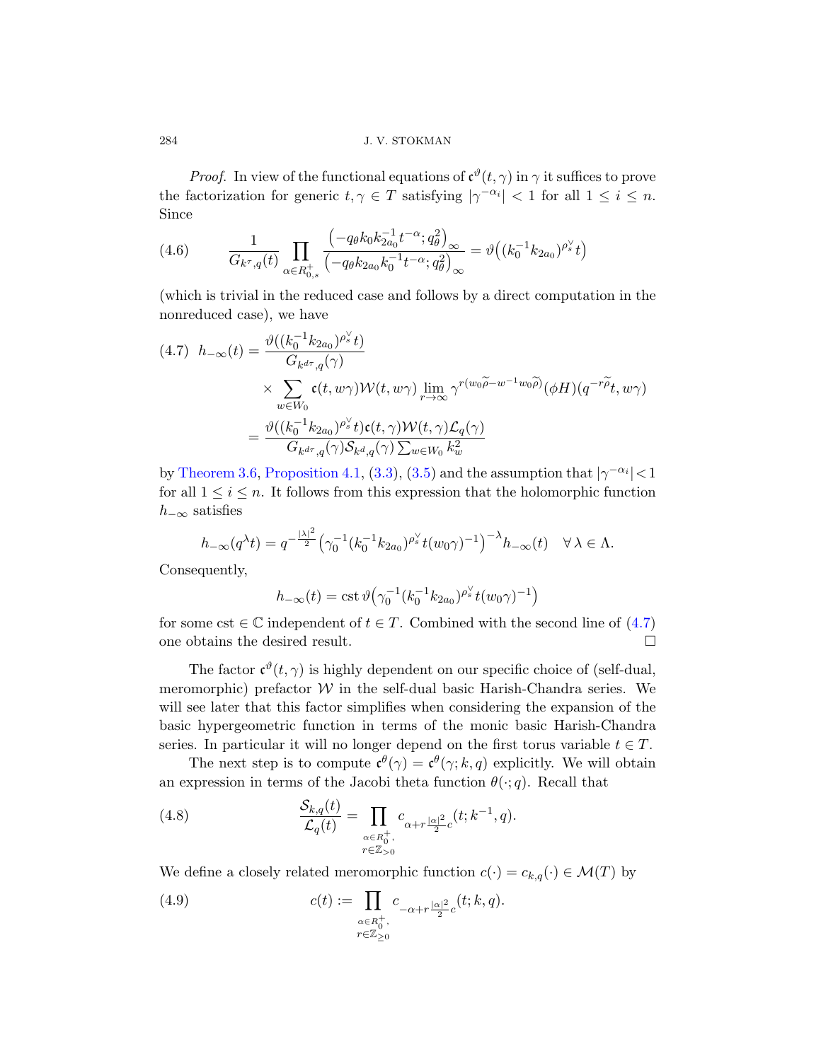*Proof.* In view of the functional equations of $\mathfrak{c}^{\vartheta}(t,\gamma)$ in $\gamma$ it suffices to prove the factorization for generic $t,\gamma \in T$ satisfying $|\gamma^{-\alpha_i}| < 1$ for all $1 \leq i \leq n$. Since

$$\frac{1}{G_{k^\tau,q}(t)} \prod_{\alpha \in R_{0,s}^+} \frac{\left(-q_\theta k_0 k_{2a_0}^{-1} t^{-\alpha}; q_\theta^2\right)_\infty}{\left(-q_\theta k_{2a_0} k_0^{-1} t^{-\alpha}; q_\theta^2\right)_\infty} = \vartheta\big((k_0^{-1}k_{2a_0})^{\rho_s^\vee} t\big) \tag{4.6}$$

(which is trivial in the reduced case and follows by a direct computation in the nonreduced case), we have

$$\begin{aligned} h_{-\infty}(t) &= \frac{\vartheta((k_0^{-1}k_{2a_0})^{\rho_s^\vee} t)}{G_{k^{d\tau},q}(\gamma)} \\ &\quad\times \sum_{w \in W_0} \mathfrak{c}(t, w\gamma)\mathcal{W}(t, w\gamma) \lim_{r\to\infty} \gamma^{r(w_0\widetilde{\rho} - w^{-1}w_0\widetilde{\rho})}(\phi H)(q^{-r\widetilde{\rho}}t, w\gamma) \\ &= \frac{\vartheta((k_0^{-1}k_{2a_0})^{\rho_s^\vee} t)\mathfrak{c}(t,\gamma)\mathcal{W}(t,\gamma)\mathcal{L}_q(\gamma)}{G_{k^{d\tau},q}(\gamma)\mathcal{S}_{k^d,q}(\gamma)\sum_{w\in W_0} k_w^2} \end{aligned} \tag{4.7}$$

by Theorem 3.6, Proposition 4.1, (3.3), (3.5) and the assumption that $|\gamma^{-\alpha_i}| < 1$ for all $1 \leq i \leq n$. It follows from this expression that the holomorphic function $h_{-\infty}$ satisfies

$$h_{-\infty}(q^\lambda t) = q^{-\frac{|\lambda|^2}{2}} \big(\gamma_0^{-1}(k_0^{-1}k_{2a_0})^{\rho_s^\vee} t (w_0\gamma)^{-1}\big)^{-\lambda} h_{-\infty}(t) \quad \forall\, \lambda \in \Lambda.$$

Consequently,

$$h_{-\infty}(t) = \mathrm{cst}\, \vartheta\big(\gamma_0^{-1}(k_0^{-1}k_{2a_0})^{\rho_s^\vee} t(w_0\gamma)^{-1}\big)$$

for some $\mathrm{cst} \in \mathbb{C}$ independent of $t \in T$. Combined with the second line of (4.7) one obtains the desired result. □

The factor $\mathfrak{c}^{\vartheta}(t,\gamma)$ is highly dependent on our specific choice of (self-dual, meromorphic) prefactor $\mathcal{W}$ in the self-dual basic Harish-Chandra series. We will see later that this factor simplifies when considering the expansion of the basic hypergeometric function in terms of the monic basic Harish-Chandra series. In particular it will no longer depend on the first torus variable $t \in T$.

The next step is to compute $\mathfrak{c}^{\theta}(\gamma) = \mathfrak{c}^{\theta}(\gamma; k, q)$ explicitly. We will obtain an expression in terms of the Jacobi theta function $\theta(\cdot; q)$. Recall that

$$\frac{\mathcal{S}_{k,q}(t)}{\mathcal{L}_q(t)} = \prod_{\substack{\alpha \in R_0^+, \\ r \in \mathbb{Z}_{>0}}} c_{\alpha + r\frac{|\alpha|^2}{2}c}(t; k^{-1}, q). \tag{4.8}$$

We define a closely related meromorphic function $c(\cdot) = c_{k,q}(\cdot) \in \mathcal{M}(T)$ by

$$c(t) := \prod_{\substack{\alpha \in R_0^+, \\ r \in \mathbb{Z}_{\geq 0}}} c_{-\alpha + r\frac{|\alpha|^2}{2}c}(t; k, q). \tag{4.9}$$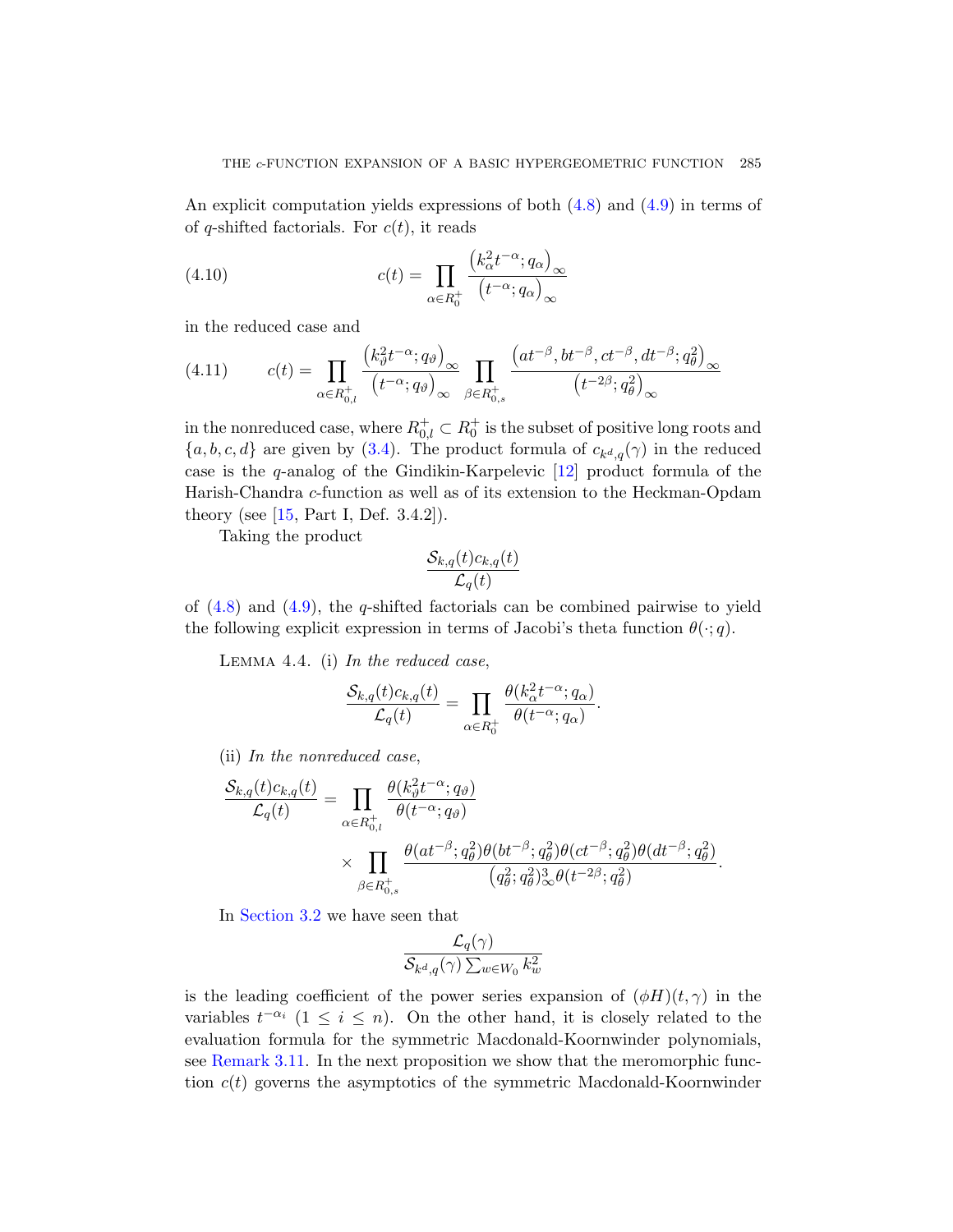An explicit computation yields expressions of both (4.8) and (4.9) in terms of of $q$-shifted factorials. For $c(t)$, it reads

$$c(t) = \prod_{\alpha \in R_0^+} \frac{\left(k_\alpha^2 t^{-\alpha}; q_\alpha\right)_\infty}{\left(t^{-\alpha}; q_\alpha\right)_\infty} \tag{4.10}$$

in the reduced case and

$$c(t) = \prod_{\alpha \in R_{0,l}^+} \frac{\left(k_\vartheta^2 t^{-\alpha}; q_\vartheta\right)_\infty}{\left(t^{-\alpha}; q_\vartheta\right)_\infty} \prod_{\beta \in R_{0,s}^+} \frac{\left(at^{-\beta}, bt^{-\beta}, ct^{-\beta}, dt^{-\beta}; q_\theta^2\right)_\infty}{\left(t^{-2\beta}; q_\theta^2\right)_\infty} \tag{4.11}$$

in the nonreduced case, where $R_{0,l}^+ \subset R_0^+$ is the subset of positive long roots and $\{a, b, c, d\}$ are given by (3.4). The product formula of $c_{k^d,q}(\gamma)$ in the reduced case is the $q$-analog of the Gindikin-Karpelevic [12] product formula of the Harish-Chandra $c$-function as well as of its extension to the Heckman-Opdam theory (see [15, Part I, Def. 3.4.2]).

Taking the product

$$\frac{\mathcal{S}_{k,q}(t) c_{k,q}(t)}{\mathcal{L}_q(t)}$$

of (4.8) and (4.9), the $q$-shifted factorials can be combined pairwise to yield the following explicit expression in terms of Jacobi's theta function $\theta(\cdot; q)$.

Lemma 4.4. (i) *In the reduced case,*

$$\frac{\mathcal{S}_{k,q}(t) c_{k,q}(t)}{\mathcal{L}_q(t)} = \prod_{\alpha \in R_0^+} \frac{\theta(k_\alpha^2 t^{-\alpha}; q_\alpha)}{\theta(t^{-\alpha}; q_\alpha)}.$$

(ii) *In the nonreduced case,*

$$\begin{aligned} \frac{\mathcal{S}_{k,q}(t) c_{k,q}(t)}{\mathcal{L}_q(t)} = &\prod_{\alpha \in R_{0,l}^+} \frac{\theta(k_\vartheta^2 t^{-\alpha}; q_\vartheta)}{\theta(t^{-\alpha}; q_\vartheta)} \\ &\times \prod_{\beta \in R_{0,s}^+} \frac{\theta(at^{-\beta}; q_\theta^2)\theta(bt^{-\beta}; q_\theta^2)\theta(ct^{-\beta}; q_\theta^2)\theta(dt^{-\beta}; q_\theta^2)}{\left(q_\theta^2; q_\theta^2\right)_\infty^3 \theta(t^{-2\beta}; q_\theta^2)}. \end{aligned}$$

In Section 3.2 we have seen that

$$\frac{\mathcal{L}_q(\gamma)}{\mathcal{S}_{k^d,q}(\gamma) \sum_{w \in W_0} k_w^2}$$

is the leading coefficient of the power series expansion of $(\phi H)(t, \gamma)$ in the variables $t^{-\alpha_i}$ ($1 \leq i \leq n$). On the other hand, it is closely related to the evaluation formula for the symmetric Macdonald-Koornwinder polynomials, see Remark 3.11. In the next proposition we show that the meromorphic function $c(t)$ governs the asymptotics of the symmetric Macdonald-Koornwinder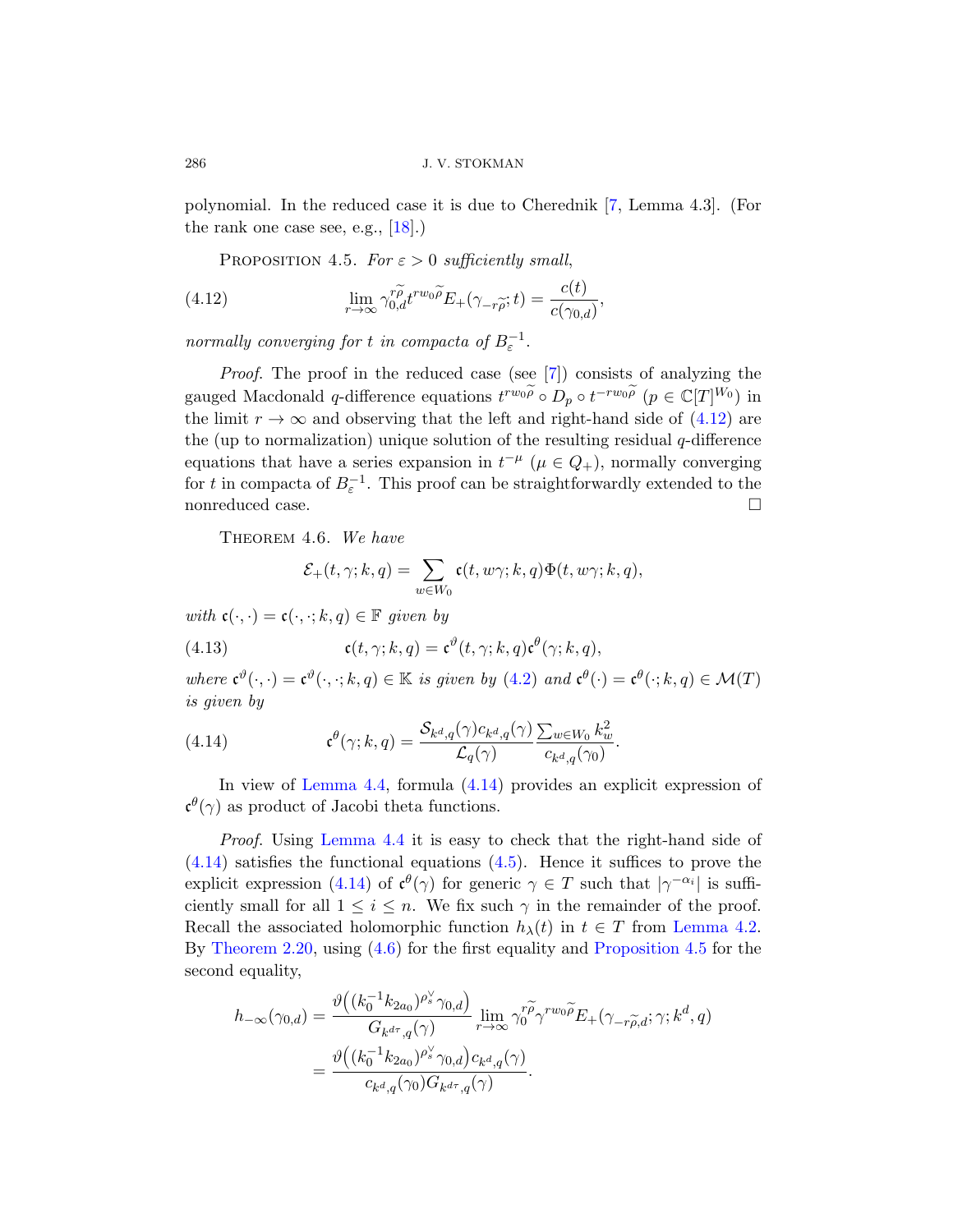polynomial. In the reduced case it is due to Cherednik [7, Lemma 4.3]. (For the rank one case see, e.g., [18].)

Proposition 4.5. *For $\varepsilon > 0$ sufficiently small,*

$$\lim_{r\to\infty} \gamma_{0,d}^{r\widetilde{\rho}} t^{rw_0\widetilde{\rho}} E_+(\gamma_{-r\widetilde{\rho}}; t) = \frac{c(t)}{c(\gamma_{0,d})}, \tag{4.12}$$

*normally converging for $t$ in compacta of $B_\varepsilon^{-1}$.*

*Proof.* The proof in the reduced case (see [7]) consists of analyzing the gauged Macdonald $q$-difference equations $t^{rw_0\widetilde{\rho}} \circ D_p \circ t^{-rw_0\widetilde{\rho}}$ ($p \in \mathbb{C}[T]^{W_0}$) in the limit $r \to \infty$ and observing that the left and right-hand side of (4.12) are the (up to normalization) unique solution of the resulting residual $q$-difference equations that have a series expansion in $t^{-\mu}$ ($\mu \in Q_+$), normally converging for $t$ in compacta of $B_\varepsilon^{-1}$. This proof can be straightforwardly extended to the nonreduced case. $\square$

Theorem 4.6. *We have*

$$\mathcal{E}_+(t,\gamma;k,q) = \sum_{w\in W_0} \mathfrak{c}(t,w\gamma;k,q)\Phi(t,w\gamma;k,q),$$

*with $\mathfrak{c}(\cdot,\cdot) = \mathfrak{c}(\cdot,\cdot;k,q) \in \mathbb{F}$ given by*

$$\mathfrak{c}(t,\gamma;k,q) = \mathfrak{c}^{\vartheta}(t,\gamma;k,q)\mathfrak{c}^{\theta}(\gamma;k,q), \tag{4.13}$$

*where $\mathfrak{c}^{\vartheta}(\cdot,\cdot) = \mathfrak{c}^{\vartheta}(\cdot,\cdot;k,q) \in \mathbb{K}$ is given by (4.2) and $\mathfrak{c}^{\theta}(\cdot) = \mathfrak{c}^{\theta}(\cdot;k,q) \in \mathcal{M}(T)$ is given by*

$$\mathfrak{c}^{\theta}(\gamma;k,q) = \frac{\mathcal{S}_{k^d,q}(\gamma)c_{k^d,q}(\gamma)}{\mathcal{L}_q(\gamma)} \frac{\sum_{w\in W_0} k_w^2}{c_{k^d,q}(\gamma_0)}. \tag{4.14}$$

In view of Lemma 4.4, formula (4.14) provides an explicit expression of $\mathfrak{c}^{\theta}(\gamma)$ as product of Jacobi theta functions.

*Proof.* Using Lemma 4.4 it is easy to check that the right-hand side of (4.14) satisfies the functional equations (4.5). Hence it suffices to prove the explicit expression (4.14) of $\mathfrak{c}^{\theta}(\gamma)$ for generic $\gamma \in T$ such that $|\gamma^{-\alpha_i}|$ is sufficiently small for all $1 \leq i \leq n$. We fix such $\gamma$ in the remainder of the proof. Recall the associated holomorphic function $h_\lambda(t)$ in $t \in T$ from Lemma 4.2. By Theorem 2.20, using (4.6) for the first equality and Proposition 4.5 for the second equality,

$$\begin{aligned}
h_{-\infty}(\gamma_{0,d}) &= \frac{\vartheta\big((k_0^{-1}k_{2a_0})^{\rho_s^\vee}\gamma_{0,d}\big)}{G_{k^{d\tau},q}(\gamma)} \lim_{r\to\infty} \gamma_0^{r\widetilde{\rho}}\gamma^{rw_0\widetilde{\rho}} E_+(\gamma_{-r\widetilde{\rho},d};\gamma;k^d,q) \\
&= \frac{\vartheta\big((k_0^{-1}k_{2a_0})^{\rho_s^\vee}\gamma_{0,d}\big)c_{k^d,q}(\gamma)}{c_{k^d,q}(\gamma_0)G_{k^{d\tau},q}(\gamma)}.
\end{aligned}$$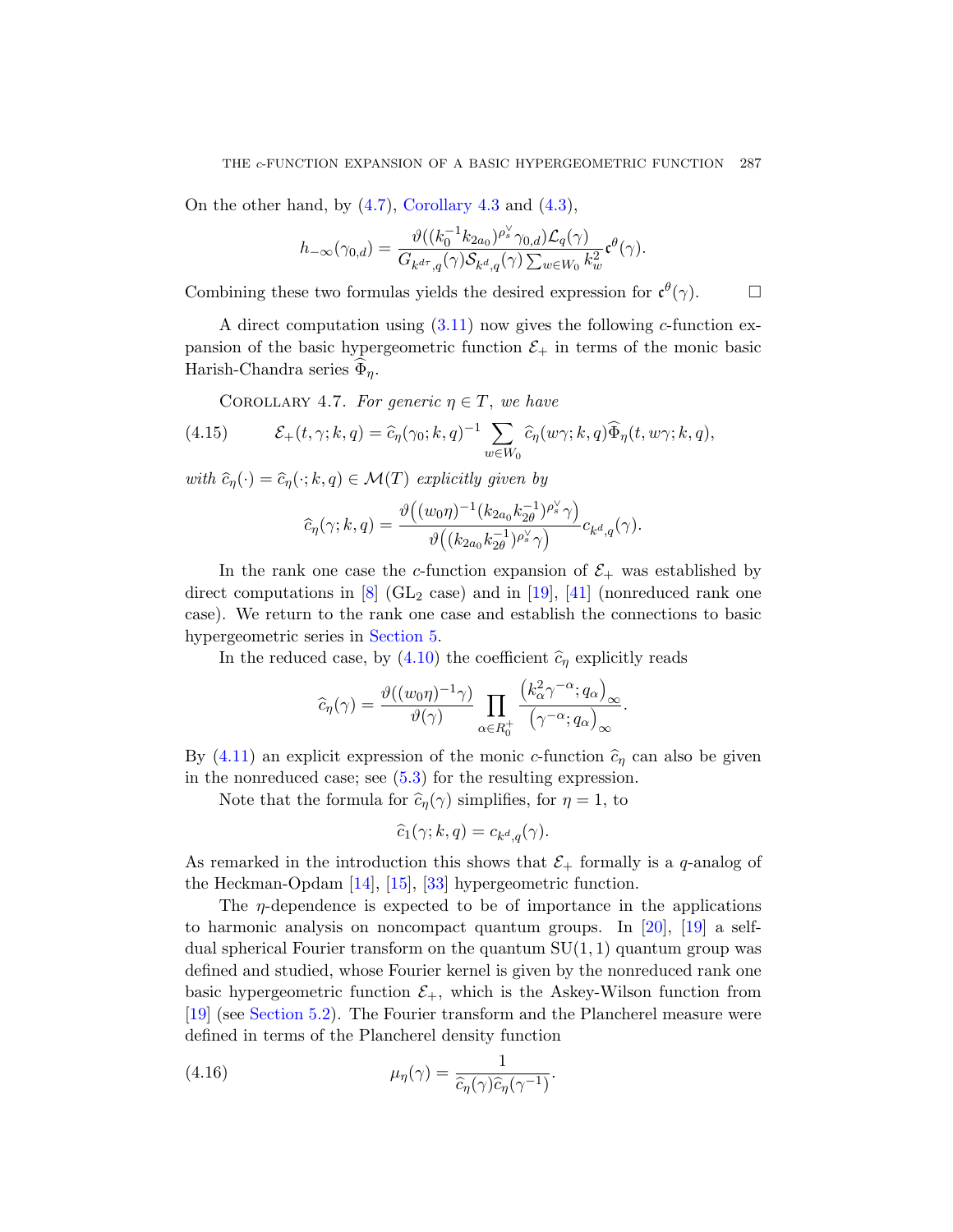On the other hand, by (4.7), Corollary 4.3 and (4.3),

$$h_{-\infty}(\gamma_{0,d}) = \frac{\vartheta((k_0^{-1}k_{2a_0})^{\rho_s^\vee}\gamma_{0,d})\mathcal{L}_q(\gamma)}{G_{k^{d\tau},q}(\gamma)\mathcal{S}_{k^d,q}(\gamma)\sum_{w\in W_0}k_w^2}\mathfrak{c}^\theta(\gamma).$$

Combining these two formulas yields the desired expression for $\mathfrak{c}^\theta(\gamma)$. $\square$

A direct computation using (3.11) now gives the following $c$-function expansion of the basic hypergeometric function $\mathcal{E}_+$ in terms of the monic basic Harish-Chandra series $\widehat{\Phi}_\eta$.

Corollary 4.7. *For generic $\eta \in T$, we have*

$$\mathcal{E}_+(t,\gamma;k,q) = \widehat{c}_\eta(\gamma_0;k,q)^{-1}\sum_{w\in W_0}\widehat{c}_\eta(w\gamma;k,q)\widehat{\Phi}_\eta(t,w\gamma;k,q), \tag{4.15}$$

*with $\widehat{c}_\eta(\cdot) = \widehat{c}_\eta(\cdot;k,q) \in \mathcal{M}(T)$ explicitly given by*

$$\widehat{c}_\eta(\gamma;k,q) = \frac{\vartheta\big((w_0\eta)^{-1}(k_{2a_0}k_{2\theta}^{-1})^{\rho_s^\vee}\gamma\big)}{\vartheta\big((k_{2a_0}k_{2\theta}^{-1})^{\rho_s^\vee}\gamma\big)}c_{k^d,q}(\gamma).$$

In the rank one case the $c$-function expansion of $\mathcal{E}_+$ was established by direct computations in [8] ($GL_2$ case) and in [19], [41] (nonreduced rank one case). We return to the rank one case and establish the connections to basic hypergeometric series in Section 5.

In the reduced case, by (4.10) the coefficient $\widehat{c}_\eta$ explicitly reads

$$\widehat{c}_\eta(\gamma) = \frac{\vartheta((w_0\eta)^{-1}\gamma)}{\vartheta(\gamma)}\prod_{\alpha\in R_0^+}\frac{\big(k_\alpha^2\gamma^{-\alpha};q_\alpha\big)_\infty}{\big(\gamma^{-\alpha};q_\alpha\big)_\infty}.$$

By (4.11) an explicit expression of the monic $c$-function $\widehat{c}_\eta$ can also be given in the nonreduced case; see (5.3) for the resulting expression.

Note that the formula for $\widehat{c}_\eta(\gamma)$ simplifies, for $\eta = 1$, to

$$\widehat{c}_1(\gamma;k,q) = c_{k^d,q}(\gamma).$$

As remarked in the introduction this shows that $\mathcal{E}_+$ formally is a $q$-analog of the Heckman-Opdam [14], [15], [33] hypergeometric function.

The $\eta$-dependence is expected to be of importance in the applications to harmonic analysis on noncompact quantum groups. In [20], [19] a self-dual spherical Fourier transform on the quantum $SU(1,1)$ quantum group was defined and studied, whose Fourier kernel is given by the nonreduced rank one basic hypergeometric function $\mathcal{E}_+$, which is the Askey-Wilson function from [19] (see Section 5.2). The Fourier transform and the Plancherel measure were defined in terms of the Plancherel density function

$$\mu_\eta(\gamma) = \frac{1}{\widehat{c}_\eta(\gamma)\widehat{c}_\eta(\gamma^{-1})}. \tag{4.16}$$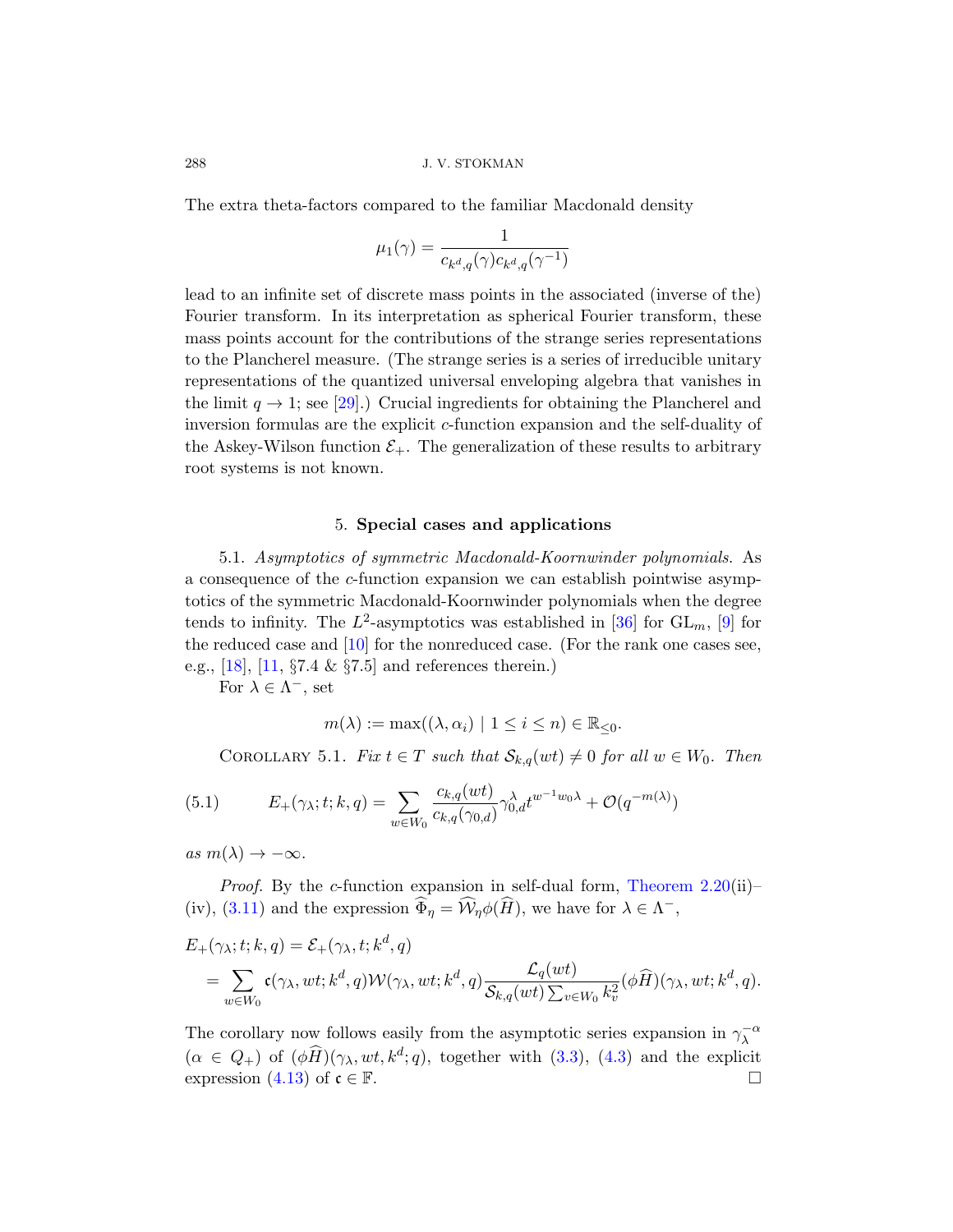The extra theta-factors compared to the familiar Macdonald density

$$\mu_1(\gamma) = \frac{1}{c_{k^d,q}(\gamma)c_{k^d,q}(\gamma^{-1})}$$

lead to an infinite set of discrete mass points in the associated (inverse of the) Fourier transform. In its interpretation as spherical Fourier transform, these mass points account for the contributions of the strange series representations to the Plancherel measure. (The strange series is a series of irreducible unitary representations of the quantized universal enveloping algebra that vanishes in the limit $q \to 1$; see [29].) Crucial ingredients for obtaining the Plancherel and inversion formulas are the explicit $c$-function expansion and the self-duality of the Askey-Wilson function $\mathcal{E}_+$. The generalization of these results to arbitrary root systems is not known.

## 5. Special cases and applications

5.1. *Asymptotics of symmetric Macdonald-Koornwinder polynomials.* As a consequence of the $c$-function expansion we can establish pointwise asymptotics of the symmetric Macdonald-Koornwinder polynomials when the degree tends to infinity. The $L^2$-asymptotics was established in [36] for $\mathrm{GL}_m$, [9] for the reduced case and [10] for the nonreduced case. (For the rank one cases see, e.g., [18], [11, §7.4 & §7.5] and references therein.)

For $\lambda \in \Lambda^-$, set

$$m(\lambda) := \max((\lambda, \alpha_i) \mid 1 \leq i \leq n) \in \mathbb{R}_{\leq 0}.$$

Corollary 5.1. *Fix $t \in T$ such that $\mathcal{S}_{k,q}(wt) \neq 0$ for all $w \in W_0$. Then*

$$E_+(\gamma_\lambda; t; k, q) = \sum_{w \in W_0} \frac{c_{k,q}(wt)}{c_{k,q}(\gamma_{0,d})} \gamma_{0,d}^{\lambda} t^{w^{-1}w_0\lambda} + \mathcal{O}(q^{-m(\lambda)}) \tag{5.1}$$

*as $m(\lambda) \to -\infty$.*

*Proof.* By the $c$-function expansion in self-dual form, Theorem 2.20(ii)–(iv), (3.11) and the expression $\widehat{\Phi}_\eta = \widehat{\mathcal{W}}_\eta \phi(\widehat{H})$, we have for $\lambda \in \Lambda^-$,

$$\begin{aligned}
E_+(\gamma_\lambda; t; k, q) &= \mathcal{E}_+(\gamma_\lambda, t; k^d, q) \\
&= \sum_{w \in W_0} \mathfrak{c}(\gamma_\lambda, wt; k^d, q) \mathcal{W}(\gamma_\lambda, wt; k^d, q) \frac{\mathcal{L}_q(wt)}{\mathcal{S}_{k,q}(wt)\sum_{v \in W_0} k_v^2} (\phi\widehat{H})(\gamma_\lambda, wt; k^d, q).
\end{aligned}$$

The corollary now follows easily from the asymptotic series expansion in $\gamma_\lambda^{-\alpha}$ ($\alpha \in Q_+$) of $(\phi\widehat{H})(\gamma_\lambda, wt, k^d; q)$, together with (3.3), (4.3) and the explicit expression (4.13) of $\mathfrak{c} \in \mathbb{F}$. $\square$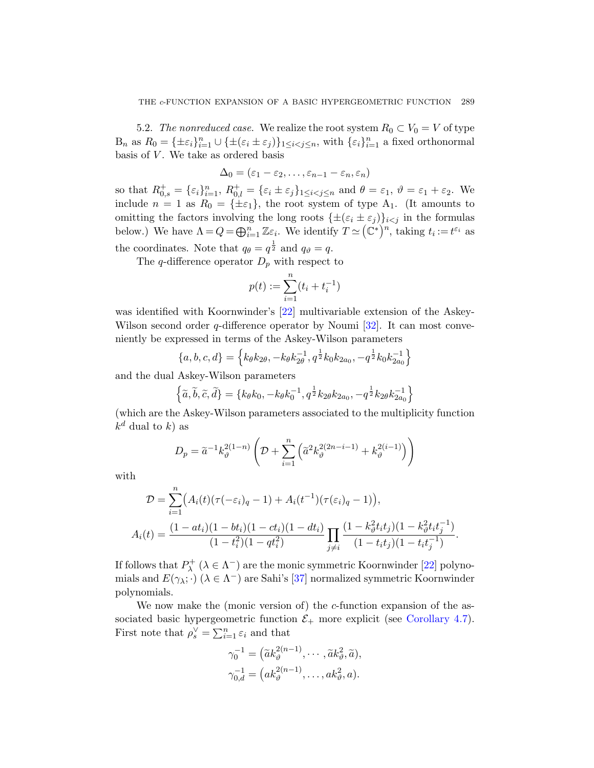5.2. *The nonreduced case.* We realize the root system $R_0 \subset V_0 = V$ of type $\mathrm{B}_n$ as $R_0 = \{\pm\varepsilon_i\}_{i=1}^n \cup \{\pm(\varepsilon_i \pm \varepsilon_j)\}_{1 \le i < j \le n}$, with $\{\varepsilon_i\}_{i=1}^n$ a fixed orthonormal basis of $V$. We take as ordered basis

$$\Delta_0 = (\varepsilon_1 - \varepsilon_2, \ldots, \varepsilon_{n-1} - \varepsilon_n, \varepsilon_n)$$

so that $R_{0,s}^+ = \{\varepsilon_i\}_{i=1}^n$, $R_{0,l}^+ = \{\varepsilon_i \pm \varepsilon_j\}_{1 \le i < j \le n}$ and $\theta = \varepsilon_1$, $\vartheta = \varepsilon_1 + \varepsilon_2$. We include $n = 1$ as $R_0 = \{\pm\varepsilon_1\}$, the root system of type $\mathrm{A}_1$. (It amounts to omitting the factors involving the long roots $\{\pm(\varepsilon_i \pm \varepsilon_j)\}_{i<j}$ in the formulas below.) We have $\Lambda = Q = \bigoplus_{i=1}^n \mathbb{Z}\varepsilon_i$. We identify $T \simeq \left(\mathbb{C}^*\right)^n$, taking $t_i := t^{\varepsilon_i}$ as the coordinates. Note that $q_\theta = q^{\frac{1}{2}}$ and $q_\vartheta = q$.

The $q$-difference operator $D_p$ with respect to

$$p(t) := \sum_{i=1}^n (t_i + t_i^{-1})$$

was identified with Koornwinder's [22] multivariable extension of the Askey-Wilson second order $q$-difference operator by Noumi [32]. It can most conveniently be expressed in terms of the Askey-Wilson parameters

$$\{a, b, c, d\} = \left\{k_\theta k_{2\theta}, -k_\theta k_{2\theta}^{-1}, q^{\frac{1}{2}} k_0 k_{2a_0}, -q^{\frac{1}{2}} k_0 k_{2a_0}^{-1}\right\}$$

and the dual Askey-Wilson parameters

$$\left\{\widetilde{a}, \widetilde{b}, \widetilde{c}, \widetilde{d}\right\} = \left\{k_\theta k_0, -k_\theta k_0^{-1}, q^{\frac{1}{2}} k_{2\theta} k_{2a_0}, -q^{\frac{1}{2}} k_{2\theta} k_{2a_0}^{-1}\right\}$$

(which are the Askey-Wilson parameters associated to the multiplicity function $k^d$ dual to $k$) as

$$D_p = \widetilde{a}^{-1} k_\vartheta^{2(1-n)} \left( \mathcal{D} + \sum_{i=1}^n \left( \widetilde{a}^2 k_\vartheta^{2(2n-i-1)} + k_\vartheta^{2(i-1)} \right) \right)$$

with

$$\mathcal{D} = \sum_{i=1}^n \big( A_i(t)(\tau(-\varepsilon_i)_q - 1) + A_i(t^{-1})(\tau(\varepsilon_i)_q - 1) \big),$$

$$A_i(t) = \frac{(1 - a t_i)(1 - b t_i)(1 - c t_i)(1 - d t_i)}{(1 - t_i^2)(1 - q t_i^2)} \prod_{j \ne i} \frac{(1 - k_\vartheta^2 t_i t_j)(1 - k_\vartheta^2 t_i t_j^{-1})}{(1 - t_i t_j)(1 - t_i t_j^{-1})}.$$

If follows that $P_\lambda^+$ $(\lambda \in \Lambda^-)$ are the monic symmetric Koornwinder [22] polynomials and $E(\gamma_\lambda; \cdot)$ $(\lambda \in \Lambda^-)$ are Sahi's [37] normalized symmetric Koornwinder polynomials.

We now make the (monic version of) the $c$-function expansion of the associated basic hypergeometric function $\mathcal{E}_+$ more explicit (see Corollary 4.7). First note that $\rho_s^\vee = \sum_{i=1}^n \varepsilon_i$ and that

$$\gamma_0^{-1} = \left(\widetilde{a} k_\vartheta^{2(n-1)}, \cdots, \widetilde{a} k_\vartheta^2, \widetilde{a}\right),$$

$$\gamma_{0,d}^{-1} = \left(a k_\vartheta^{2(n-1)}, \ldots, a k_\vartheta^2, a\right).$$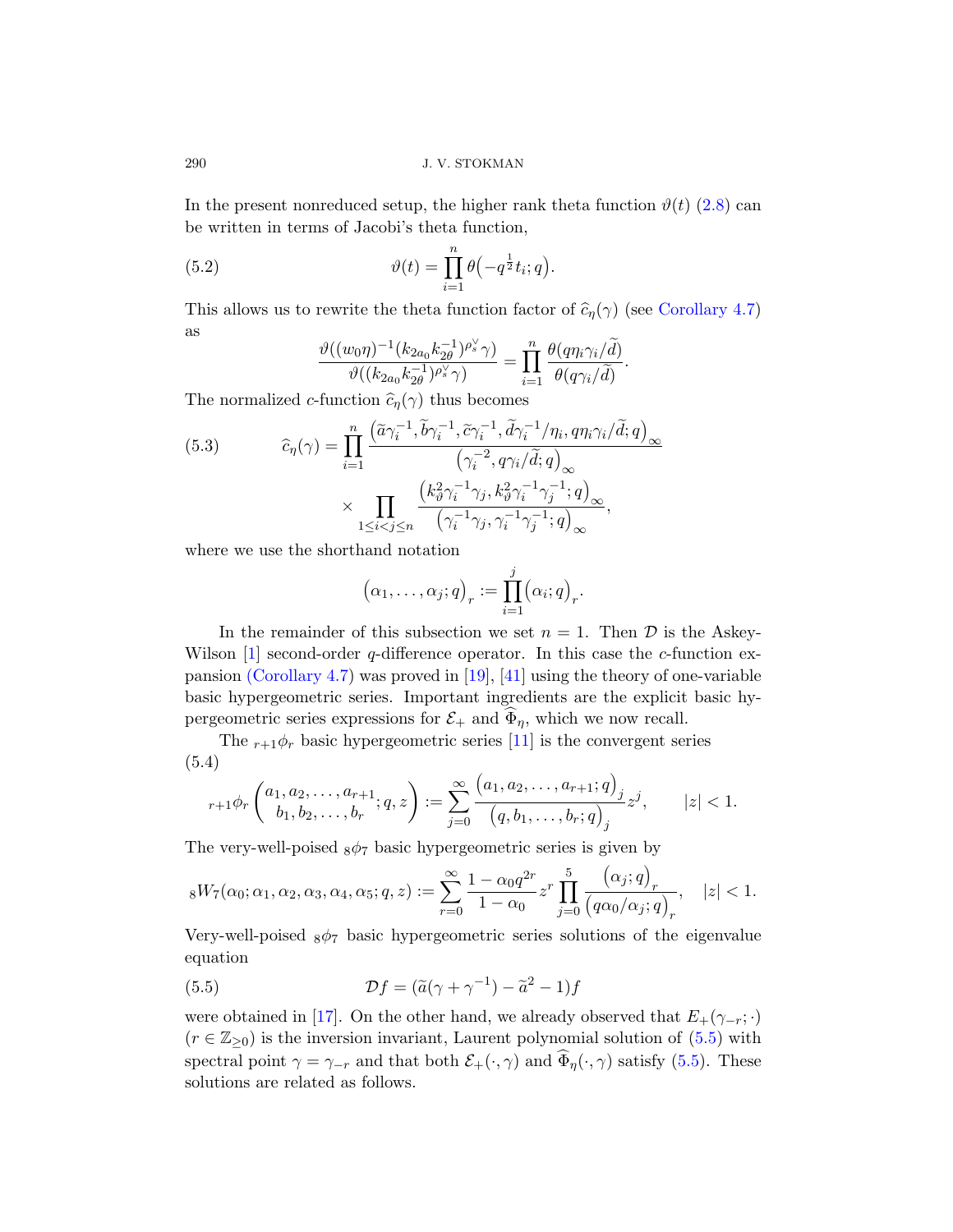In the present nonreduced setup, the higher rank theta function $\vartheta(t)$ (2.8) can be written in terms of Jacobi's theta function,

$$
\vartheta(t) = \prod_{i=1}^{n} \theta\big(-q^{\frac{1}{2}} t_i; q\big). \tag{5.2}
$$

This allows us to rewrite the theta function factor of $\widehat{c}_\eta(\gamma)$ (see Corollary 4.7) as

$$
\frac{\vartheta((w_0\eta)^{-1}(k_{2a_0}k_{2\theta}^{-1})^{\rho_s^\vee}\gamma)}{\vartheta((k_{2a_0}k_{2\theta}^{-1})^{\rho_s^\vee}\gamma)} = \prod_{i=1}^{n} \frac{\theta(q\eta_i\gamma_i/\widetilde{d})}{\theta(q\gamma_i/\widetilde{d})}.
$$

The normalized $c$-function $\widehat{c}_\eta(\gamma)$ thus becomes

$$
\begin{aligned}
\widehat{c}_\eta(\gamma) = \prod_{i=1}^{n} & \frac{\big(\widetilde{a}\gamma_i^{-1}, \widetilde{b}\gamma_i^{-1}, \widetilde{c}\gamma_i^{-1}, \widetilde{d}\gamma_i^{-1}/\eta_i, q\eta_i\gamma_i/\widetilde{d}; q\big)_\infty}{\big(\gamma_i^{-2}, q\gamma_i/\widetilde{d}; q\big)_\infty} \\
& \times \prod_{1\leq i<j\leq n} \frac{\big(k_\vartheta^2\gamma_i^{-1}\gamma_j, k_\vartheta^2\gamma_i^{-1}\gamma_j^{-1}; q\big)_\infty}{\big(\gamma_i^{-1}\gamma_j, \gamma_i^{-1}\gamma_j^{-1}; q\big)_\infty},
\end{aligned} \tag{5.3}
$$

where we use the shorthand notation

$$
\big(\alpha_1, \ldots, \alpha_j; q\big)_r := \prod_{i=1}^{j} \big(\alpha_i; q\big)_r.
$$

In the remainder of this subsection we set $n = 1$. Then $\mathcal{D}$ is the Askey-Wilson [1] second-order $q$-difference operator. In this case the $c$-function expansion (Corollary 4.7) was proved in [19], [41] using the theory of one-variable basic hypergeometric series. Important ingredients are the explicit basic hypergeometric series expressions for $\mathcal{E}_+$ and $\widehat{\Phi}_\eta$, which we now recall.

The ${}_{r+1}\phi_r$ basic hypergeometric series [11] is the convergent series

$$
{}_{r+1}\phi_r\left(\begin{matrix} a_1, a_2, \ldots, a_{r+1} \\ b_1, b_2, \ldots, b_r \end{matrix}; q, z\right) := \sum_{j=0}^{\infty} \frac{\big(a_1, a_2, \ldots, a_{r+1}; q\big)_j}{\big(q, b_1, \ldots, b_r; q\big)_j} z^j, \qquad |z| < 1. \tag{5.4}
$$

The very-well-poised ${}_8\phi_7$ basic hypergeometric series is given by

$$
{}_8W_7(\alpha_0; \alpha_1, \alpha_2, \alpha_3, \alpha_4, \alpha_5; q, z) := \sum_{r=0}^{\infty} \frac{1-\alpha_0 q^{2r}}{1-\alpha_0} z^r \prod_{j=0}^{5} \frac{\big(\alpha_j; q\big)_r}{\big(q\alpha_0/\alpha_j; q\big)_r}, \quad |z| < 1.
$$

Very-well-poised ${}_8\phi_7$ basic hypergeometric series solutions of the eigenvalue equation

$$
\mathcal{D}f = (\widetilde{a}(\gamma + \gamma^{-1}) - \widetilde{a}^2 - 1)f \tag{5.5}
$$

were obtained in [17]. On the other hand, we already observed that $E_+(\gamma_{-r}; \cdot)$ ($r \in \mathbb{Z}_{\geq 0}$) is the inversion invariant, Laurent polynomial solution of (5.5) with spectral point $\gamma = \gamma_{-r}$ and that both $\mathcal{E}_+(\cdot, \gamma)$ and $\widehat{\Phi}_\eta(\cdot, \gamma)$ satisfy (5.5). These solutions are related as follows.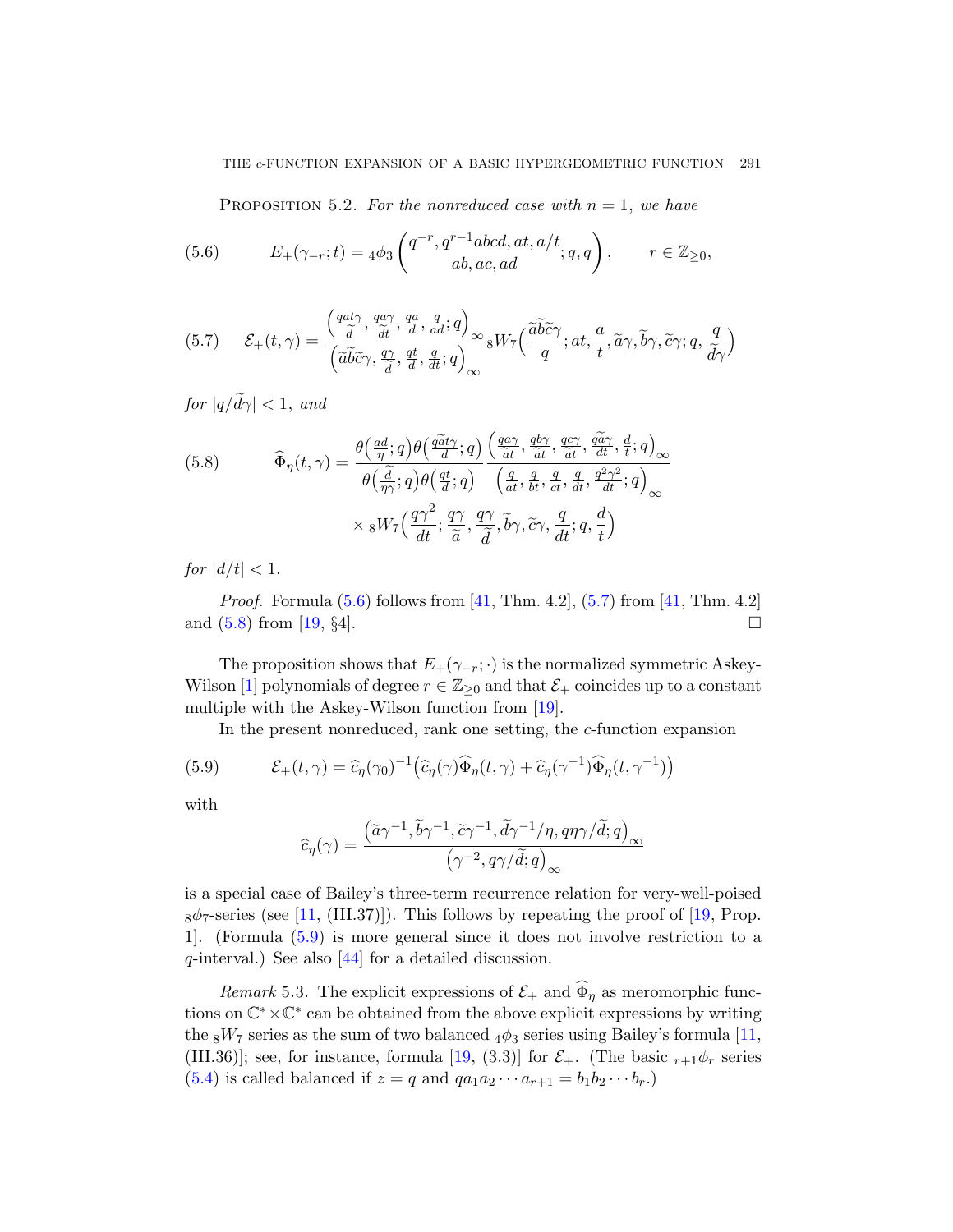Proposition 5.2. *For the nonreduced case with $n=1$, we have*

$$E_+(\gamma_{-r};t) = {}_4\phi_3\left(\begin{matrix} q^{-r}, q^{r-1}abcd, at, a/t \\ ab, ac, ad \end{matrix}; q, q\right), \qquad r \in \mathbb{Z}_{\geq 0}, \tag{5.6}$$

$$\mathcal{E}_+(t,\gamma) = \frac{\left(\frac{qat\gamma}{\widetilde{d}}, \frac{qa\gamma}{\widetilde{d}t}, \frac{qa}{d}, \frac{q}{ad}; q\right)_\infty}{\left(\widetilde{a}\widetilde{b}\widetilde{c}\gamma, \frac{q\gamma}{\widetilde{d}}, \frac{qt}{d}, \frac{q}{dt}; q\right)_\infty} {}_8W_7\Big(\frac{\widetilde{a}\widetilde{b}\widetilde{c}\gamma}{q}; at, \frac{a}{t}, \widetilde{a}\gamma, \widetilde{b}\gamma, \widetilde{c}\gamma; q, \frac{q}{\widetilde{d}\gamma}\Big) \tag{5.7}$$

*for $|q/\widetilde{d}\gamma| < 1$, and*

$$\widehat{\Phi}_\eta(t,\gamma) = \frac{\theta\big(\frac{ad}{\eta}; q\big)\theta\big(\frac{q\widetilde{a}t\gamma}{\widetilde{d}}; q\big)}{\theta\big(\frac{\widetilde{d}}{\eta\gamma}; q\big)\theta\big(\frac{qt}{d}; q\big)} \frac{\left(\frac{qa\gamma}{\widetilde{a}t}, \frac{qb\gamma}{\widetilde{a}t}, \frac{qc\gamma}{\widetilde{a}t}, \frac{q\widetilde{a}\gamma}{dt}, \frac{d}{t}; q\right)_\infty}{\left(\frac{q}{at}, \frac{q}{bt}, \frac{q}{ct}, \frac{q}{dt}, \frac{q^2\gamma^2}{dt}; q\right)_\infty} \times {}_8W_7\Big(\frac{q\gamma^2}{dt}; \frac{q\gamma}{\widetilde{a}}, \frac{q\gamma}{\widetilde{d}}, \widetilde{b}\gamma, \widetilde{c}\gamma, \frac{q}{dt}; q, \frac{d}{t}\Big) \tag{5.8}$$

*for $|d/t| < 1$.*

*Proof.* Formula (5.6) follows from [41, Thm. 4.2], (5.7) from [41, Thm. 4.2] and (5.8) from [19, §4]. □

The proposition shows that $E_+(\gamma_{-r};\cdot)$ is the normalized symmetric Askey-Wilson [1] polynomials of degree $r \in \mathbb{Z}_{\geq 0}$ and that $\mathcal{E}_+$ coincides up to a constant multiple with the Askey-Wilson function from [19].

In the present nonreduced, rank one setting, the $c$-function expansion

$$\mathcal{E}_+(t,\gamma) = \widehat{c}_\eta(\gamma_0)^{-1}\big(\widehat{c}_\eta(\gamma)\widehat{\Phi}_\eta(t,\gamma) + \widehat{c}_\eta(\gamma^{-1})\widehat{\Phi}_\eta(t,\gamma^{-1})\big) \tag{5.9}$$

with

$$\widehat{c}_\eta(\gamma) = \frac{\left(\widetilde{a}\gamma^{-1}, \widetilde{b}\gamma^{-1}, \widetilde{c}\gamma^{-1}, \widetilde{d}\gamma^{-1}/\eta, q\eta\gamma/\widetilde{d}; q\right)_\infty}{\left(\gamma^{-2}, q\gamma/\widetilde{d}; q\right)_\infty}$$

is a special case of Bailey's three-term recurrence relation for very-well-poised ${}_8\phi_7$-series (see [11, (III.37)]). This follows by repeating the proof of [19, Prop. 1]. (Formula (5.9) is more general since it does not involve restriction to a $q$-interval.) See also [44] for a detailed discussion.

*Remark* 5.3. The explicit expressions of $\mathcal{E}_+$ and $\widehat{\Phi}_\eta$ as meromorphic functions on $\mathbb{C}^* \times \mathbb{C}^*$ can be obtained from the above explicit expressions by writing the ${}_8W_7$ series as the sum of two balanced ${}_4\phi_3$ series using Bailey's formula [11, (III.36)]; see, for instance, formula [19, (3.3)] for $\mathcal{E}_+$. (The basic ${}_{r+1}\phi_r$ series (5.4) is called balanced if $z = q$ and $qa_1a_2\cdots a_{r+1} = b_1b_2\cdots b_r$.)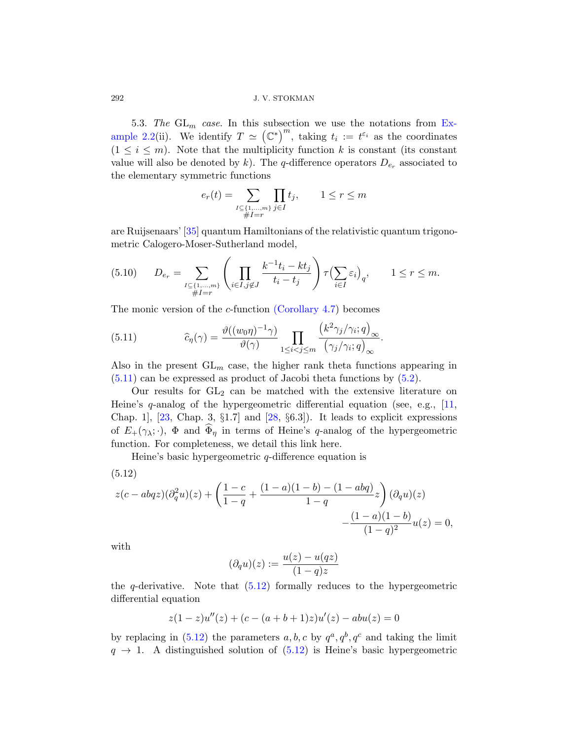5.3. *The* $\mathrm{GL}_m$ *case.* In this subsection we use the notations from Example 2.2(ii). We identify $T \simeq \left(\mathbb{C}^*\right)^m$, taking $t_i := t^{\varepsilon_i}$ as the coordinates ($1 \leq i \leq m$). Note that the multiplicity function $k$ is constant (its constant value will also be denoted by $k$). The $q$-difference operators $D_{e_r}$ associated to the elementary symmetric functions

$$e_r(t) = \sum_{\substack{I \subseteq \{1,\ldots,m\} \\ \#I = r}} \prod_{j \in I} t_j, \qquad 1 \leq r \leq m$$

are Ruijsenaars' [35] quantum Hamiltonians of the relativistic quantum trigonometric Calogero-Moser-Sutherland model,

$$D_{e_r} = \sum_{\substack{I \subseteq \{1,\ldots,m\} \\ \#I = r}} \left( \prod_{i \in I, j \notin J} \frac{k^{-1}t_i - kt_j}{t_i - t_j} \right) \tau\big(\sum_{i \in I} \varepsilon_i\big)_q, \qquad 1 \leq r \leq m. \tag{5.10}$$

The monic version of the $c$-function (Corollary 4.7) becomes

$$\widehat{c}_\eta(\gamma) = \frac{\vartheta((w_0\eta)^{-1}\gamma)}{\vartheta(\gamma)} \prod_{1 \leq i < j \leq m} \frac{\left(k^2\gamma_j/\gamma_i; q\right)_\infty}{\left(\gamma_j/\gamma_i; q\right)_\infty}. \tag{5.11}$$

Also in the present $\mathrm{GL}_m$ case, the higher rank theta functions appearing in (5.11) can be expressed as product of Jacobi theta functions by (5.2).

Our results for $\mathrm{GL}_2$ can be matched with the extensive literature on Heine's $q$-analog of the hypergeometric differential equation (see, e.g., [11, Chap. 1], [23, Chap. 3, §1.7] and [28, §6.3]). It leads to explicit expressions of $E_+(\gamma_\lambda; \cdot)$, $\Phi$ and $\widehat{\Phi}_\eta$ in terms of Heine's $q$-analog of the hypergeometric function. For completeness, we detail this link here.

Heine's basic hypergeometric $q$-difference equation is

$$z(c - abqz)(\partial_q^2 u)(z) + \left( \frac{1-c}{1-q} + \frac{(1-a)(1-b) - (1-abq)}{1-q} z \right) (\partial_q u)(z) - \frac{(1-a)(1-b)}{(1-q)^2} u(z) = 0, \tag{5.12}$$

with

$$(\partial_q u)(z) := \frac{u(z) - u(qz)}{(1-q)z}$$

the $q$-derivative. Note that (5.12) formally reduces to the hypergeometric differential equation

$$z(1-z)u''(z) + (c - (a+b+1)z)u'(z) - abu(z) = 0$$

by replacing in (5.12) the parameters $a, b, c$ by $q^a, q^b, q^c$ and taking the limit $q \to 1$. A distinguished solution of (5.12) is Heine's basic hypergeometric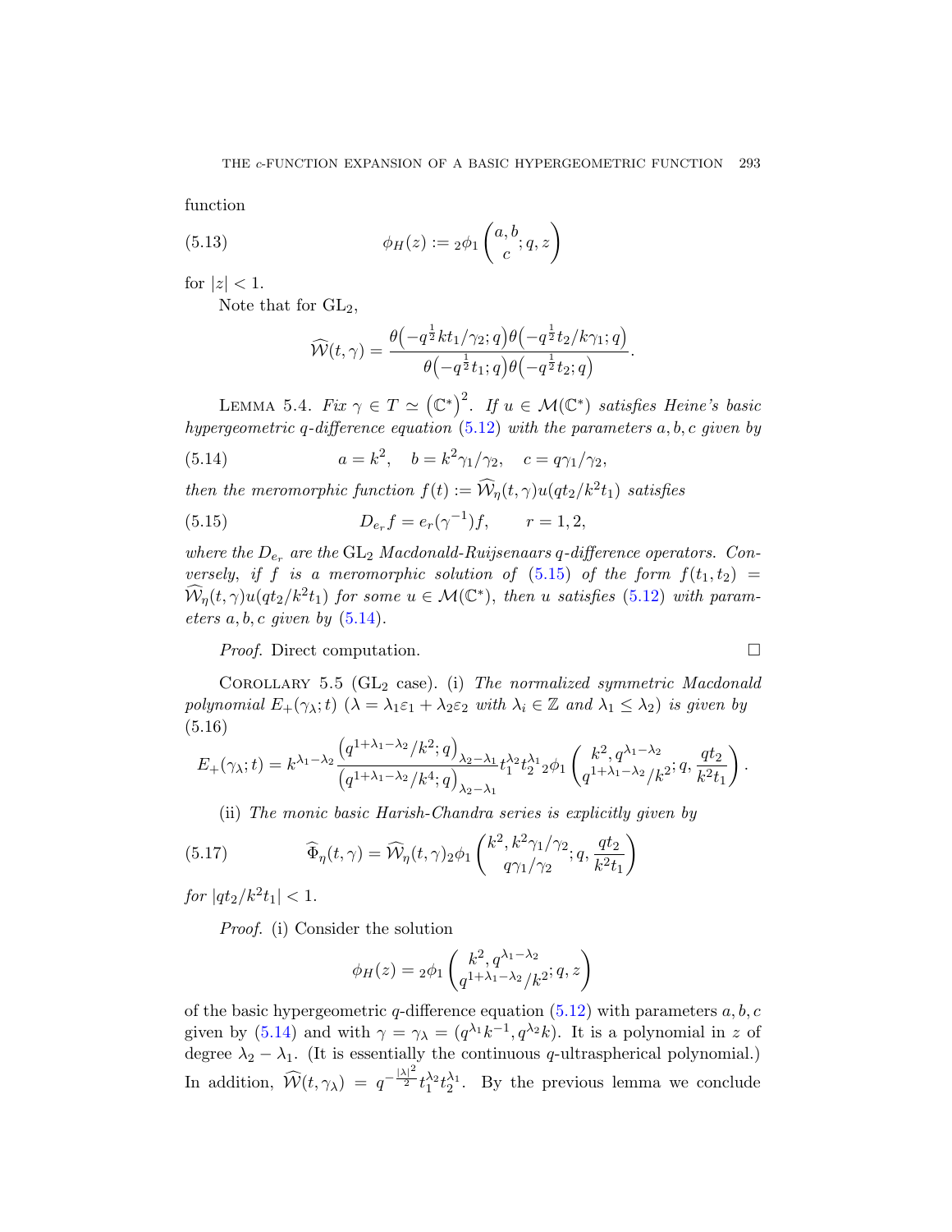function

$$\phi_H(z) := {}_2\phi_1\left(\begin{matrix} a, b \\ c \end{matrix}; q, z\right) \tag{5.13}$$

for $|z| < 1$.

Note that for $\mathrm{GL}_2$,

$$\widehat{\mathcal{W}}(t,\gamma) = \frac{\theta\big(-q^{\frac{1}{2}}kt_1/\gamma_2; q\big)\theta\big(-q^{\frac{1}{2}}t_2/k\gamma_1; q\big)}{\theta\big(-q^{\frac{1}{2}}t_1; q\big)\theta\big(-q^{\frac{1}{2}}t_2; q\big)}.$$

Lemma 5.4. *Fix $\gamma \in T \simeq \left(\mathbb{C}^*\right)^2$. If $u \in \mathcal{M}(\mathbb{C}^*)$ satisfies Heine's basic hypergeometric $q$-difference equation* (5.12) *with the parameters $a, b, c$ given by*

$$a = k^2, \quad b = k^2\gamma_1/\gamma_2, \quad c = q\gamma_1/\gamma_2, \tag{5.14}$$

*then the meromorphic function $f(t) := \widehat{\mathcal{W}}_\eta(t,\gamma)u(qt_2/k^2t_1)$ satisfies*

$$D_{e_r}f = e_r(\gamma^{-1})f, \qquad r = 1, 2, \tag{5.15}$$

*where the $D_{e_r}$ are the $\mathrm{GL}_2$ Macdonald-Ruijsenaars $q$-difference operators. Conversely, if $f$ is a meromorphic solution of* (5.15) *of the form $f(t_1,t_2) = \widehat{\mathcal{W}}_\eta(t,\gamma)u(qt_2/k^2t_1)$ for some $u \in \mathcal{M}(\mathbb{C}^*)$, then $u$ satisfies* (5.12) *with parameters $a, b, c$ given by* (5.14).

*Proof.* Direct computation. $\square$

Corollary 5.5 ($\mathrm{GL}_2$ case). (i) *The normalized symmetric Macdonald polynomial $E_+(\gamma_\lambda; t)$ ($\lambda = \lambda_1\varepsilon_1 + \lambda_2\varepsilon_2$ with $\lambda_i \in \mathbb{Z}$ and $\lambda_1 \leq \lambda_2$) is given by*

$$E_+(\gamma_\lambda; t) = k^{\lambda_1-\lambda_2}\frac{\left(q^{1+\lambda_1-\lambda_2}/k^2; q\right)_{\lambda_2-\lambda_1}}{\left(q^{1+\lambda_1-\lambda_2}/k^4; q\right)_{\lambda_2-\lambda_1}} t_1^{\lambda_2}t_2^{\lambda_1}\,{}_2\phi_1\left(\begin{matrix} k^2, q^{\lambda_1-\lambda_2} \\ q^{1+\lambda_1-\lambda_2}/k^2 \end{matrix}; q, \frac{qt_2}{k^2t_1}\right). \tag{5.16}$$

(ii) *The monic basic Harish-Chandra series is explicitly given by*

$$\widehat{\Phi}_\eta(t,\gamma) = \widehat{\mathcal{W}}_\eta(t,\gamma)\,{}_2\phi_1\left(\begin{matrix} k^2, k^2\gamma_1/\gamma_2 \\ q\gamma_1/\gamma_2 \end{matrix}; q, \frac{qt_2}{k^2t_1}\right) \tag{5.17}$$

*for $|qt_2/k^2t_1| < 1$.*

*Proof.* (i) Consider the solution

$$\phi_H(z) = {}_2\phi_1\left(\begin{matrix} k^2, q^{\lambda_1-\lambda_2} \\ q^{1+\lambda_1-\lambda_2}/k^2 \end{matrix}; q, z\right)$$

of the basic hypergeometric $q$-difference equation (5.12) with parameters $a, b, c$ given by (5.14) and with $\gamma = \gamma_\lambda = (q^{\lambda_1}k^{-1}, q^{\lambda_2}k)$. It is a polynomial in $z$ of degree $\lambda_2 - \lambda_1$. (It is essentially the continuous $q$-ultraspherical polynomial.) In addition, $\widehat{\mathcal{W}}(t,\gamma_\lambda) = q^{-\frac{|\lambda|^2}{2}}t_1^{\lambda_2}t_2^{\lambda_1}$. By the previous lemma we conclude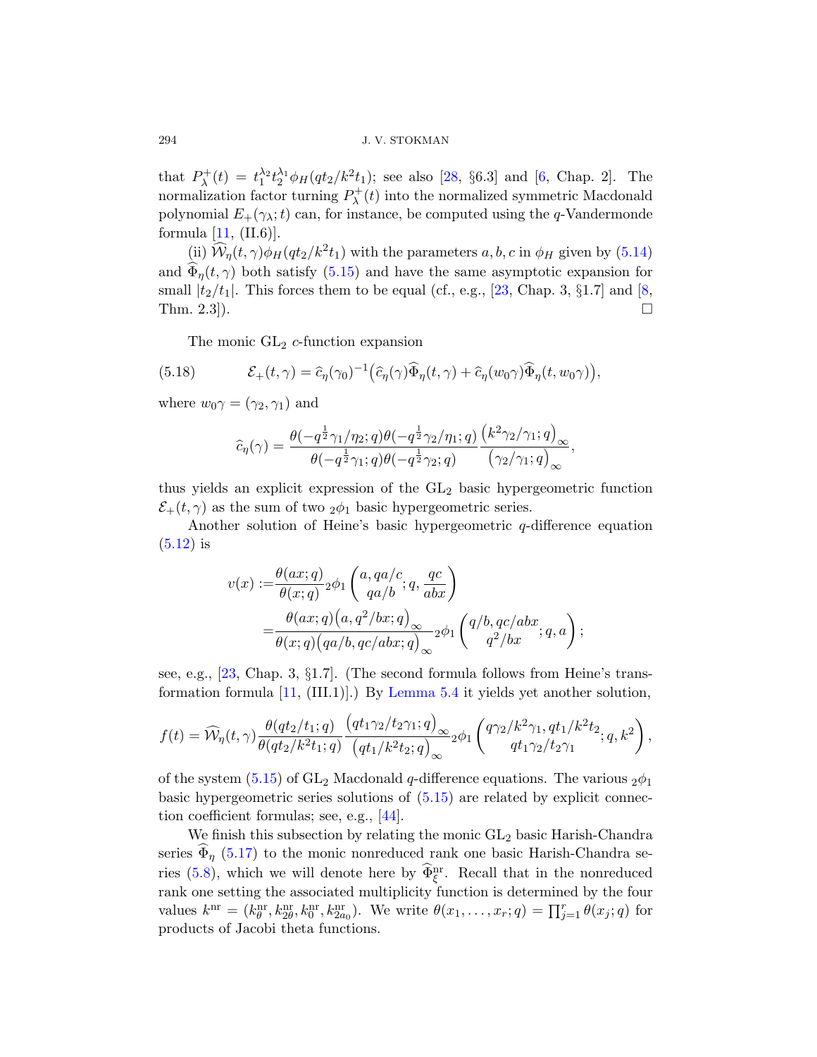that $P_\lambda^+(t) = t_1^{\lambda_2} t_2^{\lambda_1} \phi_H(qt_2/k^2t_1)$; see also [28, §6.3] and [6, Chap. 2]. The normalization factor turning $P_\lambda^+(t)$ into the normalized symmetric Macdonald polynomial $E_+(\gamma_\lambda; t)$ can, for instance, be computed using the $q$-Vandermonde formula [11, (II.6)].

(ii) $\widehat{\mathcal{W}}_\eta(t,\gamma)\phi_H(qt_2/k^2t_1)$ with the parameters $a,b,c$ in $\phi_H$ given by (5.14) and $\widehat{\Phi}_\eta(t,\gamma)$ both satisfy (5.15) and have the same asymptotic expansion for small $|t_2/t_1|$. This forces them to be equal (cf., e.g., [23, Chap. 3, §1.7] and [8, Thm. 2.3]). $\square$

The monic $\mathrm{GL}_2$ $c$-function expansion

$$
\mathcal{E}_+(t,\gamma) = \widehat{c}_\eta(\gamma_0)^{-1}\big(\widehat{c}_\eta(\gamma)\widehat{\Phi}_\eta(t,\gamma) + \widehat{c}_\eta(w_0\gamma)\widehat{\Phi}_\eta(t,w_0\gamma)\big), \tag{5.18}
$$

where $w_0\gamma = (\gamma_2,\gamma_1)$ and

$$
\widehat{c}_\eta(\gamma) = \frac{\theta(-q^{\frac{1}{2}}\gamma_1/\eta_2;q)\theta(-q^{\frac{1}{2}}\gamma_2/\eta_1;q)}{\theta(-q^{\frac{1}{2}}\gamma_1;q)\theta(-q^{\frac{1}{2}}\gamma_2;q)} \frac{\big(k^2\gamma_2/\gamma_1;q\big)_\infty}{\big(\gamma_2/\gamma_1;q\big)_\infty},
$$

thus yields an explicit expression of the $\mathrm{GL}_2$ basic hypergeometric function $\mathcal{E}_+(t,\gamma)$ as the sum of two ${}_2\phi_1$ basic hypergeometric series.

Another solution of Heine's basic hypergeometric $q$-difference equation (5.12) is

$$
\begin{aligned}
v(x) :=& \frac{\theta(ax;q)}{\theta(x;q)} {}_2\phi_1\left(\begin{matrix} a, qa/c \\ qa/b \end{matrix}; q, \frac{qc}{abx}\right) \\
=& \frac{\theta(ax;q)\big(a, q^2/bx;q\big)_\infty}{\theta(x;q)\big(qa/b, qc/abx;q\big)_\infty} {}_2\phi_1\left(\begin{matrix} q/b, qc/abx \\ q^2/bx \end{matrix}; q, a\right);
\end{aligned}
$$

see, e.g., [23, Chap. 3, §1.7]. (The second formula follows from Heine's transformation formula [11, (III.1)].) By Lemma 5.4 it yields yet another solution,

$$
f(t) = \widehat{\mathcal{W}}_\eta(t,\gamma) \frac{\theta(qt_2/t_1;q)}{\theta(qt_2/k^2t_1;q)} \frac{\big(qt_1\gamma_2/t_2\gamma_1;q\big)_\infty}{\big(qt_1/k^2t_2;q\big)_\infty} {}_2\phi_1\left(\begin{matrix} q\gamma_2/k^2\gamma_1, qt_1/k^2t_2 \\ qt_1\gamma_2/t_2\gamma_1 \end{matrix}; q, k^2\right),
$$

of the system (5.15) of $\mathrm{GL}_2$ Macdonald $q$-difference equations. The various ${}_2\phi_1$ basic hypergeometric series solutions of (5.15) are related by explicit connection coefficient formulas; see, e.g., [44].

We finish this subsection by relating the monic $\mathrm{GL}_2$ basic Harish-Chandra series $\widehat{\Phi}_\eta$ (5.17) to the monic nonreduced rank one basic Harish-Chandra series (5.8), which we will denote here by $\widehat{\Phi}_\xi^{\mathrm{nr}}$. Recall that in the nonreduced rank one setting the associated multiplicity function is determined by the four values $k^{\mathrm{nr}} = (k_\theta^{\mathrm{nr}}, k_{2\theta}^{\mathrm{nr}}, k_0^{\mathrm{nr}}, k_{2a_0}^{\mathrm{nr}})$. We write $\theta(x_1,\ldots,x_r;q) = \prod_{j=1}^r \theta(x_j;q)$ for products of Jacobi theta functions.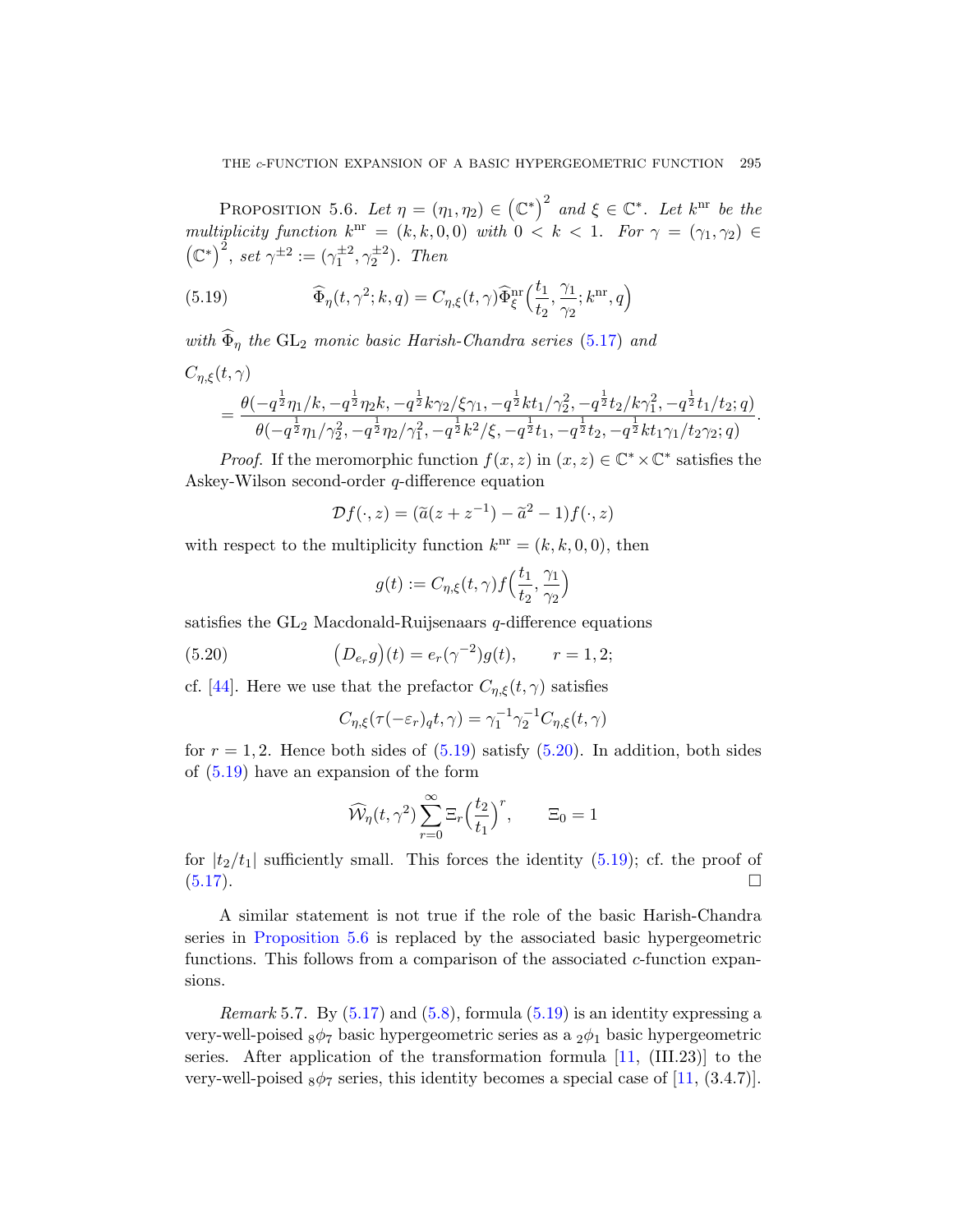**Proposition 5.6.** *Let $\eta = (\eta_1, \eta_2) \in \left(\mathbb{C}^*\right)^2$ and $\xi \in \mathbb{C}^*$. Let $k^{\mathrm{nr}}$ be the multiplicity function $k^{\mathrm{nr}} = (k, k, 0, 0)$ with $0 < k < 1$. For $\gamma = (\gamma_1, \gamma_2) \in \left(\mathbb{C}^*\right)^2$, set $\gamma^{\pm 2} := (\gamma_1^{\pm 2}, \gamma_2^{\pm 2})$. Then*

$$
\widehat{\Phi}_\eta(t, \gamma^2; k, q) = C_{\eta,\xi}(t, \gamma)\widehat{\Phi}_\xi^{\mathrm{nr}}\Big(\frac{t_1}{t_2}, \frac{\gamma_1}{\gamma_2}; k^{\mathrm{nr}}, q\Big) \tag{5.19}
$$

*with $\widehat{\Phi}_\eta$ the $\mathrm{GL}_2$ monic basic Harish-Chandra series (5.17) and*

$$
C_{\eta,\xi}(t,\gamma) = \frac{\theta(-q^{\frac{1}{2}}\eta_1/k, -q^{\frac{1}{2}}\eta_2 k, -q^{\frac{1}{2}}k\gamma_2/\xi\gamma_1, -q^{\frac{1}{2}}kt_1/\gamma_2^2, -q^{\frac{1}{2}}t_2/k\gamma_1^2, -q^{\frac{1}{2}}t_1/t_2; q)}{\theta(-q^{\frac{1}{2}}\eta_1/\gamma_2^2, -q^{\frac{1}{2}}\eta_2/\gamma_1^2, -q^{\frac{1}{2}}k^2/\xi, -q^{\frac{1}{2}}t_1, -q^{\frac{1}{2}}t_2, -q^{\frac{1}{2}}kt_1\gamma_1/t_2\gamma_2; q)}.
$$

*Proof.* If the meromorphic function $f(x, z)$ in $(x, z) \in \mathbb{C}^* \times \mathbb{C}^*$ satisfies the Askey-Wilson second-order $q$-difference equation

$$
\mathcal{D}f(\cdot, z) = (\widetilde{a}(z + z^{-1}) - \widetilde{a}^2 - 1)f(\cdot, z)
$$

with respect to the multiplicity function $k^{\mathrm{nr}} = (k, k, 0, 0)$, then

$$
g(t) := C_{\eta,\xi}(t, \gamma) f\Big(\frac{t_1}{t_2}, \frac{\gamma_1}{\gamma_2}\Big)
$$

satisfies the $\mathrm{GL}_2$ Macdonald-Ruijsenaars $q$-difference equations

$$
\big(D_{e_r} g\big)(t) = e_r(\gamma^{-2})g(t), \qquad r = 1, 2; \tag{5.20}
$$

cf. [44]. Here we use that the prefactor $C_{\eta,\xi}(t, \gamma)$ satisfies

$$
C_{\eta,\xi}(\tau(-\varepsilon_r)_q t, \gamma) = \gamma_1^{-1}\gamma_2^{-1}C_{\eta,\xi}(t, \gamma)
$$

for $r = 1, 2$. Hence both sides of (5.19) satisfy (5.20). In addition, both sides of (5.19) have an expansion of the form

$$
\widehat{\mathcal{W}}_\eta(t, \gamma^2)\sum_{r=0}^{\infty}\Xi_r\Big(\frac{t_2}{t_1}\Big)^r, \qquad \Xi_0 = 1
$$

for $|t_2/t_1|$ sufficiently small. This forces the identity (5.19); cf. the proof of (5.17). $\square$

A similar statement is not true if the role of the basic Harish-Chandra series in Proposition 5.6 is replaced by the associated basic hypergeometric functions. This follows from a comparison of the associated $c$-function expansions.

*Remark* 5.7. By (5.17) and (5.8), formula (5.19) is an identity expressing a very-well-poised ${}_8\phi_7$ basic hypergeometric series as a ${}_2\phi_1$ basic hypergeometric series. After application of the transformation formula [11, (III.23)] to the very-well-poised ${}_8\phi_7$ series, this identity becomes a special case of [11, (3.4.7)].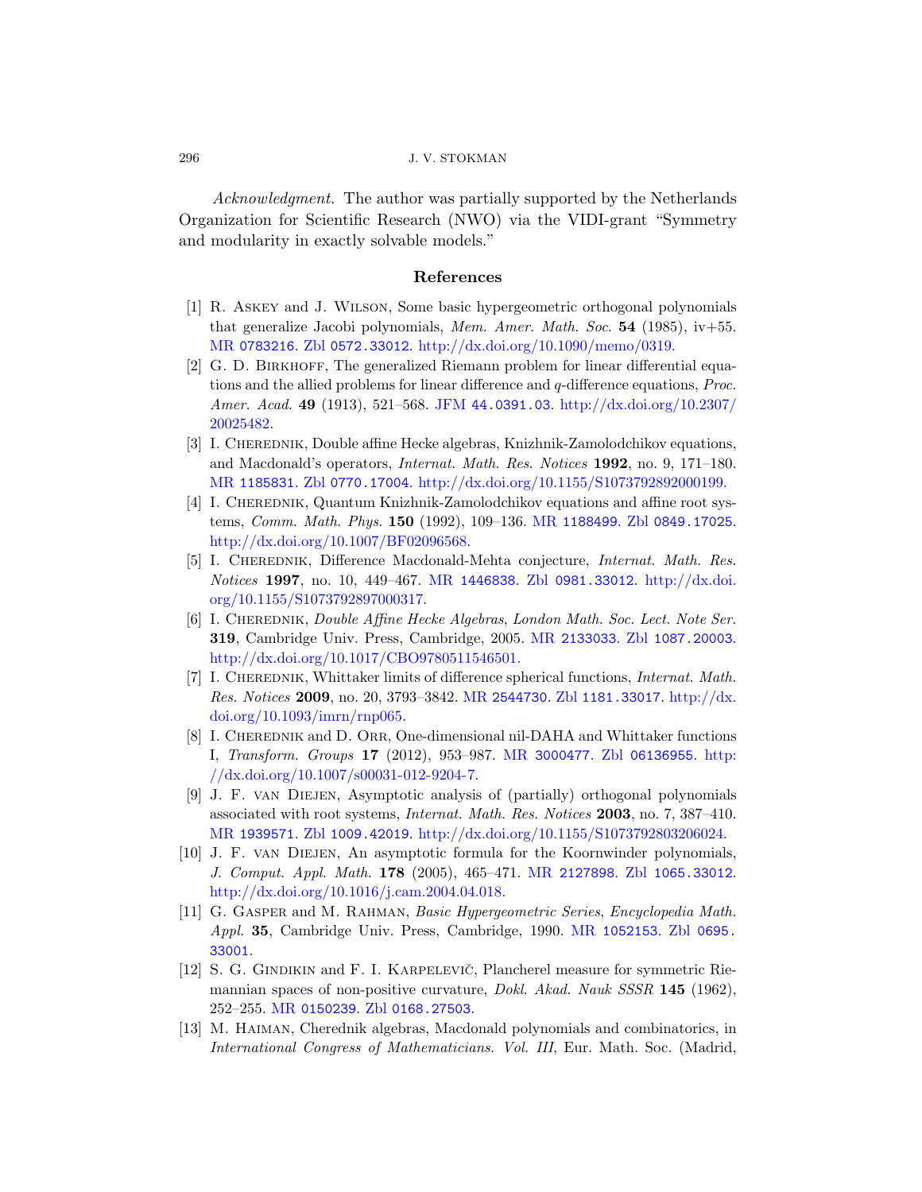*Acknowledgment*. The author was partially supported by the Netherlands Organization for Scientific Research (NWO) via the VIDI-grant "Symmetry and modularity in exactly solvable models."

## References

[1] R. Askey and J. Wilson, Some basic hypergeometric orthogonal polynomials that generalize Jacobi polynomials, *Mem. Amer. Math. Soc.* **54** (1985), iv+55. MR 0783216. Zbl 0572.33012. http://dx.doi.org/10.1090/memo/0319.

[2] G. D. Birkhoff, The generalized Riemann problem for linear differential equations and the allied problems for linear difference and $q$-difference equations, *Proc. Amer. Acad.* **49** (1913), 521–568. JFM 44.0391.03. http://dx.doi.org/10.2307/20025482.

[3] I. Cherednik, Double affine Hecke algebras, Knizhnik-Zamolodchikov equations, and Macdonald's operators, *Internat. Math. Res. Notices* **1992**, no. 9, 171–180. MR 1185831. Zbl 0770.17004. http://dx.doi.org/10.1155/S1073792892000199.

[4] I. Cherednik, Quantum Knizhnik-Zamolodchikov equations and affine root systems, *Comm. Math. Phys.* **150** (1992), 109–136. MR 1188499. Zbl 0849.17025. http://dx.doi.org/10.1007/BF02096568.

[5] I. Cherednik, Difference Macdonald-Mehta conjecture, *Internat. Math. Res. Notices* **1997**, no. 10, 449–467. MR 1446838. Zbl 0981.33012. http://dx.doi.org/10.1155/S1073792897000317.

[6] I. Cherednik, *Double Affine Hecke Algebras*, *London Math. Soc. Lect. Note Ser.* **319**, Cambridge Univ. Press, Cambridge, 2005. MR 2133033. Zbl 1087.20003. http://dx.doi.org/10.1017/CBO9780511546501.

[7] I. Cherednik, Whittaker limits of difference spherical functions, *Internat. Math. Res. Notices* **2009**, no. 20, 3793–3842. MR 2544730. Zbl 1181.33017. http://dx.doi.org/10.1093/imrn/rnp065.

[8] I. Cherednik and D. Orr, One-dimensional nil-DAHA and Whittaker functions I, *Transform. Groups* **17** (2012), 953–987. MR 3000477. Zbl 06136955. http://dx.doi.org/10.1007/s00031-012-9204-7.

[9] J. F. van Diejen, Asymptotic analysis of (partially) orthogonal polynomials associated with root systems, *Internat. Math. Res. Notices* **2003**, no. 7, 387–410. MR 1939571. Zbl 1009.42019. http://dx.doi.org/10.1155/S1073792803206024.

[10] J. F. van Diejen, An asymptotic formula for the Koornwinder polynomials, *J. Comput. Appl. Math.* **178** (2005), 465–471. MR 2127898. Zbl 1065.33012. http://dx.doi.org/10.1016/j.cam.2004.04.018.

[11] G. Gasper and M. Rahman, *Basic Hypergeometric Series*, *Encyclopedia Math. Appl.* **35**, Cambridge Univ. Press, Cambridge, 1990. MR 1052153. Zbl 0695.33001.

[12] S. G. Gindikin and F. I. Karpelevič, Plancherel measure for symmetric Riemannian spaces of non-positive curvature, *Dokl. Akad. Nauk SSSR* **145** (1962), 252–255. MR 0150239. Zbl 0168.27503.

[13] M. Haiman, Cherednik algebras, Macdonald polynomials and combinatorics, in *International Congress of Mathematicians. Vol. III*, Eur. Math. Soc. (Madrid,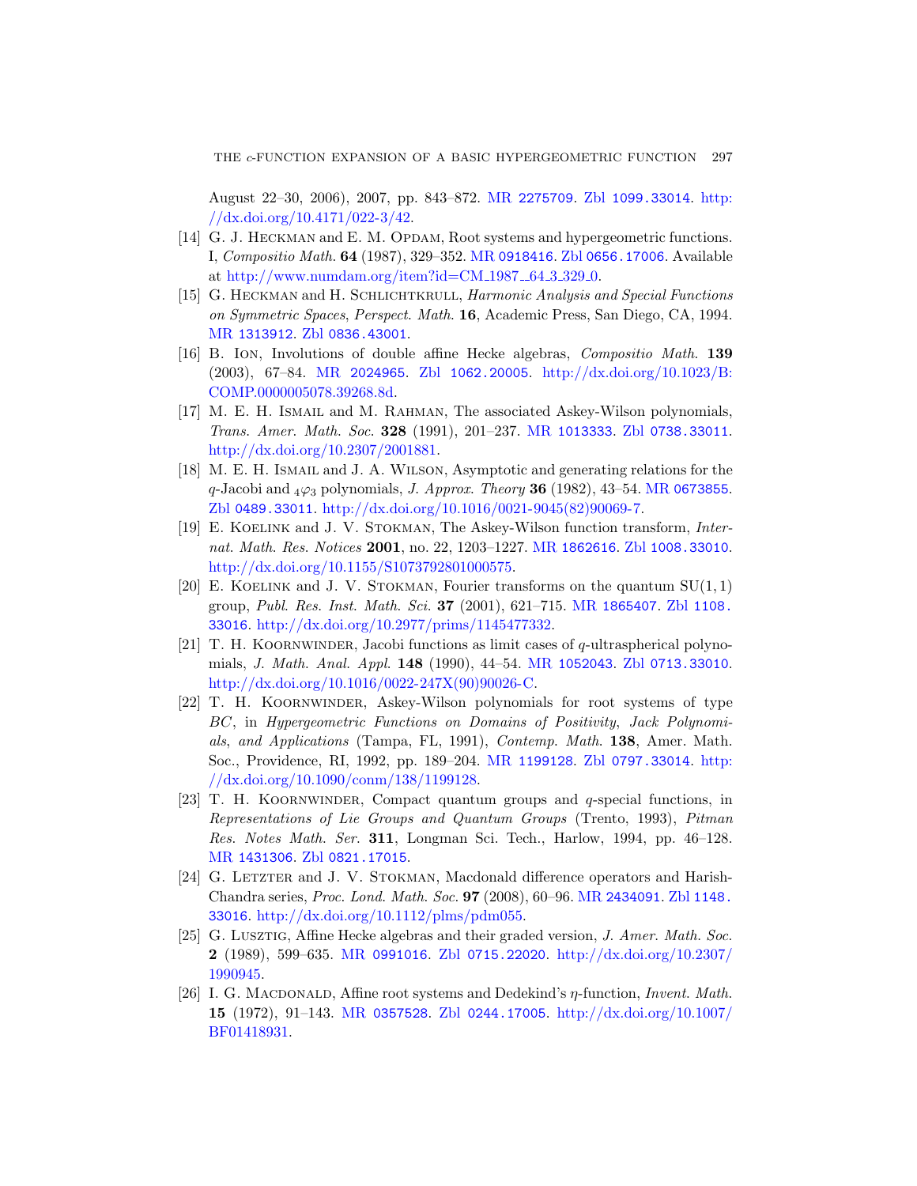August 22–30, 2006), 2007, pp. 843–872. MR 2275709. Zbl 1099.33014. http://dx.doi.org/10.4171/022-3/42.

[14] G. J. Heckman and E. M. Opdam, Root systems and hypergeometric functions. I, *Compositio Math.* **64** (1987), 329–352. MR 0918416. Zbl 0656.17006. Available at http://www.numdam.org/item?id=CM_1987__64_3_329_0.

[15] G. Heckman and H. Schlichtkrull, *Harmonic Analysis and Special Functions on Symmetric Spaces*, *Perspect. Math.* **16**, Academic Press, San Diego, CA, 1994. MR 1313912. Zbl 0836.43001.

[16] B. Ion, Involutions of double affine Hecke algebras, *Compositio Math.* **139** (2003), 67–84. MR 2024965. Zbl 1062.20005. http://dx.doi.org/10.1023/B:COMP.0000005078.39268.8d.

[17] M. E. H. Ismail and M. Rahman, The associated Askey-Wilson polynomials, *Trans. Amer. Math. Soc.* **328** (1991), 201–237. MR 1013333. Zbl 0738.33011. http://dx.doi.org/10.2307/2001881.

[18] M. E. H. Ismail and J. A. Wilson, Asymptotic and generating relations for the $q$-Jacobi and ${}_4\varphi_3$ polynomials, *J. Approx. Theory* **36** (1982), 43–54. MR 0673855. Zbl 0489.33011. http://dx.doi.org/10.1016/0021-9045(82)90069-7.

[19] E. Koelink and J. V. Stokman, The Askey-Wilson function transform, *Internat. Math. Res. Notices* **2001**, no. 22, 1203–1227. MR 1862616. Zbl 1008.33010. http://dx.doi.org/10.1155/S1073792801000575.

[20] E. Koelink and J. V. Stokman, Fourier transforms on the quantum $\mathrm{SU}(1,1)$ group, *Publ. Res. Inst. Math. Sci.* **37** (2001), 621–715. MR 1865407. Zbl 1108.33016. http://dx.doi.org/10.2977/prims/1145477332.

[21] T. H. Koornwinder, Jacobi functions as limit cases of $q$-ultraspherical polynomials, *J. Math. Anal. Appl.* **148** (1990), 44–54. MR 1052043. Zbl 0713.33010. http://dx.doi.org/10.1016/0022-247X(90)90026-C.

[22] T. H. Koornwinder, Askey-Wilson polynomials for root systems of type $BC$, in *Hypergeometric Functions on Domains of Positivity, Jack Polynomials, and Applications* (Tampa, FL, 1991), *Contemp. Math.* **138**, Amer. Math. Soc., Providence, RI, 1992, pp. 189–204. MR 1199128. Zbl 0797.33014. http://dx.doi.org/10.1090/conm/138/1199128.

[23] T. H. Koornwinder, Compact quantum groups and $q$-special functions, in *Representations of Lie Groups and Quantum Groups* (Trento, 1993), *Pitman Res. Notes Math. Ser.* **311**, Longman Sci. Tech., Harlow, 1994, pp. 46–128. MR 1431306. Zbl 0821.17015.

[24] G. Letzter and J. V. Stokman, Macdonald difference operators and Harish-Chandra series, *Proc. Lond. Math. Soc.* **97** (2008), 60–96. MR 2434091. Zbl 1148.33016. http://dx.doi.org/10.1112/plms/pdm055.

[25] G. Lusztig, Affine Hecke algebras and their graded version, *J. Amer. Math. Soc.* **2** (1989), 599–635. MR 0991016. Zbl 0715.22020. http://dx.doi.org/10.2307/1990945.

[26] I. G. Macdonald, Affine root systems and Dedekind's $\eta$-function, *Invent. Math.* **15** (1972), 91–143. MR 0357528. Zbl 0244.17005. http://dx.doi.org/10.1007/BF01418931.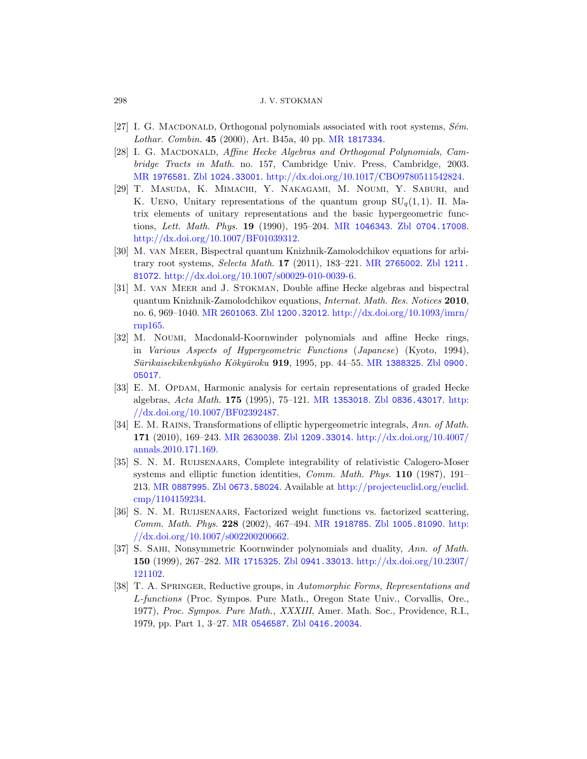[27] I. G. Macdonald, Orthogonal polynomials associated with root systems, *Sém. Lothar. Combin.* **45** (2000), Art. B45a, 40 pp. MR 1817334.

[28] I. G. Macdonald, *Affine Hecke Algebras and Orthogonal Polynomials*, *Cambridge Tracts in Math.* no. 157, Cambridge Univ. Press, Cambridge, 2003. MR 1976581. Zbl 1024.33001. http://dx.doi.org/10.1017/CBO9780511542824.

[29] T. Masuda, K. Mimachi, Y. Nakagami, M. Noumi, Y. Saburi, and K. Ueno, Unitary representations of the quantum group $\mathrm{SU}_q(1,1)$. II. Matrix elements of unitary representations and the basic hypergeometric functions, *Lett. Math. Phys.* **19** (1990), 195–204. MR 1046343. Zbl 0704.17008. http://dx.doi.org/10.1007/BF01039312.

[30] M. van Meer, Bispectral quantum Knizhnik-Zamolodchikov equations for arbitrary root systems, *Selecta Math.* **17** (2011), 183–221. MR 2765002. Zbl 1211.81072. http://dx.doi.org/10.1007/s00029-010-0039-6.

[31] M. van Meer and J. Stokman, Double affine Hecke algebras and bispectral quantum Knizhnik-Zamolodchikov equations, *Internat. Math. Res. Notices* **2010**, no. 6, 969–1040. MR 2601063. Zbl 1200.32012. http://dx.doi.org/10.1093/imrn/rnp165.

[32] M. Noumi, Macdonald-Koornwinder polynomials and affine Hecke rings, in *Various Aspects of Hypergeometric Functions* (*Japanese*) (Kyoto, 1994), *Sūrikaisekikenkyūsho Kōkyūroku* **919**, 1995, pp. 44–55. MR 1388325. Zbl 0900.05017.

[33] E. M. Opdam, Harmonic analysis for certain representations of graded Hecke algebras, *Acta Math.* **175** (1995), 75–121. MR 1353018. Zbl 0836.43017. http://dx.doi.org/10.1007/BF02392487.

[34] E. M. Rains, Transformations of elliptic hypergeometric integrals, *Ann. of Math.* **171** (2010), 169–243. MR 2630038. Zbl 1209.33014. http://dx.doi.org/10.4007/annals.2010.171.169.

[35] S. N. M. Ruijsenaars, Complete integrability of relativistic Calogero-Moser systems and elliptic function identities, *Comm. Math. Phys.* **110** (1987), 191–213. MR 0887995. Zbl 0673.58024. Available at http://projecteuclid.org/euclid.cmp/1104159234.

[36] S. N. M. Ruijsenaars, Factorized weight functions vs. factorized scattering, *Comm. Math. Phys.* **228** (2002), 467–494. MR 1918785. Zbl 1005.81090. http://dx.doi.org/10.1007/s002200200662.

[37] S. Sahi, Nonsymmetric Koornwinder polynomials and duality, *Ann. of Math.* **150** (1999), 267–282. MR 1715325. Zbl 0941.33013. http://dx.doi.org/10.2307/121102.

[38] T. A. Springer, Reductive groups, in *Automorphic Forms, Representations and L-functions* (Proc. Sympos. Pure Math., Oregon State Univ., Corvallis, Ore., 1977), *Proc. Sympos. Pure Math.*, *XXXIII*, Amer. Math. Soc., Providence, R.I., 1979, pp. Part 1, 3–27. MR 0546587. Zbl 0416.20034.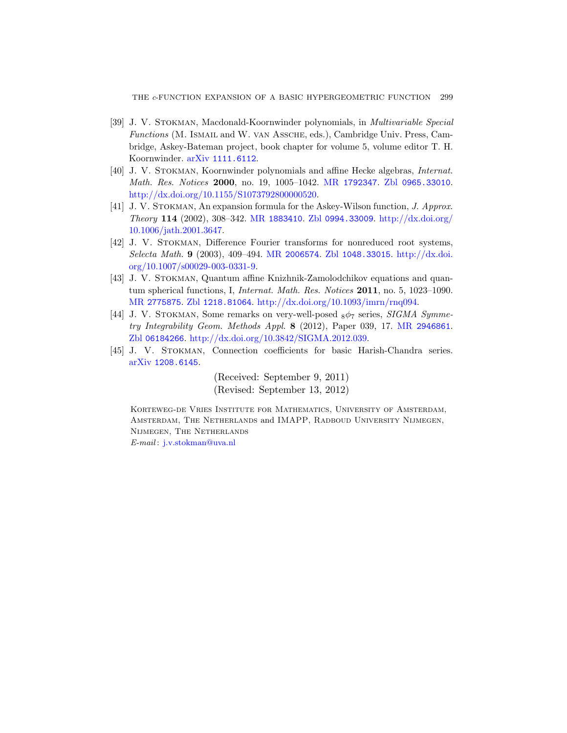[39] J. V. Stokman, Macdonald-Koornwinder polynomials, in *Multivariable Special Functions* (M. Ismail and W. van Assche, eds.), Cambridge Univ. Press, Cambridge, Askey-Bateman project, book chapter for volume 5, volume editor T. H. Koornwinder. arXiv 1111.6112.

[40] J. V. Stokman, Koornwinder polynomials and affine Hecke algebras, *Internat. Math. Res. Notices* **2000**, no. 19, 1005–1042. MR 1792347. Zbl 0965.33010. http://dx.doi.org/10.1155/S1073792800000520.

[41] J. V. Stokman, An expansion formula for the Askey-Wilson function, *J. Approx. Theory* **114** (2002), 308–342. MR 1883410. Zbl 0994.33009. http://dx.doi.org/10.1006/jath.2001.3647.

[42] J. V. Stokman, Difference Fourier transforms for nonreduced root systems, *Selecta Math.* **9** (2003), 409–494. MR 2006574. Zbl 1048.33015. http://dx.doi.org/10.1007/s00029-003-0331-9.

[43] J. V. Stokman, Quantum affine Knizhnik-Zamolodchikov equations and quantum spherical functions, I, *Internat. Math. Res. Notices* **2011**, no. 5, 1023–1090. MR 2775875. Zbl 1218.81064. http://dx.doi.org/10.1093/imrn/rnq094.

[44] J. V. Stokman, Some remarks on very-well-posed ${}_8\phi_7$ series, *SIGMA Symmetry Integrability Geom. Methods Appl.* **8** (2012), Paper 039, 17. MR 2946861. Zbl 06184266. http://dx.doi.org/10.3842/SIGMA.2012.039.

[45] J. V. Stokman, Connection coefficients for basic Harish-Chandra series. arXiv 1208.6145.

(Received: September 9, 2011)
(Revised: September 13, 2012)

Korteweg-de Vries Institute for Mathematics, University of Amsterdam, Amsterdam, The Netherlands and IMAPP, Radboud University Nijmegen, Nijmegen, The Netherlands
*E-mail*: j.v.stokman@uva.nl